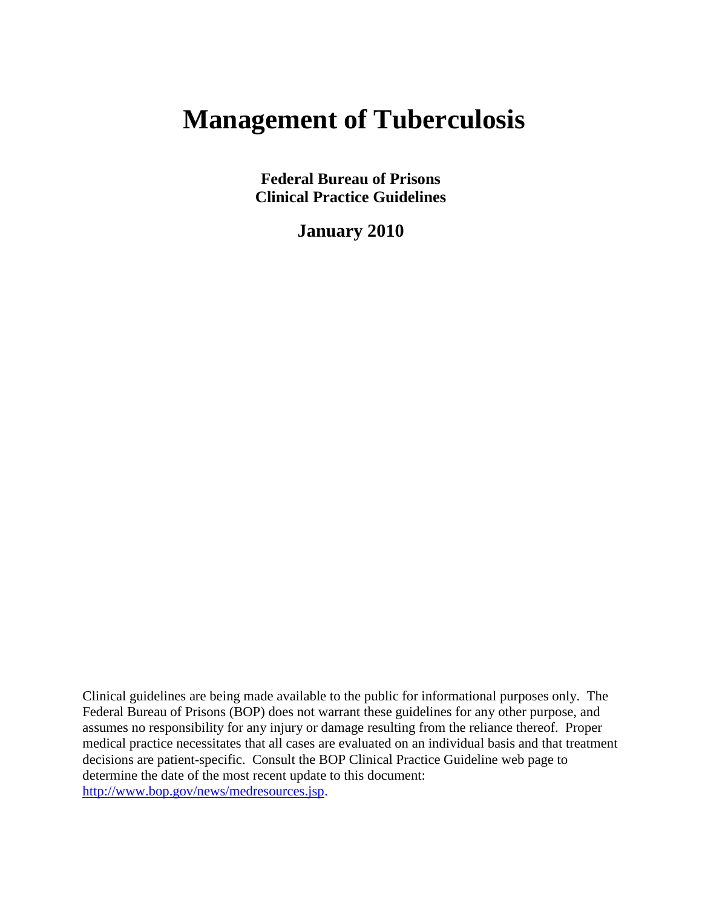# Management of Tuberculosis

**Federal Bureau of Prisons**
**Clinical Practice Guidelines**

**January 2010**

Clinical guidelines are being made available to the public for informational purposes only. The Federal Bureau of Prisons (BOP) does not warrant these guidelines for any other purpose, and assumes no responsibility for any injury or damage resulting from the reliance thereof. Proper medical practice necessitates that all cases are evaluated on an individual basis and that treatment decisions are patient-specific. Consult the BOP Clinical Practice Guideline web page to determine the date of the most recent update to this document: [http://www.bop.gov/news/medresources.jsp](http://www.bop.gov/news/medresources.jsp).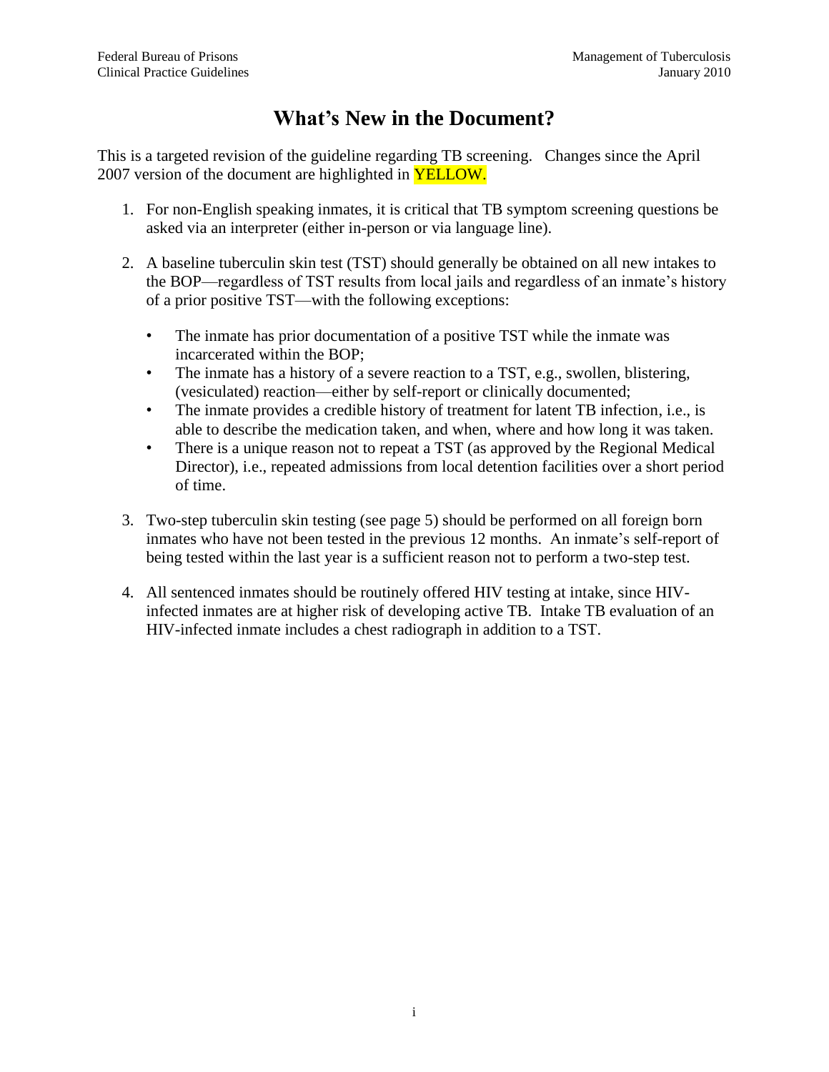# What's New in the Document?

This is a targeted revision of the guideline regarding TB screening. Changes since the April 2007 version of the document are highlighted in YELLOW.

1. For non-English speaking inmates, it is critical that TB symptom screening questions be asked via an interpreter (either in-person or via language line).

2. A baseline tuberculin skin test (TST) should generally be obtained on all new intakes to the BOP—regardless of TST results from local jails and regardless of an inmate's history of a prior positive TST—with the following exceptions:

   - The inmate has prior documentation of a positive TST while the inmate was incarcerated within the BOP;
   - The inmate has a history of a severe reaction to a TST, e.g., swollen, blistering, (vesiculated) reaction—either by self-report or clinically documented;
   - The inmate provides a credible history of treatment for latent TB infection, i.e., is able to describe the medication taken, and when, where and how long it was taken.
   - There is a unique reason not to repeat a TST (as approved by the Regional Medical Director), i.e., repeated admissions from local detention facilities over a short period of time.

3. Two-step tuberculin skin testing (see page 5) should be performed on all foreign born inmates who have not been tested in the previous 12 months. An inmate's self-report of being tested within the last year is a sufficient reason not to perform a two-step test.

4. All sentenced inmates should be routinely offered HIV testing at intake, since HIV-infected inmates are at higher risk of developing active TB. Intake TB evaluation of an HIV-infected inmate includes a chest radiograph in addition to a TST.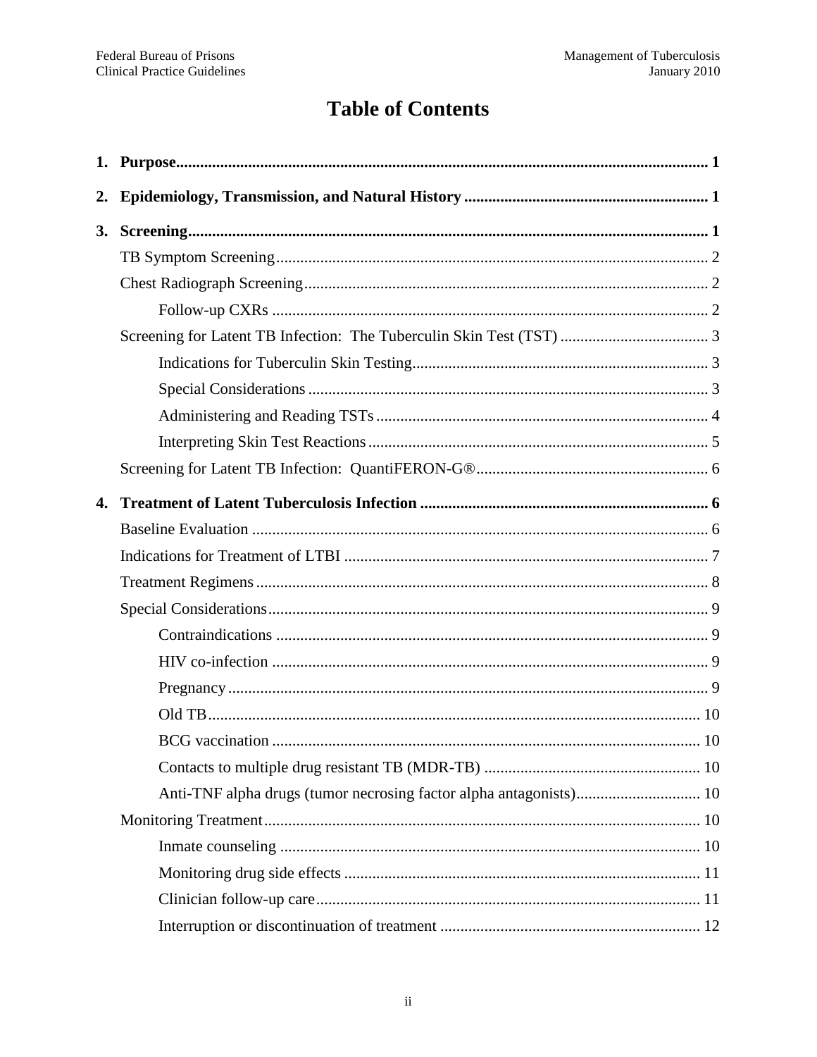# Table of Contents

**1. Purpose** .......... **1**

**2. Epidemiology, Transmission, and Natural History** .......... **1**

**3. Screening** .......... **1**

- TB Symptom Screening .......... 2
- Chest Radiograph Screening .......... 2
  - Follow-up CXRs .......... 2
- Screening for Latent TB Infection: The Tuberculin Skin Test (TST) .......... 3
  - Indications for Tuberculin Skin Testing .......... 3
  - Special Considerations .......... 3
  - Administering and Reading TSTs .......... 4
  - Interpreting Skin Test Reactions .......... 5
- Screening for Latent TB Infection: QuantiFERON-G® .......... 6

**4. Treatment of Latent Tuberculosis Infection** .......... **6**

- Baseline Evaluation .......... 6
- Indications for Treatment of LTBI .......... 7
- Treatment Regimens .......... 8
- Special Considerations .......... 9
  - Contraindications .......... 9
  - HIV co-infection .......... 9
  - Pregnancy .......... 9
  - Old TB .......... 10
  - BCG vaccination .......... 10
  - Contacts to multiple drug resistant TB (MDR-TB) .......... 10
  - Anti-TNF alpha drugs (tumor necrosing factor alpha antagonists) .......... 10
- Monitoring Treatment .......... 10
  - Inmate counseling .......... 10
  - Monitoring drug side effects .......... 11
  - Clinician follow-up care .......... 11
  - Interruption or discontinuation of treatment .......... 12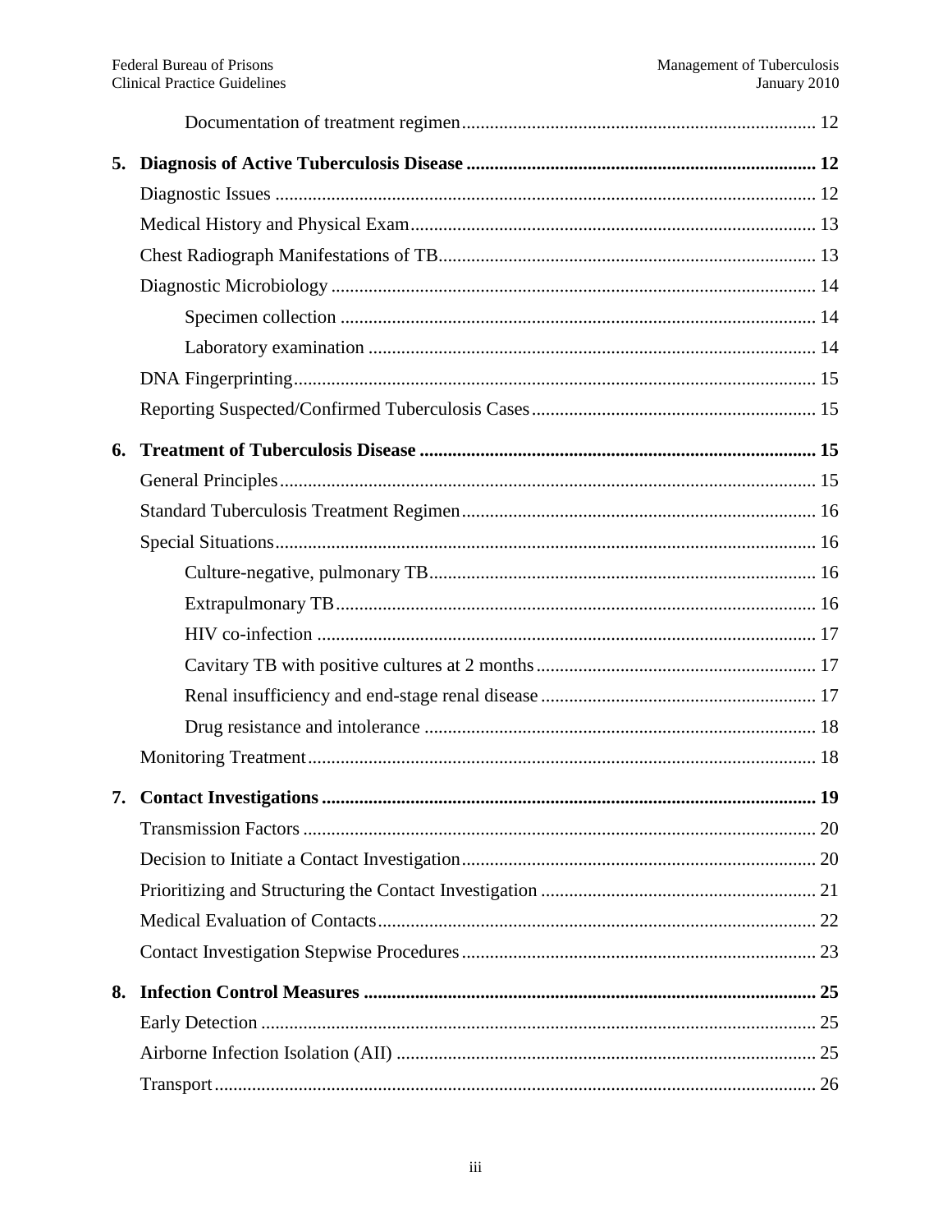Documentation of treatment regimen ........ 12

**5. Diagnosis of Active Tuberculosis Disease ........ 12**

Diagnostic Issues ........ 12

Medical History and Physical Exam ........ 13

Chest Radiograph Manifestations of TB ........ 13

Diagnostic Microbiology ........ 14

Specimen collection ........ 14

Laboratory examination ........ 14

DNA Fingerprinting ........ 15

Reporting Suspected/Confirmed Tuberculosis Cases ........ 15

**6. Treatment of Tuberculosis Disease ........ 15**

General Principles ........ 15

Standard Tuberculosis Treatment Regimen ........ 16

Special Situations ........ 16

Culture-negative, pulmonary TB ........ 16

Extrapulmonary TB ........ 16

HIV co-infection ........ 17

Cavitary TB with positive cultures at 2 months ........ 17

Renal insufficiency and end-stage renal disease ........ 17

Drug resistance and intolerance ........ 18

Monitoring Treatment ........ 18

**7. Contact Investigations ........ 19**

Transmission Factors ........ 20

Decision to Initiate a Contact Investigation ........ 20

Prioritizing and Structuring the Contact Investigation ........ 21

Medical Evaluation of Contacts ........ 22

Contact Investigation Stepwise Procedures ........ 23

**8. Infection Control Measures ........ 25**

Early Detection ........ 25

Airborne Infection Isolation (AII) ........ 25

Transport ........ 26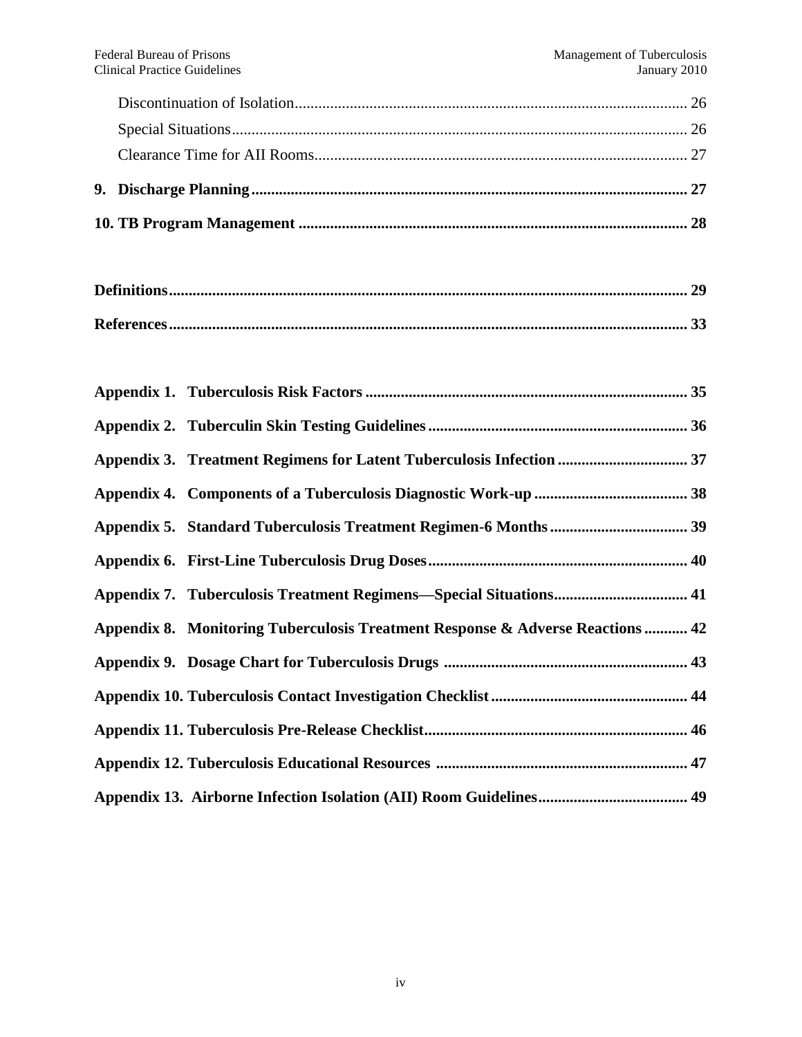Discontinuation of Isolation ... 26

Special Situations ... 26

Clearance Time for AII Rooms ... 27

**9. Discharge Planning ... 27**

**10. TB Program Management ... 28**

**Definitions ... 29**

**References ... 33**

**Appendix 1. Tuberculosis Risk Factors ... 35**

**Appendix 2. Tuberculin Skin Testing Guidelines ... 36**

**Appendix 3. Treatment Regimens for Latent Tuberculosis Infection ... 37**

**Appendix 4. Components of a Tuberculosis Diagnostic Work-up ... 38**

**Appendix 5. Standard Tuberculosis Treatment Regimen-6 Months ... 39**

**Appendix 6. First-Line Tuberculosis Drug Doses ... 40**

**Appendix 7. Tuberculosis Treatment Regimens—Special Situations ... 41**

**Appendix 8. Monitoring Tuberculosis Treatment Response & Adverse Reactions ... 42**

**Appendix 9. Dosage Chart for Tuberculosis Drugs ... 43**

**Appendix 10. Tuberculosis Contact Investigation Checklist ... 44**

**Appendix 11. Tuberculosis Pre-Release Checklist ... 46**

**Appendix 12. Tuberculosis Educational Resources ... 47**

**Appendix 13. Airborne Infection Isolation (AII) Room Guidelines ... 49**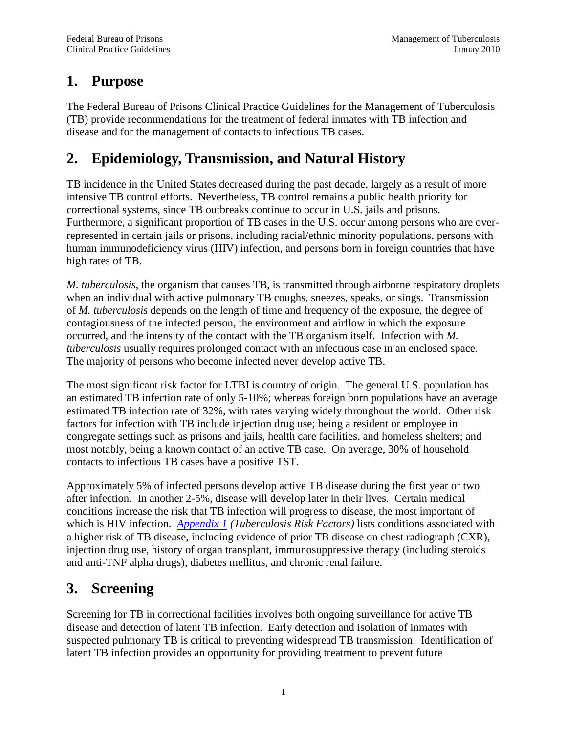## 1. Purpose

The Federal Bureau of Prisons Clinical Practice Guidelines for the Management of Tuberculosis (TB) provide recommendations for the treatment of federal inmates with TB infection and disease and for the management of contacts to infectious TB cases.

## 2. Epidemiology, Transmission, and Natural History

TB incidence in the United States decreased during the past decade, largely as a result of more intensive TB control efforts. Nevertheless, TB control remains a public health priority for correctional systems, since TB outbreaks continue to occur in U.S. jails and prisons. Furthermore, a significant proportion of TB cases in the U.S. occur among persons who are over-represented in certain jails or prisons, including racial/ethnic minority populations, persons with human immunodeficiency virus (HIV) infection, and persons born in foreign countries that have high rates of TB.

*M. tuberculosis*, the organism that causes TB, is transmitted through airborne respiratory droplets when an individual with active pulmonary TB coughs, sneezes, speaks, or sings. Transmission of *M. tuberculosis* depends on the length of time and frequency of the exposure, the degree of contagiousness of the infected person, the environment and airflow in which the exposure occurred, and the intensity of the contact with the TB organism itself. Infection with *M. tuberculosis* usually requires prolonged contact with an infectious case in an enclosed space. The majority of persons who become infected never develop active TB.

The most significant risk factor for LTBI is country of origin. The general U.S. population has an estimated TB infection rate of only 5-10%; whereas foreign born populations have an average estimated TB infection rate of 32%, with rates varying widely throughout the world. Other risk factors for infection with TB include injection drug use; being a resident or employee in congregate settings such as prisons and jails, health care facilities, and homeless shelters; and most notably, being a known contact of an active TB case. On average, 30% of household contacts to infectious TB cases have a positive TST.

Approximately 5% of infected persons develop active TB disease during the first year or two after infection. In another 2-5%, disease will develop later in their lives. Certain medical conditions increase the risk that TB infection will progress to disease, the most important of which is HIV infection. *Appendix 1 (Tuberculosis Risk Factors)* lists conditions associated with a higher risk of TB disease, including evidence of prior TB disease on chest radiograph (CXR), injection drug use, history of organ transplant, immunosuppressive therapy (including steroids and anti-TNF alpha drugs), diabetes mellitus, and chronic renal failure.

## 3. Screening

Screening for TB in correctional facilities involves both ongoing surveillance for active TB disease and detection of latent TB infection. Early detection and isolation of inmates with suspected pulmonary TB is critical to preventing widespread TB transmission. Identification of latent TB infection provides an opportunity for providing treatment to prevent future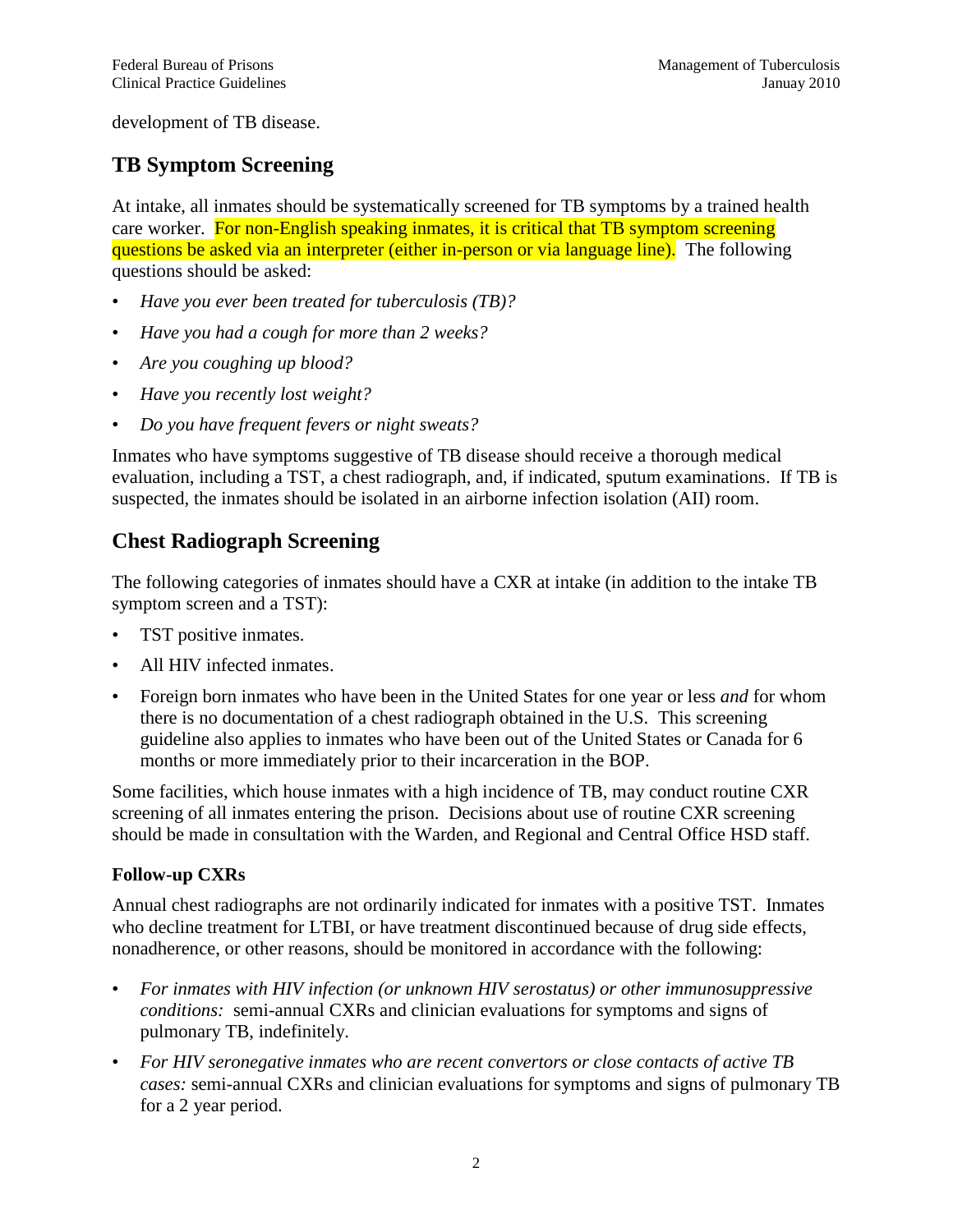development of TB disease.

## TB Symptom Screening

At intake, all inmates should be systematically screened for TB symptoms by a trained health care worker. For non-English speaking inmates, it is critical that TB symptom screening questions be asked via an interpreter (either in-person or via language line). The following questions should be asked:

- *Have you ever been treated for tuberculosis (TB)?*
- *Have you had a cough for more than 2 weeks?*
- *Are you coughing up blood?*
- *Have you recently lost weight?*
- *Do you have frequent fevers or night sweats?*

Inmates who have symptoms suggestive of TB disease should receive a thorough medical evaluation, including a TST, a chest radiograph, and, if indicated, sputum examinations. If TB is suspected, the inmates should be isolated in an airborne infection isolation (AII) room.

## Chest Radiograph Screening

The following categories of inmates should have a CXR at intake (in addition to the intake TB symptom screen and a TST):

- TST positive inmates.
- All HIV infected inmates.
- Foreign born inmates who have been in the United States for one year or less *and* for whom there is no documentation of a chest radiograph obtained in the U.S. This screening guideline also applies to inmates who have been out of the United States or Canada for 6 months or more immediately prior to their incarceration in the BOP.

Some facilities, which house inmates with a high incidence of TB, may conduct routine CXR screening of all inmates entering the prison. Decisions about use of routine CXR screening should be made in consultation with the Warden, and Regional and Central Office HSD staff.

### Follow-up CXRs

Annual chest radiographs are not ordinarily indicated for inmates with a positive TST. Inmates who decline treatment for LTBI, or have treatment discontinued because of drug side effects, nonadherence, or other reasons, should be monitored in accordance with the following:

- *For inmates with HIV infection (or unknown HIV serostatus) or other immunosuppressive conditions:* semi-annual CXRs and clinician evaluations for symptoms and signs of pulmonary TB, indefinitely.
- *For HIV seronegative inmates who are recent convertors or close contacts of active TB cases:* semi-annual CXRs and clinician evaluations for symptoms and signs of pulmonary TB for a 2 year period.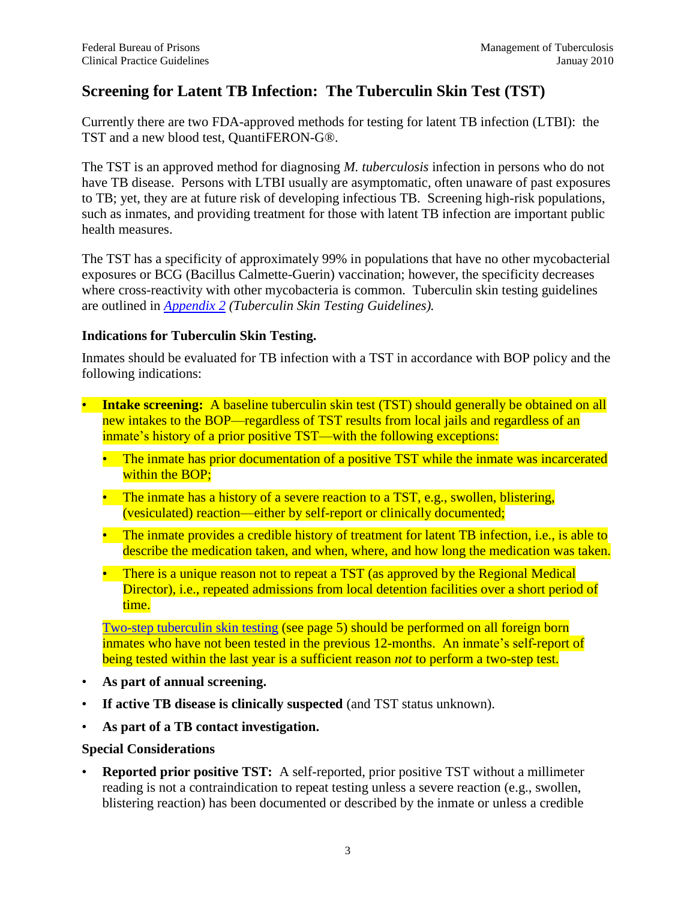## Screening for Latent TB Infection: The Tuberculin Skin Test (TST)

Currently there are two FDA-approved methods for testing for latent TB infection (LTBI): the TST and a new blood test, QuantiFERON-G®.

The TST is an approved method for diagnosing *M. tuberculosis* infection in persons who do not have TB disease. Persons with LTBI usually are asymptomatic, often unaware of past exposures to TB; yet, they are at future risk of developing infectious TB. Screening high-risk populations, such as inmates, and providing treatment for those with latent TB infection are important public health measures.

The TST has a specificity of approximately 99% in populations that have no other mycobacterial exposures or BCG (Bacillus Calmette-Guerin) vaccination; however, the specificity decreases where cross-reactivity with other mycobacteria is common. Tuberculin skin testing guidelines are outlined in *Appendix 2 (Tuberculin Skin Testing Guidelines).*

### Indications for Tuberculin Skin Testing.

Inmates should be evaluated for TB infection with a TST in accordance with BOP policy and the following indications:

- **Intake screening:** A baseline tuberculin skin test (TST) should generally be obtained on all new intakes to the BOP—regardless of TST results from local jails and regardless of an inmate's history of a prior positive TST—with the following exceptions:
  - The inmate has prior documentation of a positive TST while the inmate was incarcerated within the BOP;
  - The inmate has a history of a severe reaction to a TST, e.g., swollen, blistering, (vesiculated) reaction—either by self-report or clinically documented;
  - The inmate provides a credible history of treatment for latent TB infection, i.e., is able to describe the medication taken, and when, where, and how long the medication was taken.
  - There is a unique reason not to repeat a TST (as approved by the Regional Medical Director), i.e., repeated admissions from local detention facilities over a short period of time.

  Two-step tuberculin skin testing (see page 5) should be performed on all foreign born inmates who have not been tested in the previous 12-months. An inmate's self-report of being tested within the last year is a sufficient reason *not* to perform a two-step test.
- **As part of annual screening.**
- **If active TB disease is clinically suspected** (and TST status unknown).
- **As part of a TB contact investigation.**

### Special Considerations

- **Reported prior positive TST:** A self-reported, prior positive TST without a millimeter reading is not a contraindication to repeat testing unless a severe reaction (e.g., swollen, blistering reaction) has been documented or described by the inmate or unless a credible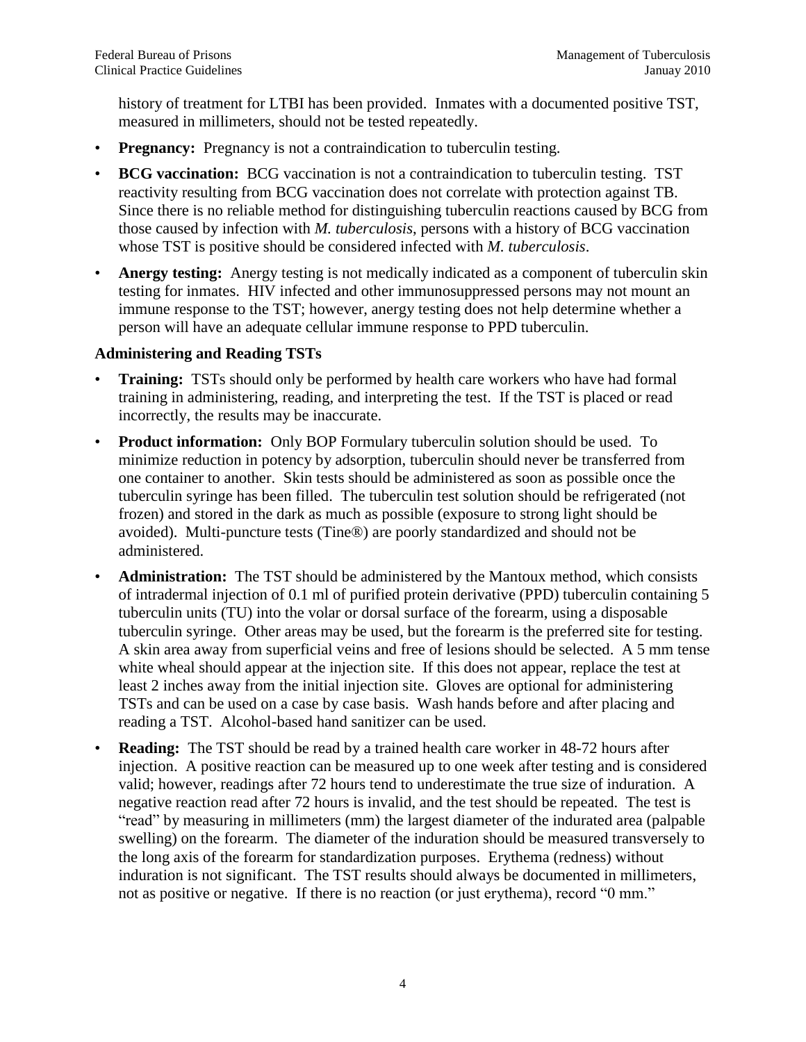history of treatment for LTBI has been provided. Inmates with a documented positive TST, measured in millimeters, should not be tested repeatedly.

- **Pregnancy:** Pregnancy is not a contraindication to tuberculin testing.
- **BCG vaccination:** BCG vaccination is not a contraindication to tuberculin testing. TST reactivity resulting from BCG vaccination does not correlate with protection against TB. Since there is no reliable method for distinguishing tuberculin reactions caused by BCG from those caused by infection with *M. tuberculosis*, persons with a history of BCG vaccination whose TST is positive should be considered infected with *M. tuberculosis*.
- **Anergy testing:** Anergy testing is not medically indicated as a component of tuberculin skin testing for inmates. HIV infected and other immunosuppressed persons may not mount an immune response to the TST; however, anergy testing does not help determine whether a person will have an adequate cellular immune response to PPD tuberculin.

### Administering and Reading TSTs

- **Training:** TSTs should only be performed by health care workers who have had formal training in administering, reading, and interpreting the test. If the TST is placed or read incorrectly, the results may be inaccurate.
- **Product information:** Only BOP Formulary tuberculin solution should be used. To minimize reduction in potency by adsorption, tuberculin should never be transferred from one container to another. Skin tests should be administered as soon as possible once the tuberculin syringe has been filled. The tuberculin test solution should be refrigerated (not frozen) and stored in the dark as much as possible (exposure to strong light should be avoided). Multi-puncture tests (Tine®) are poorly standardized and should not be administered.
- **Administration:** The TST should be administered by the Mantoux method, which consists of intradermal injection of 0.1 ml of purified protein derivative (PPD) tuberculin containing 5 tuberculin units (TU) into the volar or dorsal surface of the forearm, using a disposable tuberculin syringe. Other areas may be used, but the forearm is the preferred site for testing. A skin area away from superficial veins and free of lesions should be selected. A 5 mm tense white wheal should appear at the injection site. If this does not appear, replace the test at least 2 inches away from the initial injection site. Gloves are optional for administering TSTs and can be used on a case by case basis. Wash hands before and after placing and reading a TST. Alcohol-based hand sanitizer can be used.
- **Reading:** The TST should be read by a trained health care worker in 48-72 hours after injection. A positive reaction can be measured up to one week after testing and is considered valid; however, readings after 72 hours tend to underestimate the true size of induration. A negative reaction read after 72 hours is invalid, and the test should be repeated. The test is "read" by measuring in millimeters (mm) the largest diameter of the indurated area (palpable swelling) on the forearm. The diameter of the induration should be measured transversely to the long axis of the forearm for standardization purposes. Erythema (redness) without induration is not significant. The TST results should always be documented in millimeters, not as positive or negative. If there is no reaction (or just erythema), record "0 mm."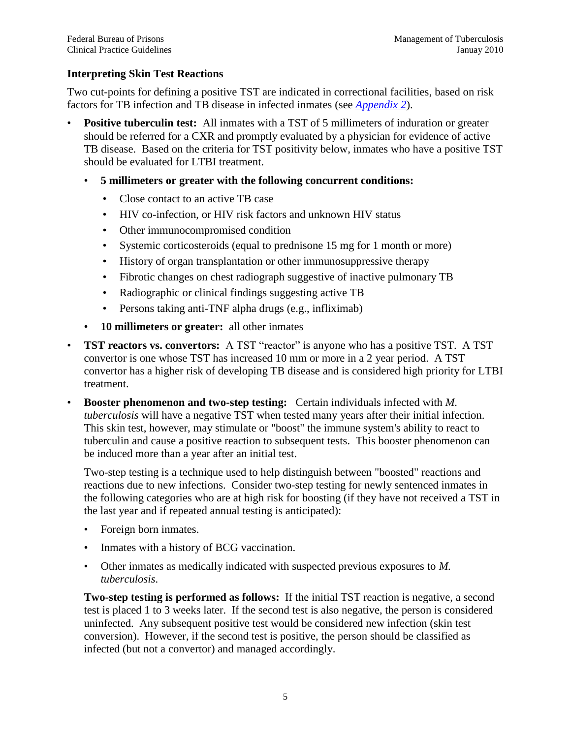### Interpreting Skin Test Reactions

Two cut-points for defining a positive TST are indicated in correctional facilities, based on risk factors for TB infection and TB disease in infected inmates (see [Appendix 2](#)).

- **Positive tuberculin test:** All inmates with a TST of 5 millimeters of induration or greater should be referred for a CXR and promptly evaluated by a physician for evidence of active TB disease. Based on the criteria for TST positivity below, inmates who have a positive TST should be evaluated for LTBI treatment.
  - **5 millimeters or greater with the following concurrent conditions:**
    - Close contact to an active TB case
    - HIV co-infection, or HIV risk factors and unknown HIV status
    - Other immunocompromised condition
    - Systemic corticosteroids (equal to prednisone 15 mg for 1 month or more)
    - History of organ transplantation or other immunosuppressive therapy
    - Fibrotic changes on chest radiograph suggestive of inactive pulmonary TB
    - Radiographic or clinical findings suggesting active TB
    - Persons taking anti-TNF alpha drugs (e.g., infliximab)
  - **10 millimeters or greater:** all other inmates
- **TST reactors vs. convertors:** A TST "reactor" is anyone who has a positive TST. A TST convertor is one whose TST has increased 10 mm or more in a 2 year period. A TST convertor has a higher risk of developing TB disease and is considered high priority for LTBI treatment.
- **Booster phenomenon and two-step testing:** Certain individuals infected with *M. tuberculosis* will have a negative TST when tested many years after their initial infection. This skin test, however, may stimulate or "boost" the immune system's ability to react to tuberculin and cause a positive reaction to subsequent tests. This booster phenomenon can be induced more than a year after an initial test.

  Two-step testing is a technique used to help distinguish between "boosted" reactions and reactions due to new infections. Consider two-step testing for newly sentenced inmates in the following categories who are at high risk for boosting (if they have not received a TST in the last year and if repeated annual testing is anticipated):

  - Foreign born inmates.
  - Inmates with a history of BCG vaccination.
  - Other inmates as medically indicated with suspected previous exposures to *M. tuberculosis*.

  **Two-step testing is performed as follows:** If the initial TST reaction is negative, a second test is placed 1 to 3 weeks later. If the second test is also negative, the person is considered uninfected. Any subsequent positive test would be considered new infection (skin test conversion). However, if the second test is positive, the person should be classified as infected (but not a convertor) and managed accordingly.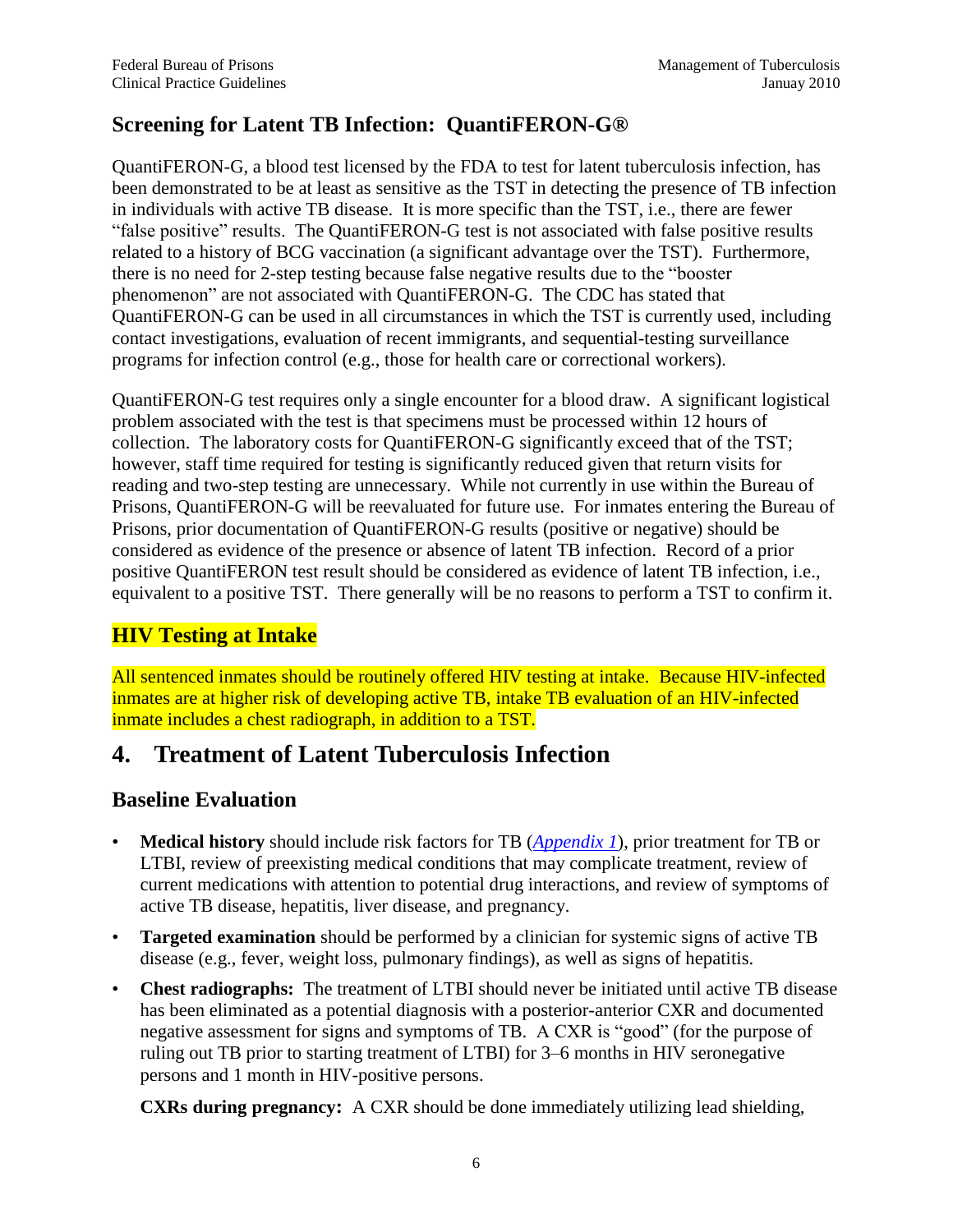## Screening for Latent TB Infection: QuantiFERON-G®

QuantiFERON-G, a blood test licensed by the FDA to test for latent tuberculosis infection, has been demonstrated to be at least as sensitive as the TST in detecting the presence of TB infection in individuals with active TB disease. It is more specific than the TST, i.e., there are fewer "false positive" results. The QuantiFERON-G test is not associated with false positive results related to a history of BCG vaccination (a significant advantage over the TST). Furthermore, there is no need for 2-step testing because false negative results due to the "booster phenomenon" are not associated with QuantiFERON-G. The CDC has stated that QuantiFERON-G can be used in all circumstances in which the TST is currently used, including contact investigations, evaluation of recent immigrants, and sequential-testing surveillance programs for infection control (e.g., those for health care or correctional workers).

QuantiFERON-G test requires only a single encounter for a blood draw. A significant logistical problem associated with the test is that specimens must be processed within 12 hours of collection. The laboratory costs for QuantiFERON-G significantly exceed that of the TST; however, staff time required for testing is significantly reduced given that return visits for reading and two-step testing are unnecessary. While not currently in use within the Bureau of Prisons, QuantiFERON-G will be reevaluated for future use. For inmates entering the Bureau of Prisons, prior documentation of QuantiFERON-G results (positive or negative) should be considered as evidence of the presence or absence of latent TB infection. Record of a prior positive QuantiFERON test result should be considered as evidence of latent TB infection, i.e., equivalent to a positive TST. There generally will be no reasons to perform a TST to confirm it.

## HIV Testing at Intake

All sentenced inmates should be routinely offered HIV testing at intake. Because HIV-infected inmates are at higher risk of developing active TB, intake TB evaluation of an HIV-infected inmate includes a chest radiograph, in addition to a TST.

# 4. Treatment of Latent Tuberculosis Infection

## Baseline Evaluation

- **Medical history** should include risk factors for TB (*Appendix 1*), prior treatment for TB or LTBI, review of preexisting medical conditions that may complicate treatment, review of current medications with attention to potential drug interactions, and review of symptoms of active TB disease, hepatitis, liver disease, and pregnancy.
- **Targeted examination** should be performed by a clinician for systemic signs of active TB disease (e.g., fever, weight loss, pulmonary findings), as well as signs of hepatitis.
- **Chest radiographs:** The treatment of LTBI should never be initiated until active TB disease has been eliminated as a potential diagnosis with a posterior-anterior CXR and documented negative assessment for signs and symptoms of TB. A CXR is "good" (for the purpose of ruling out TB prior to starting treatment of LTBI) for 3–6 months in HIV seronegative persons and 1 month in HIV-positive persons.

  **CXRs during pregnancy:** A CXR should be done immediately utilizing lead shielding,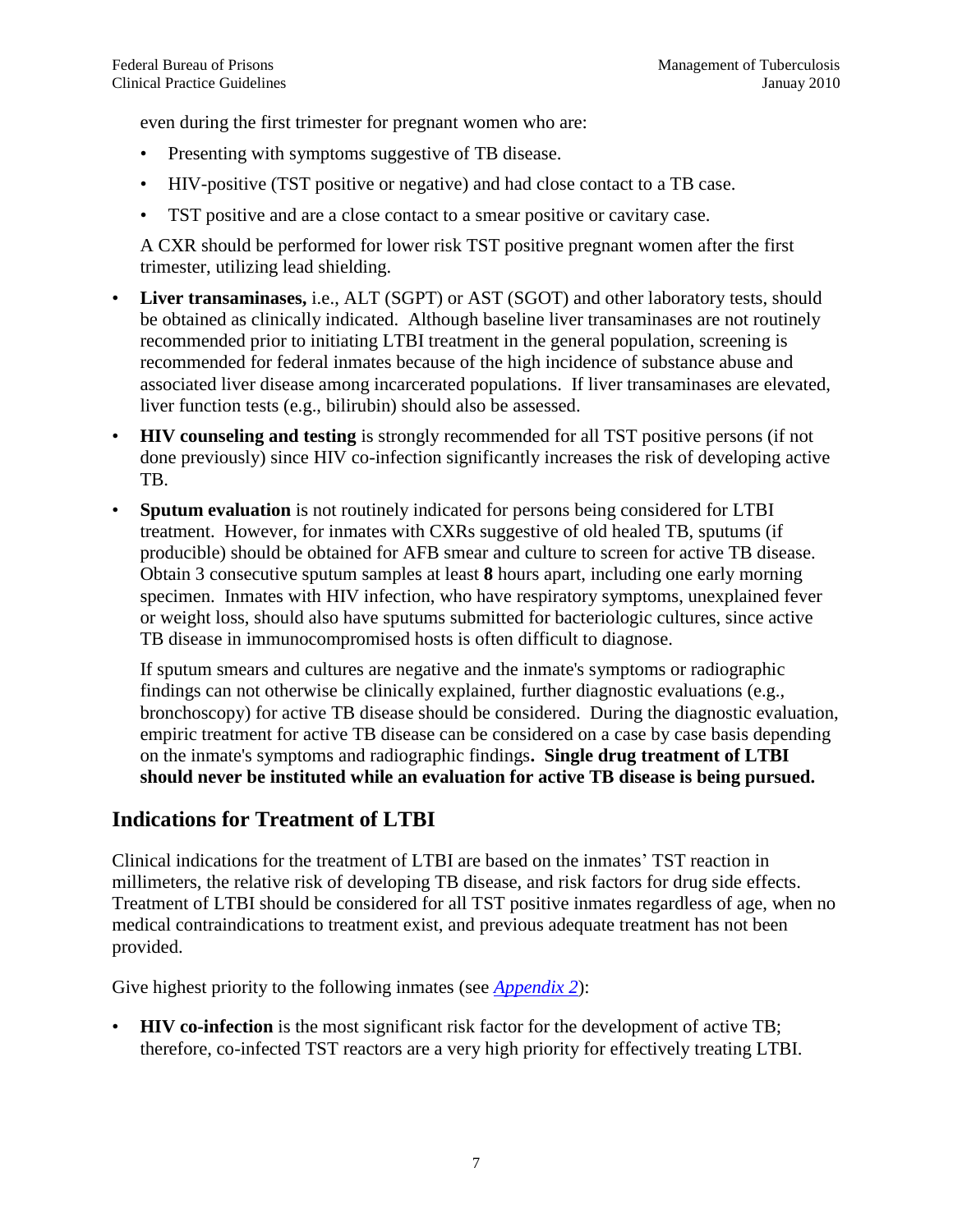even during the first trimester for pregnant women who are:

- Presenting with symptoms suggestive of TB disease.
- HIV-positive (TST positive or negative) and had close contact to a TB case.
- TST positive and are a close contact to a smear positive or cavitary case.

A CXR should be performed for lower risk TST positive pregnant women after the first trimester, utilizing lead shielding.

- **Liver transaminases,** i.e., ALT (SGPT) or AST (SGOT) and other laboratory tests, should be obtained as clinically indicated. Although baseline liver transaminases are not routinely recommended prior to initiating LTBI treatment in the general population, screening is recommended for federal inmates because of the high incidence of substance abuse and associated liver disease among incarcerated populations. If liver transaminases are elevated, liver function tests (e.g., bilirubin) should also be assessed.
- **HIV counseling and testing** is strongly recommended for all TST positive persons (if not done previously) since HIV co-infection significantly increases the risk of developing active TB.
- **Sputum evaluation** is not routinely indicated for persons being considered for LTBI treatment. However, for inmates with CXRs suggestive of old healed TB, sputums (if producible) should be obtained for AFB smear and culture to screen for active TB disease. Obtain 3 consecutive sputum samples at least **8** hours apart, including one early morning specimen. Inmates with HIV infection, who have respiratory symptoms, unexplained fever or weight loss, should also have sputums submitted for bacteriologic cultures, since active TB disease in immunocompromised hosts is often difficult to diagnose.

  If sputum smears and cultures are negative and the inmate's symptoms or radiographic findings can not otherwise be clinically explained, further diagnostic evaluations (e.g., bronchoscopy) for active TB disease should be considered. During the diagnostic evaluation, empiric treatment for active TB disease can be considered on a case by case basis depending on the inmate's symptoms and radiographic findings**. Single drug treatment of LTBI should never be instituted while an evaluation for active TB disease is being pursued.**

## Indications for Treatment of LTBI

Clinical indications for the treatment of LTBI are based on the inmates' TST reaction in millimeters, the relative risk of developing TB disease, and risk factors for drug side effects. Treatment of LTBI should be considered for all TST positive inmates regardless of age, when no medical contraindications to treatment exist, and previous adequate treatment has not been provided.

Give highest priority to the following inmates (see *Appendix 2*):

- **HIV co-infection** is the most significant risk factor for the development of active TB; therefore, co-infected TST reactors are a very high priority for effectively treating LTBI.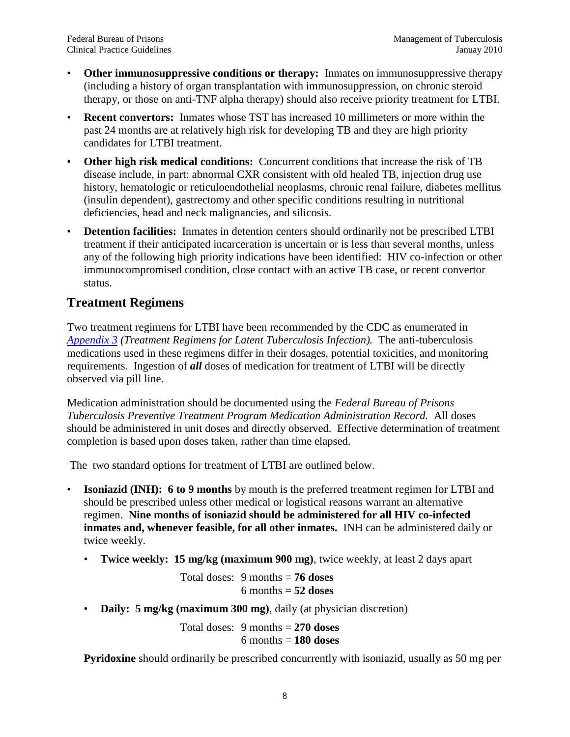- **Other immunosuppressive conditions or therapy:** Inmates on immunosuppressive therapy (including a history of organ transplantation with immunosuppression, on chronic steroid therapy, or those on anti-TNF alpha therapy) should also receive priority treatment for LTBI.
- **Recent convertors:** Inmates whose TST has increased 10 millimeters or more within the past 24 months are at relatively high risk for developing TB and they are high priority candidates for LTBI treatment.
- **Other high risk medical conditions:** Concurrent conditions that increase the risk of TB disease include, in part: abnormal CXR consistent with old healed TB, injection drug use history, hematologic or reticuloendothelial neoplasms, chronic renal failure, diabetes mellitus (insulin dependent), gastrectomy and other specific conditions resulting in nutritional deficiencies, head and neck malignancies, and silicosis.
- **Detention facilities:** Inmates in detention centers should ordinarily not be prescribed LTBI treatment if their anticipated incarceration is uncertain or is less than several months, unless any of the following high priority indications have been identified: HIV co-infection or other immunocompromised condition, close contact with an active TB case, or recent convertor status.

## Treatment Regimens

Two treatment regimens for LTBI have been recommended by the CDC as enumerated in *Appendix 3 (Treatment Regimens for Latent Tuberculosis Infection).* The anti-tuberculosis medications used in these regimens differ in their dosages, potential toxicities, and monitoring requirements. Ingestion of ***all*** doses of medication for treatment of LTBI will be directly observed via pill line.

Medication administration should be documented using the *Federal Bureau of Prisons Tuberculosis Preventive Treatment Program Medication Administration Record.* All doses should be administered in unit doses and directly observed. Effective determination of treatment completion is based upon doses taken, rather than time elapsed.

The two standard options for treatment of LTBI are outlined below.

- **Isoniazid (INH): 6 to 9 months** by mouth is the preferred treatment regimen for LTBI and should be prescribed unless other medical or logistical reasons warrant an alternative regimen. **Nine months of isoniazid should be administered for all HIV co-infected inmates and, whenever feasible, for all other inmates.** INH can be administered daily or twice weekly.
  - **Twice weekly: 15 mg/kg (maximum 900 mg)**, twice weekly, at least 2 days apart

    Total doses: 9 months = **76 doses**
    6 months = **52 doses**
  - **Daily: 5 mg/kg (maximum 300 mg)**, daily (at physician discretion)

    Total doses: 9 months = **270 doses**
    6 months = **180 doses**

  **Pyridoxine** should ordinarily be prescribed concurrently with isoniazid, usually as 50 mg per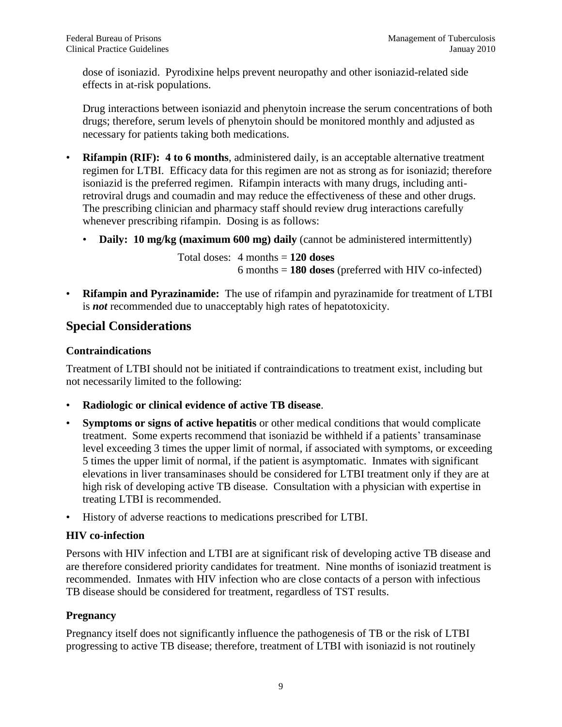dose of isoniazid. Pyrodixine helps prevent neuropathy and other isoniazid-related side effects in at-risk populations.

Drug interactions between isoniazid and phenytoin increase the serum concentrations of both drugs; therefore, serum levels of phenytoin should be monitored monthly and adjusted as necessary for patients taking both medications.

- **Rifampin (RIF): 4 to 6 months**, administered daily, is an acceptable alternative treatment regimen for LTBI. Efficacy data for this regimen are not as strong as for isoniazid; therefore isoniazid is the preferred regimen. Rifampin interacts with many drugs, including anti-retroviral drugs and coumadin and may reduce the effectiveness of these and other drugs. The prescribing clinician and pharmacy staff should review drug interactions carefully whenever prescribing rifampin. Dosing is as follows:
  - **Daily: 10 mg/kg (maximum 600 mg) daily** (cannot be administered intermittently)

    Total doses: 4 months = **120 doses**
    6 months = **180 doses** (preferred with HIV co-infected)

- **Rifampin and Pyrazinamide:** The use of rifampin and pyrazinamide for treatment of LTBI is ***not*** recommended due to unacceptably high rates of hepatotoxicity.

## Special Considerations

### Contraindications

Treatment of LTBI should not be initiated if contraindications to treatment exist, including but not necessarily limited to the following:

- **Radiologic or clinical evidence of active TB disease**.
- **Symptoms or signs of active hepatitis** or other medical conditions that would complicate treatment. Some experts recommend that isoniazid be withheld if a patients' transaminase level exceeding 3 times the upper limit of normal, if associated with symptoms, or exceeding 5 times the upper limit of normal, if the patient is asymptomatic. Inmates with significant elevations in liver transaminases should be considered for LTBI treatment only if they are at high risk of developing active TB disease. Consultation with a physician with expertise in treating LTBI is recommended.
- History of adverse reactions to medications prescribed for LTBI.

### HIV co-infection

Persons with HIV infection and LTBI are at significant risk of developing active TB disease and are therefore considered priority candidates for treatment. Nine months of isoniazid treatment is recommended. Inmates with HIV infection who are close contacts of a person with infectious TB disease should be considered for treatment, regardless of TST results.

### Pregnancy

Pregnancy itself does not significantly influence the pathogenesis of TB or the risk of LTBI progressing to active TB disease; therefore, treatment of LTBI with isoniazid is not routinely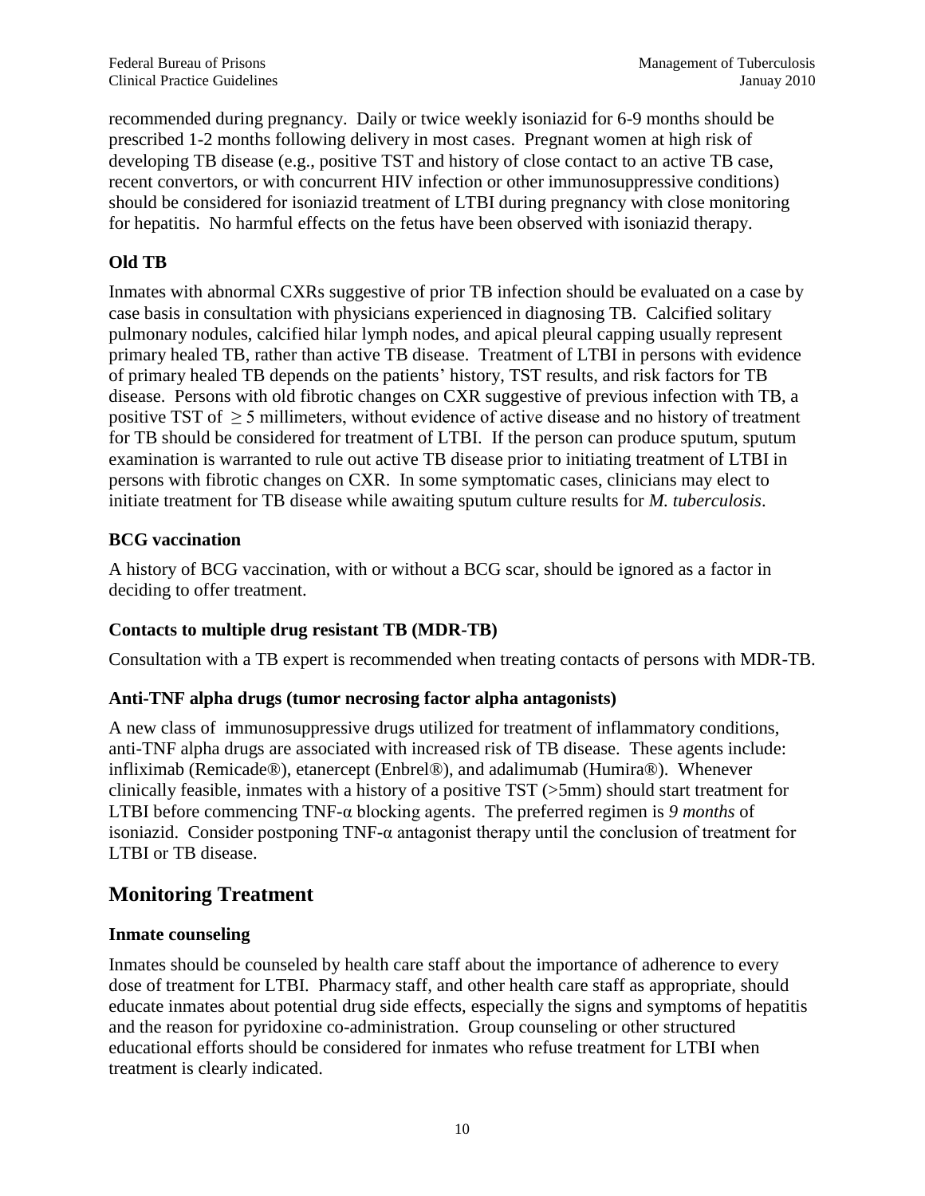recommended during pregnancy. Daily or twice weekly isoniazid for 6-9 months should be prescribed 1-2 months following delivery in most cases. Pregnant women at high risk of developing TB disease (e.g., positive TST and history of close contact to an active TB case, recent convertors, or with concurrent HIV infection or other immunosuppressive conditions) should be considered for isoniazid treatment of LTBI during pregnancy with close monitoring for hepatitis. No harmful effects on the fetus have been observed with isoniazid therapy.

### Old TB

Inmates with abnormal CXRs suggestive of prior TB infection should be evaluated on a case by case basis in consultation with physicians experienced in diagnosing TB. Calcified solitary pulmonary nodules, calcified hilar lymph nodes, and apical pleural capping usually represent primary healed TB, rather than active TB disease. Treatment of LTBI in persons with evidence of primary healed TB depends on the patients' history, TST results, and risk factors for TB disease. Persons with old fibrotic changes on CXR suggestive of previous infection with TB, a positive TST of $\geq 5$ millimeters, without evidence of active disease and no history of treatment for TB should be considered for treatment of LTBI. If the person can produce sputum, sputum examination is warranted to rule out active TB disease prior to initiating treatment of LTBI in persons with fibrotic changes on CXR. In some symptomatic cases, clinicians may elect to initiate treatment for TB disease while awaiting sputum culture results for *M. tuberculosis*.

### BCG vaccination

A history of BCG vaccination, with or without a BCG scar, should be ignored as a factor in deciding to offer treatment.

### Contacts to multiple drug resistant TB (MDR-TB)

Consultation with a TB expert is recommended when treating contacts of persons with MDR-TB.

### Anti-TNF alpha drugs (tumor necrosing factor alpha antagonists)

A new class of immunosuppressive drugs utilized for treatment of inflammatory conditions, anti-TNF alpha drugs are associated with increased risk of TB disease. These agents include: infliximab (Remicade®), etanercept (Enbrel®), and adalimumab (Humira®). Whenever clinically feasible, inmates with a history of a positive TST (>5mm) should start treatment for LTBI before commencing TNF-α blocking agents. The preferred regimen is *9 months* of isoniazid. Consider postponing TNF-α antagonist therapy until the conclusion of treatment for LTBI or TB disease.

## Monitoring Treatment

### Inmate counseling

Inmates should be counseled by health care staff about the importance of adherence to every dose of treatment for LTBI. Pharmacy staff, and other health care staff as appropriate, should educate inmates about potential drug side effects, especially the signs and symptoms of hepatitis and the reason for pyridoxine co-administration. Group counseling or other structured educational efforts should be considered for inmates who refuse treatment for LTBI when treatment is clearly indicated.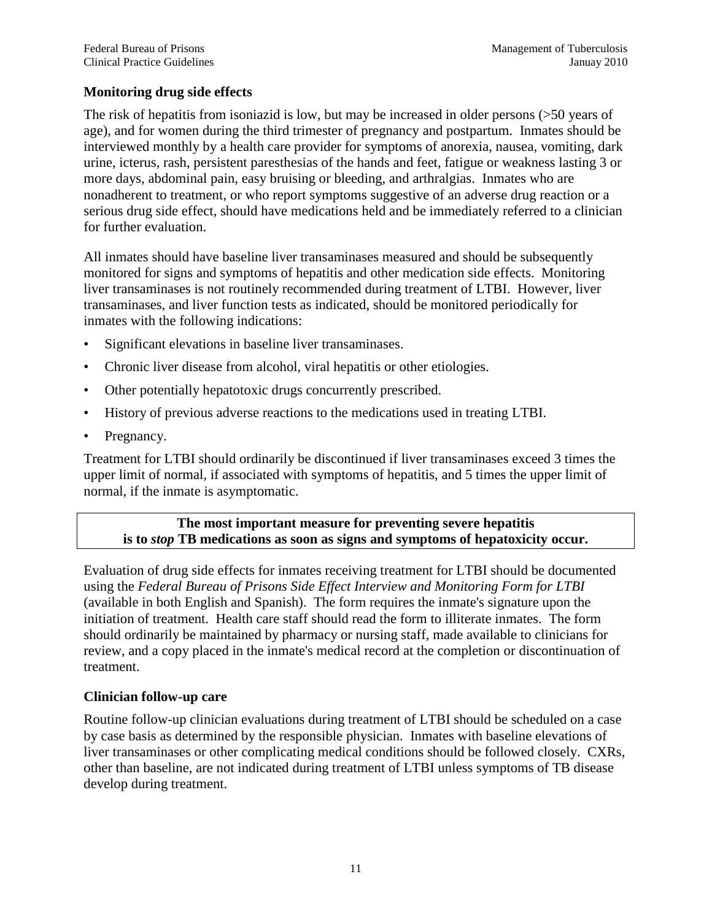### Monitoring drug side effects

The risk of hepatitis from isoniazid is low, but may be increased in older persons (>50 years of age), and for women during the third trimester of pregnancy and postpartum. Inmates should be interviewed monthly by a health care provider for symptoms of anorexia, nausea, vomiting, dark urine, icterus, rash, persistent paresthesias of the hands and feet, fatigue or weakness lasting 3 or more days, abdominal pain, easy bruising or bleeding, and arthralgias. Inmates who are nonadherent to treatment, or who report symptoms suggestive of an adverse drug reaction or a serious drug side effect, should have medications held and be immediately referred to a clinician for further evaluation.

All inmates should have baseline liver transaminases measured and should be subsequently monitored for signs and symptoms of hepatitis and other medication side effects. Monitoring liver transaminases is not routinely recommended during treatment of LTBI. However, liver transaminases, and liver function tests as indicated, should be monitored periodically for inmates with the following indications:

- Significant elevations in baseline liver transaminases.
- Chronic liver disease from alcohol, viral hepatitis or other etiologies.
- Other potentially hepatotoxic drugs concurrently prescribed.
- History of previous adverse reactions to the medications used in treating LTBI.
- Pregnancy.

Treatment for LTBI should ordinarily be discontinued if liver transaminases exceed 3 times the upper limit of normal, if associated with symptoms of hepatitis, and 5 times the upper limit of normal, if the inmate is asymptomatic.

**The most important measure for preventing severe hepatitis is to *stop* TB medications as soon as signs and symptoms of hepatoxicity occur.**

Evaluation of drug side effects for inmates receiving treatment for LTBI should be documented using the *Federal Bureau of Prisons Side Effect Interview and Monitoring Form for LTBI* (available in both English and Spanish). The form requires the inmate's signature upon the initiation of treatment. Health care staff should read the form to illiterate inmates. The form should ordinarily be maintained by pharmacy or nursing staff, made available to clinicians for review, and a copy placed in the inmate's medical record at the completion or discontinuation of treatment.

### Clinician follow-up care

Routine follow-up clinician evaluations during treatment of LTBI should be scheduled on a case by case basis as determined by the responsible physician. Inmates with baseline elevations of liver transaminases or other complicating medical conditions should be followed closely. CXRs, other than baseline, are not indicated during treatment of LTBI unless symptoms of TB disease develop during treatment.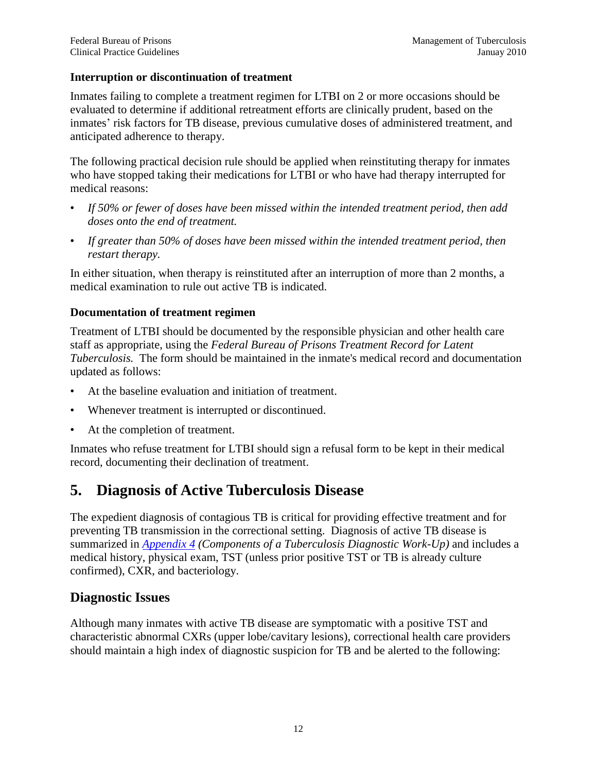### Interruption or discontinuation of treatment

Inmates failing to complete a treatment regimen for LTBI on 2 or more occasions should be evaluated to determine if additional retreatment efforts are clinically prudent, based on the inmates' risk factors for TB disease, previous cumulative doses of administered treatment, and anticipated adherence to therapy.

The following practical decision rule should be applied when reinstituting therapy for inmates who have stopped taking their medications for LTBI or who have had therapy interrupted for medical reasons:

- *If 50% or fewer of doses have been missed within the intended treatment period, then add doses onto the end of treatment.*
- *If greater than 50% of doses have been missed within the intended treatment period, then restart therapy.*

In either situation, when therapy is reinstituted after an interruption of more than 2 months, a medical examination to rule out active TB is indicated.

### Documentation of treatment regimen

Treatment of LTBI should be documented by the responsible physician and other health care staff as appropriate, using the *Federal Bureau of Prisons Treatment Record for Latent Tuberculosis.* The form should be maintained in the inmate's medical record and documentation updated as follows:

- At the baseline evaluation and initiation of treatment.
- Whenever treatment is interrupted or discontinued.
- At the completion of treatment.

Inmates who refuse treatment for LTBI should sign a refusal form to be kept in their medical record, documenting their declination of treatment.

# 5. Diagnosis of Active Tuberculosis Disease

The expedient diagnosis of contagious TB is critical for providing effective treatment and for preventing TB transmission in the correctional setting. Diagnosis of active TB disease is summarized in *Appendix 4 (Components of a Tuberculosis Diagnostic Work-Up)* and includes a medical history, physical exam, TST (unless prior positive TST or TB is already culture confirmed), CXR, and bacteriology.

## Diagnostic Issues

Although many inmates with active TB disease are symptomatic with a positive TST and characteristic abnormal CXRs (upper lobe/cavitary lesions), correctional health care providers should maintain a high index of diagnostic suspicion for TB and be alerted to the following: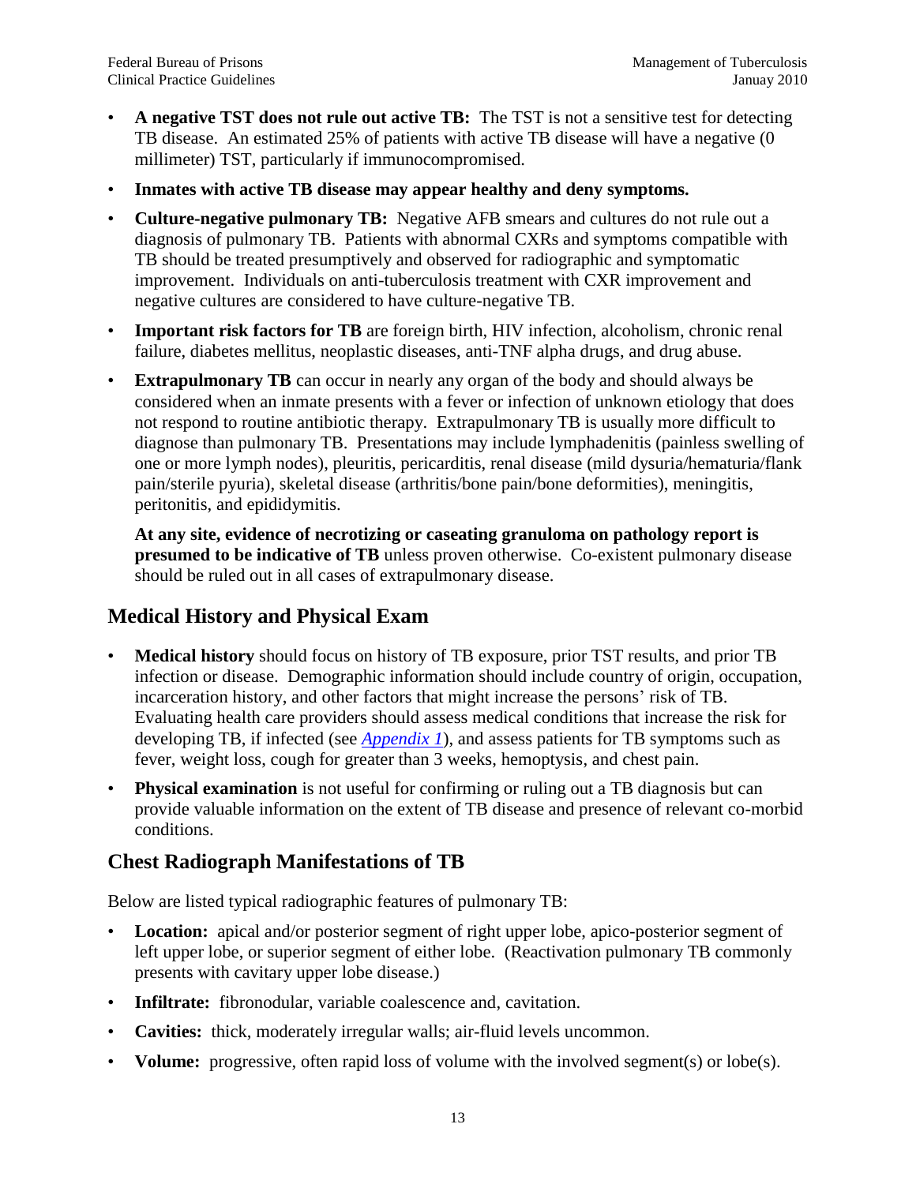- **A negative TST does not rule out active TB:** The TST is not a sensitive test for detecting TB disease. An estimated 25% of patients with active TB disease will have a negative (0 millimeter) TST, particularly if immunocompromised.
- **Inmates with active TB disease may appear healthy and deny symptoms.**
- **Culture-negative pulmonary TB:** Negative AFB smears and cultures do not rule out a diagnosis of pulmonary TB. Patients with abnormal CXRs and symptoms compatible with TB should be treated presumptively and observed for radiographic and symptomatic improvement. Individuals on anti-tuberculosis treatment with CXR improvement and negative cultures are considered to have culture-negative TB.
- **Important risk factors for TB** are foreign birth, HIV infection, alcoholism, chronic renal failure, diabetes mellitus, neoplastic diseases, anti-TNF alpha drugs, and drug abuse.
- **Extrapulmonary TB** can occur in nearly any organ of the body and should always be considered when an inmate presents with a fever or infection of unknown etiology that does not respond to routine antibiotic therapy. Extrapulmonary TB is usually more difficult to diagnose than pulmonary TB. Presentations may include lymphadenitis (painless swelling of one or more lymph nodes), pleuritis, pericarditis, renal disease (mild dysuria/hematuria/flank pain/sterile pyuria), skeletal disease (arthritis/bone pain/bone deformities), meningitis, peritonitis, and epididymitis.

  **At any site, evidence of necrotizing or caseating granuloma on pathology report is presumed to be indicative of TB** unless proven otherwise. Co-existent pulmonary disease should be ruled out in all cases of extrapulmonary disease.

## Medical History and Physical Exam

- **Medical history** should focus on history of TB exposure, prior TST results, and prior TB infection or disease. Demographic information should include country of origin, occupation, incarceration history, and other factors that might increase the persons' risk of TB. Evaluating health care providers should assess medical conditions that increase the risk for developing TB, if infected (see *Appendix 1*), and assess patients for TB symptoms such as fever, weight loss, cough for greater than 3 weeks, hemoptysis, and chest pain.
- **Physical examination** is not useful for confirming or ruling out a TB diagnosis but can provide valuable information on the extent of TB disease and presence of relevant co-morbid conditions.

## Chest Radiograph Manifestations of TB

Below are listed typical radiographic features of pulmonary TB:

- **Location:** apical and/or posterior segment of right upper lobe, apico-posterior segment of left upper lobe, or superior segment of either lobe. (Reactivation pulmonary TB commonly presents with cavitary upper lobe disease.)
- **Infiltrate:** fibronodular, variable coalescence and, cavitation.
- **Cavities:** thick, moderately irregular walls; air-fluid levels uncommon.
- **Volume:** progressive, often rapid loss of volume with the involved segment(s) or lobe(s).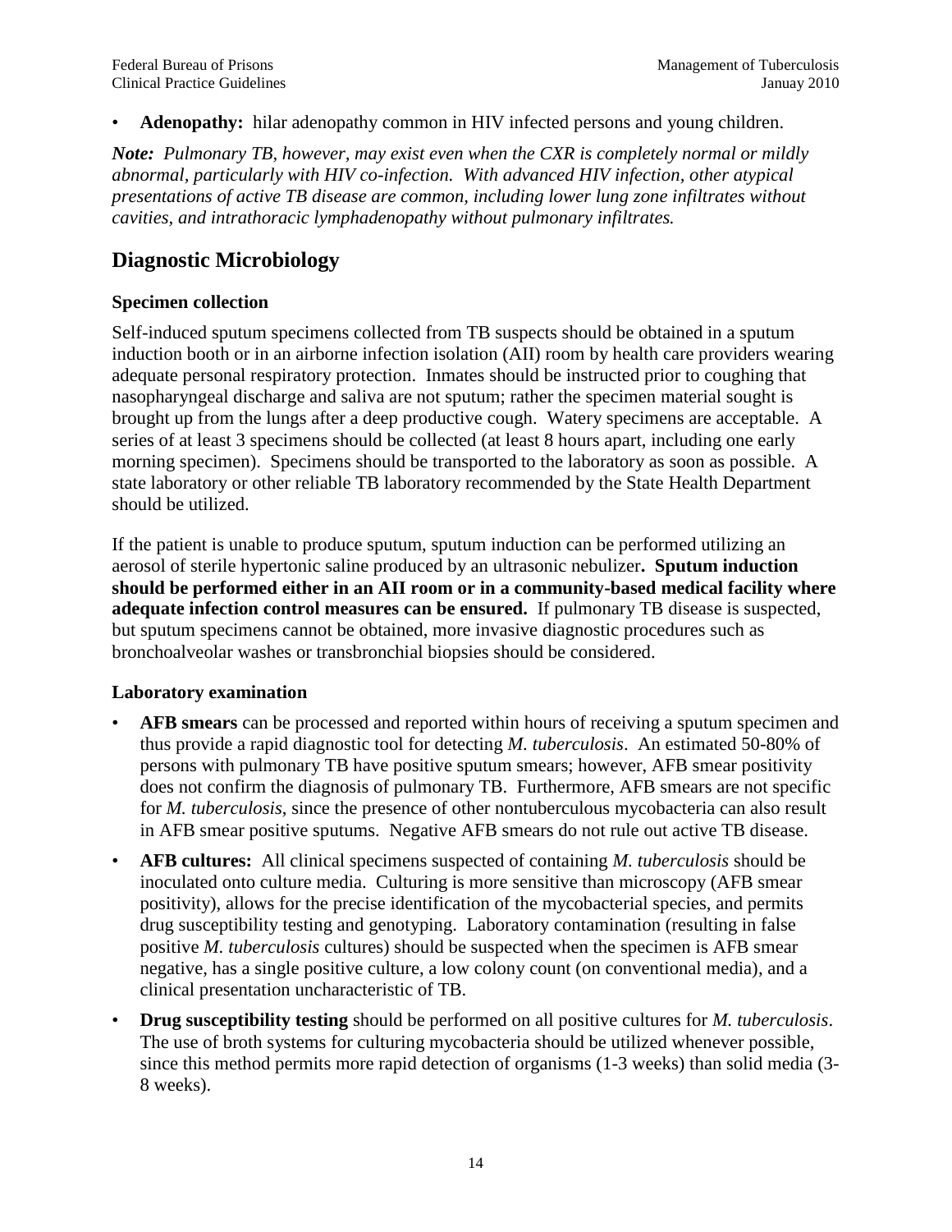- **Adenopathy:** hilar adenopathy common in HIV infected persons and young children.

***Note:*** *Pulmonary TB, however, may exist even when the CXR is completely normal or mildly abnormal, particularly with HIV co-infection. With advanced HIV infection, other atypical presentations of active TB disease are common, including lower lung zone infiltrates without cavities, and intrathoracic lymphadenopathy without pulmonary infiltrates.*

## Diagnostic Microbiology

### Specimen collection

Self-induced sputum specimens collected from TB suspects should be obtained in a sputum induction booth or in an airborne infection isolation (AII) room by health care providers wearing adequate personal respiratory protection. Inmates should be instructed prior to coughing that nasopharyngeal discharge and saliva are not sputum; rather the specimen material sought is brought up from the lungs after a deep productive cough. Watery specimens are acceptable. A series of at least 3 specimens should be collected (at least 8 hours apart, including one early morning specimen). Specimens should be transported to the laboratory as soon as possible. A state laboratory or other reliable TB laboratory recommended by the State Health Department should be utilized.

If the patient is unable to produce sputum, sputum induction can be performed utilizing an aerosol of sterile hypertonic saline produced by an ultrasonic nebulizer**. Sputum induction should be performed either in an AII room or in a community-based medical facility where adequate infection control measures can be ensured.** If pulmonary TB disease is suspected, but sputum specimens cannot be obtained, more invasive diagnostic procedures such as bronchoalveolar washes or transbronchial biopsies should be considered.

### Laboratory examination

- **AFB smears** can be processed and reported within hours of receiving a sputum specimen and thus provide a rapid diagnostic tool for detecting *M. tuberculosis*. An estimated 50-80% of persons with pulmonary TB have positive sputum smears; however, AFB smear positivity does not confirm the diagnosis of pulmonary TB. Furthermore, AFB smears are not specific for *M. tuberculosis*, since the presence of other nontuberculous mycobacteria can also result in AFB smear positive sputums. Negative AFB smears do not rule out active TB disease.
- **AFB cultures:** All clinical specimens suspected of containing *M. tuberculosis* should be inoculated onto culture media. Culturing is more sensitive than microscopy (AFB smear positivity), allows for the precise identification of the mycobacterial species, and permits drug susceptibility testing and genotyping. Laboratory contamination (resulting in false positive *M. tuberculosis* cultures) should be suspected when the specimen is AFB smear negative, has a single positive culture, a low colony count (on conventional media), and a clinical presentation uncharacteristic of TB.
- **Drug susceptibility testing** should be performed on all positive cultures for *M. tuberculosis*. The use of broth systems for culturing mycobacteria should be utilized whenever possible, since this method permits more rapid detection of organisms (1-3 weeks) than solid media (3-8 weeks).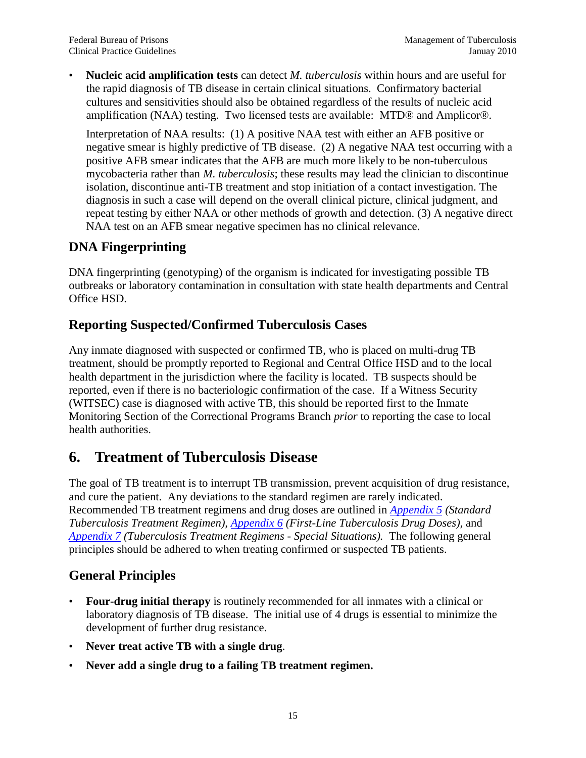- **Nucleic acid amplification tests** can detect *M. tuberculosis* within hours and are useful for the rapid diagnosis of TB disease in certain clinical situations. Confirmatory bacterial cultures and sensitivities should also be obtained regardless of the results of nucleic acid amplification (NAA) testing. Two licensed tests are available: MTD® and Amplicor®.

  Interpretation of NAA results: (1) A positive NAA test with either an AFB positive or negative smear is highly predictive of TB disease. (2) A negative NAA test occurring with a positive AFB smear indicates that the AFB are much more likely to be non-tuberculous mycobacteria rather than *M. tuberculosis*; these results may lead the clinician to discontinue isolation, discontinue anti-TB treatment and stop initiation of a contact investigation. The diagnosis in such a case will depend on the overall clinical picture, clinical judgment, and repeat testing by either NAA or other methods of growth and detection. (3) A negative direct NAA test on an AFB smear negative specimen has no clinical relevance.

## DNA Fingerprinting

DNA fingerprinting (genotyping) of the organism is indicated for investigating possible TB outbreaks or laboratory contamination in consultation with state health departments and Central Office HSD.

## Reporting Suspected/Confirmed Tuberculosis Cases

Any inmate diagnosed with suspected or confirmed TB, who is placed on multi-drug TB treatment, should be promptly reported to Regional and Central Office HSD and to the local health department in the jurisdiction where the facility is located. TB suspects should be reported, even if there is no bacteriologic confirmation of the case. If a Witness Security (WITSEC) case is diagnosed with active TB, this should be reported first to the Inmate Monitoring Section of the Correctional Programs Branch *prior* to reporting the case to local health authorities.

# 6. Treatment of Tuberculosis Disease

The goal of TB treatment is to interrupt TB transmission, prevent acquisition of drug resistance, and cure the patient. Any deviations to the standard regimen are rarely indicated. Recommended TB treatment regimens and drug doses are outlined in [Appendix 5](#) *(Standard Tuberculosis Treatment Regimen),* [Appendix 6](#) *(First-Line Tuberculosis Drug Doses),* and [Appendix 7](#) *(Tuberculosis Treatment Regimens - Special Situations).* The following general principles should be adhered to when treating confirmed or suspected TB patients.

## General Principles

- **Four-drug initial therapy** is routinely recommended for all inmates with a clinical or laboratory diagnosis of TB disease. The initial use of 4 drugs is essential to minimize the development of further drug resistance.
- **Never treat active TB with a single drug**.
- **Never add a single drug to a failing TB treatment regimen.**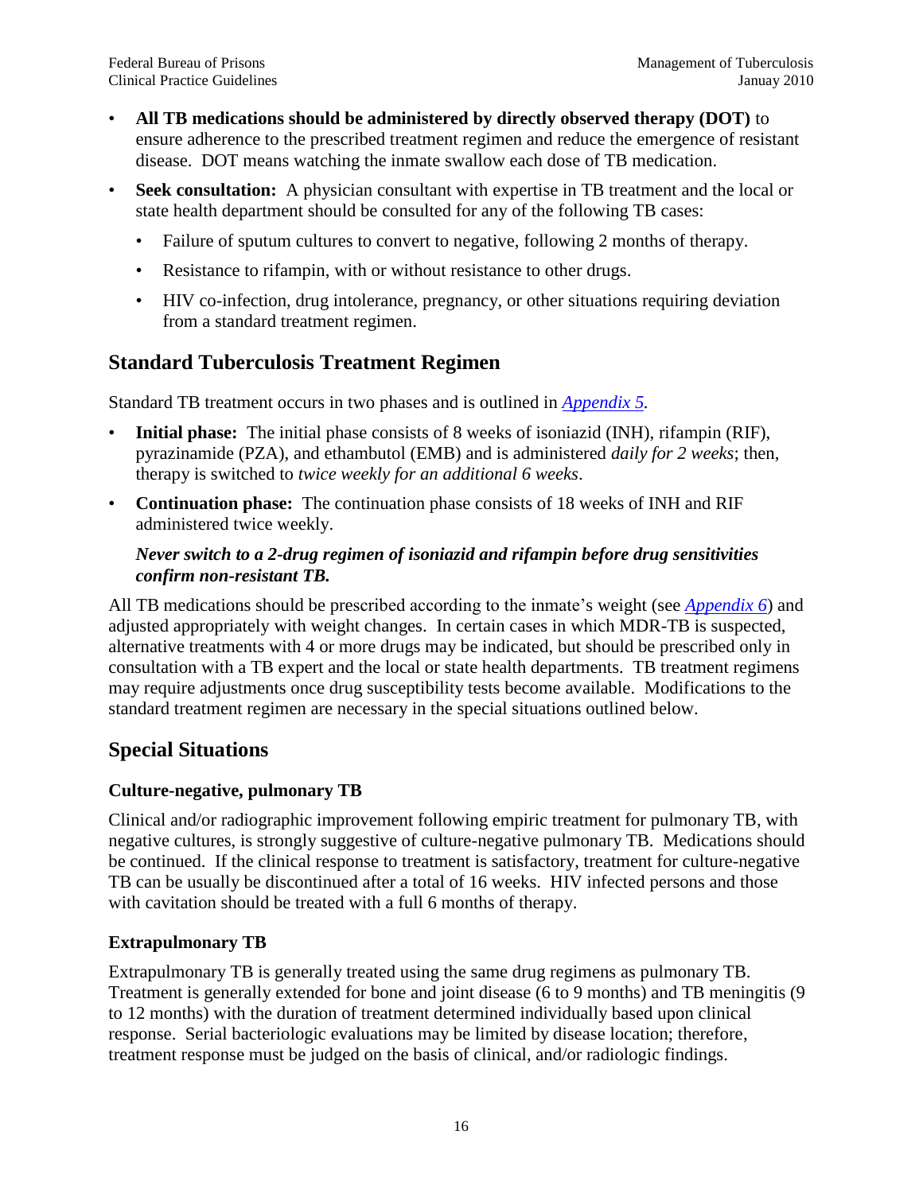- **All TB medications should be administered by directly observed therapy (DOT)** to ensure adherence to the prescribed treatment regimen and reduce the emergence of resistant disease. DOT means watching the inmate swallow each dose of TB medication.
- **Seek consultation:** A physician consultant with expertise in TB treatment and the local or state health department should be consulted for any of the following TB cases:
  - Failure of sputum cultures to convert to negative, following 2 months of therapy.
  - Resistance to rifampin, with or without resistance to other drugs.
  - HIV co-infection, drug intolerance, pregnancy, or other situations requiring deviation from a standard treatment regimen.

## Standard Tuberculosis Treatment Regimen

Standard TB treatment occurs in two phases and is outlined in *Appendix 5.*

- **Initial phase:** The initial phase consists of 8 weeks of isoniazid (INH), rifampin (RIF), pyrazinamide (PZA), and ethambutol (EMB) and is administered *daily for 2 weeks*; then, therapy is switched to *twice weekly for an additional 6 weeks*.
- **Continuation phase:** The continuation phase consists of 18 weeks of INH and RIF administered twice weekly.

***Never switch to a 2-drug regimen of isoniazid and rifampin before drug sensitivities confirm non-resistant TB.***

All TB medications should be prescribed according to the inmate's weight (see *Appendix 6*) and adjusted appropriately with weight changes. In certain cases in which MDR-TB is suspected, alternative treatments with 4 or more drugs may be indicated, but should be prescribed only in consultation with a TB expert and the local or state health departments. TB treatment regimens may require adjustments once drug susceptibility tests become available. Modifications to the standard treatment regimen are necessary in the special situations outlined below.

## Special Situations

### Culture-negative, pulmonary TB

Clinical and/or radiographic improvement following empiric treatment for pulmonary TB, with negative cultures, is strongly suggestive of culture-negative pulmonary TB. Medications should be continued. If the clinical response to treatment is satisfactory, treatment for culture-negative TB can be usually be discontinued after a total of 16 weeks. HIV infected persons and those with cavitation should be treated with a full 6 months of therapy.

### Extrapulmonary TB

Extrapulmonary TB is generally treated using the same drug regimens as pulmonary TB. Treatment is generally extended for bone and joint disease (6 to 9 months) and TB meningitis (9 to 12 months) with the duration of treatment determined individually based upon clinical response. Serial bacteriologic evaluations may be limited by disease location; therefore, treatment response must be judged on the basis of clinical, and/or radiologic findings.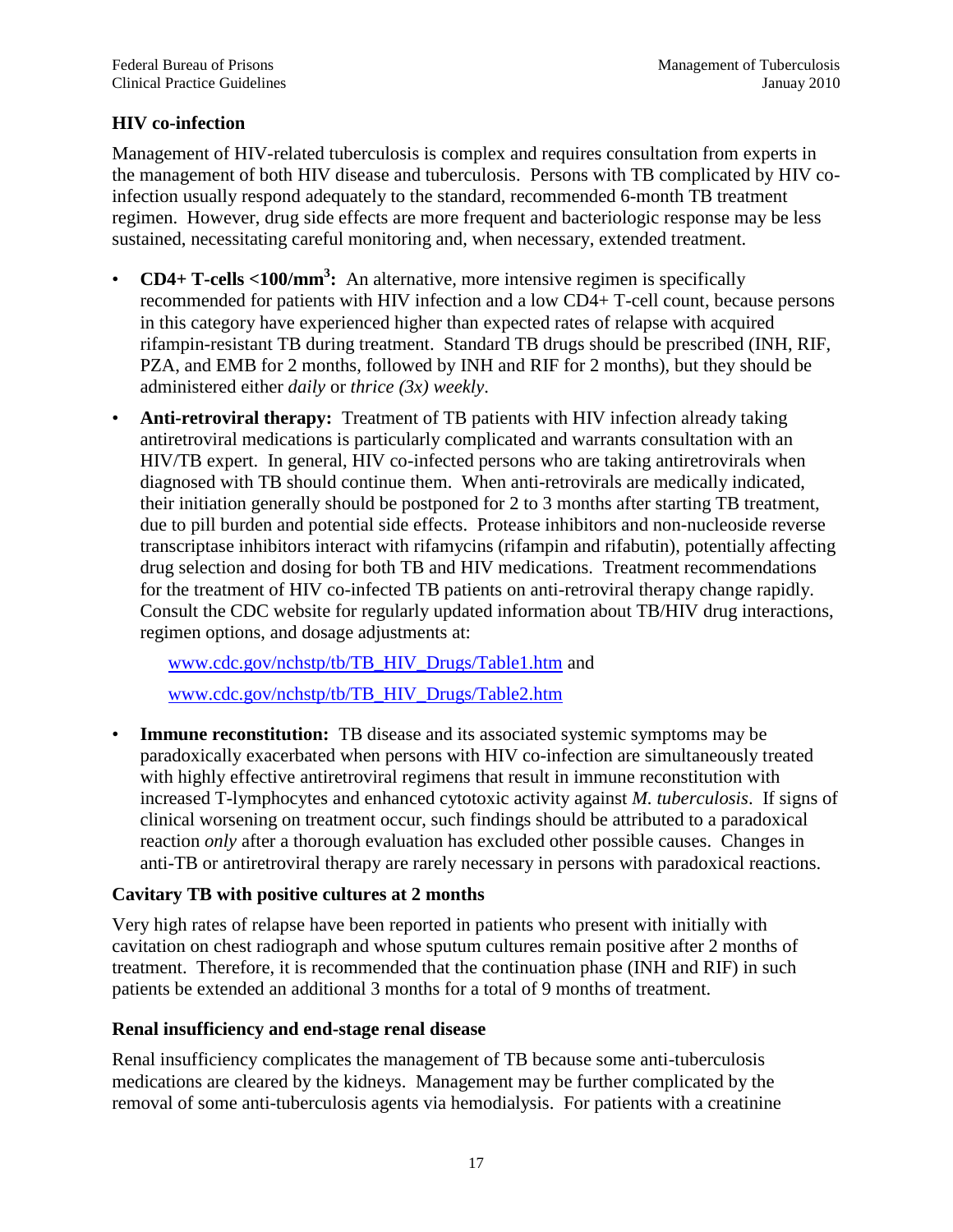### HIV co-infection

Management of HIV-related tuberculosis is complex and requires consultation from experts in the management of both HIV disease and tuberculosis. Persons with TB complicated by HIV co-infection usually respond adequately to the standard, recommended 6-month TB treatment regimen. However, drug side effects are more frequent and bacteriologic response may be less sustained, necessitating careful monitoring and, when necessary, extended treatment.

- **CD4+ T-cells <100/mm$^3$:** An alternative, more intensive regimen is specifically recommended for patients with HIV infection and a low CD4+ T-cell count, because persons in this category have experienced higher than expected rates of relapse with acquired rifampin-resistant TB during treatment. Standard TB drugs should be prescribed (INH, RIF, PZA, and EMB for 2 months, followed by INH and RIF for 2 months), but they should be administered either *daily* or *thrice (3x) weekly*.
- **Anti-retroviral therapy:** Treatment of TB patients with HIV infection already taking antiretroviral medications is particularly complicated and warrants consultation with an HIV/TB expert. In general, HIV co-infected persons who are taking antiretrovirals when diagnosed with TB should continue them. When anti-retrovirals are medically indicated, their initiation generally should be postponed for 2 to 3 months after starting TB treatment, due to pill burden and potential side effects. Protease inhibitors and non-nucleoside reverse transcriptase inhibitors interact with rifamycins (rifampin and rifabutin), potentially affecting drug selection and dosing for both TB and HIV medications. Treatment recommendations for the treatment of HIV co-infected TB patients on anti-retroviral therapy change rapidly. Consult the CDC website for regularly updated information about TB/HIV drug interactions, regimen options, and dosage adjustments at:

  www.cdc.gov/nchstp/tb/TB_HIV_Drugs/Table1.htm and

  www.cdc.gov/nchstp/tb/TB_HIV_Drugs/Table2.htm

- **Immune reconstitution:** TB disease and its associated systemic symptoms may be paradoxically exacerbated when persons with HIV co-infection are simultaneously treated with highly effective antiretroviral regimens that result in immune reconstitution with increased T-lymphocytes and enhanced cytotoxic activity against *M. tuberculosis*. If signs of clinical worsening on treatment occur, such findings should be attributed to a paradoxical reaction *only* after a thorough evaluation has excluded other possible causes. Changes in anti-TB or antiretroviral therapy are rarely necessary in persons with paradoxical reactions.

### Cavitary TB with positive cultures at 2 months

Very high rates of relapse have been reported in patients who present with initially with cavitation on chest radiograph and whose sputum cultures remain positive after 2 months of treatment. Therefore, it is recommended that the continuation phase (INH and RIF) in such patients be extended an additional 3 months for a total of 9 months of treatment.

### Renal insufficiency and end-stage renal disease

Renal insufficiency complicates the management of TB because some anti-tuberculosis medications are cleared by the kidneys. Management may be further complicated by the removal of some anti-tuberculosis agents via hemodialysis. For patients with a creatinine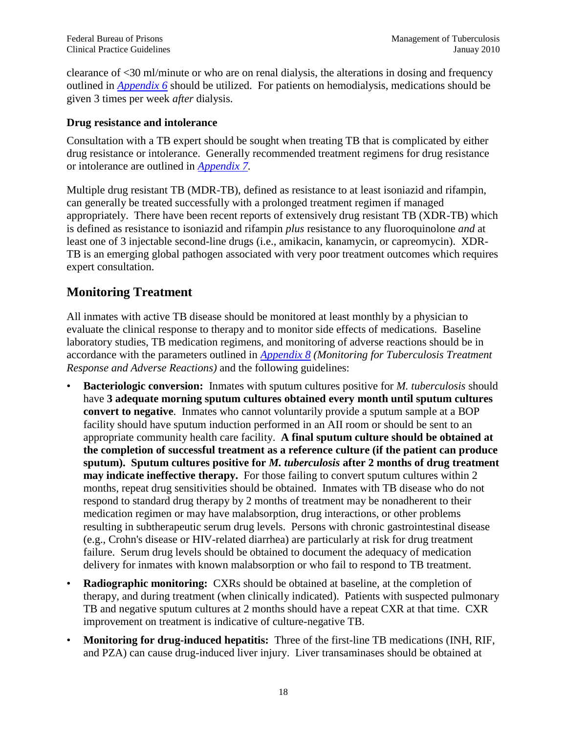clearance of <30 ml/minute or who are on renal dialysis, the alterations in dosing and frequency outlined in *Appendix 6* should be utilized. For patients on hemodialysis, medications should be given 3 times per week *after* dialysis.

### Drug resistance and intolerance

Consultation with a TB expert should be sought when treating TB that is complicated by either drug resistance or intolerance. Generally recommended treatment regimens for drug resistance or intolerance are outlined in *Appendix 7.*

Multiple drug resistant TB (MDR-TB), defined as resistance to at least isoniazid and rifampin, can generally be treated successfully with a prolonged treatment regimen if managed appropriately. There have been recent reports of extensively drug resistant TB (XDR-TB) which is defined as resistance to isoniazid and rifampin *plus* resistance to any fluoroquinolone *and* at least one of 3 injectable second-line drugs (i.e., amikacin, kanamycin, or capreomycin). XDR-TB is an emerging global pathogen associated with very poor treatment outcomes which requires expert consultation.

## Monitoring Treatment

All inmates with active TB disease should be monitored at least monthly by a physician to evaluate the clinical response to therapy and to monitor side effects of medications. Baseline laboratory studies, TB medication regimens, and monitoring of adverse reactions should be in accordance with the parameters outlined in *Appendix 8 (Monitoring for Tuberculosis Treatment Response and Adverse Reactions)* and the following guidelines:

- **Bacteriologic conversion:** Inmates with sputum cultures positive for *M. tuberculosis* should have **3 adequate morning sputum cultures obtained every month until sputum cultures convert to negative**. Inmates who cannot voluntarily provide a sputum sample at a BOP facility should have sputum induction performed in an AII room or should be sent to an appropriate community health care facility. **A final sputum culture should be obtained at the completion of successful treatment as a reference culture (if the patient can produce sputum). Sputum cultures positive for *M. tuberculosis* after 2 months of drug treatment may indicate ineffective therapy.** For those failing to convert sputum cultures within 2 months, repeat drug sensitivities should be obtained. Inmates with TB disease who do not respond to standard drug therapy by 2 months of treatment may be nonadherent to their medication regimen or may have malabsorption, drug interactions, or other problems resulting in subtherapeutic serum drug levels. Persons with chronic gastrointestinal disease (e.g., Crohn's disease or HIV-related diarrhea) are particularly at risk for drug treatment failure. Serum drug levels should be obtained to document the adequacy of medication delivery for inmates with known malabsorption or who fail to respond to TB treatment.
- **Radiographic monitoring:** CXRs should be obtained at baseline, at the completion of therapy, and during treatment (when clinically indicated). Patients with suspected pulmonary TB and negative sputum cultures at 2 months should have a repeat CXR at that time. CXR improvement on treatment is indicative of culture-negative TB.
- **Monitoring for drug-induced hepatitis:** Three of the first-line TB medications (INH, RIF, and PZA) can cause drug-induced liver injury. Liver transaminases should be obtained at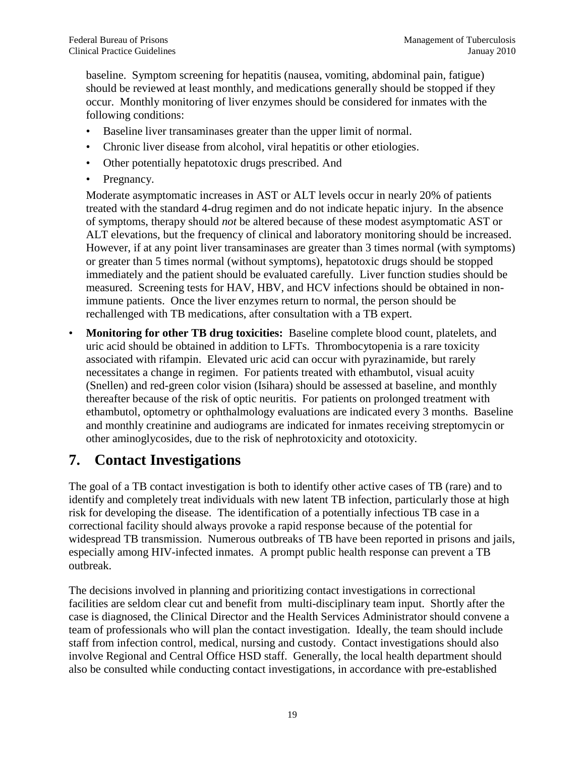baseline. Symptom screening for hepatitis (nausea, vomiting, abdominal pain, fatigue) should be reviewed at least monthly, and medications generally should be stopped if they occur. Monthly monitoring of liver enzymes should be considered for inmates with the following conditions:

- Baseline liver transaminases greater than the upper limit of normal.
- Chronic liver disease from alcohol, viral hepatitis or other etiologies.
- Other potentially hepatotoxic drugs prescribed. And
- Pregnancy.

Moderate asymptomatic increases in AST or ALT levels occur in nearly 20% of patients treated with the standard 4-drug regimen and do not indicate hepatic injury. In the absence of symptoms, therapy should *not* be altered because of these modest asymptomatic AST or ALT elevations, but the frequency of clinical and laboratory monitoring should be increased. However, if at any point liver transaminases are greater than 3 times normal (with symptoms) or greater than 5 times normal (without symptoms), hepatotoxic drugs should be stopped immediately and the patient should be evaluated carefully. Liver function studies should be measured. Screening tests for HAV, HBV, and HCV infections should be obtained in non-immune patients. Once the liver enzymes return to normal, the person should be rechallenged with TB medications, after consultation with a TB expert.

- **Monitoring for other TB drug toxicities:** Baseline complete blood count, platelets, and uric acid should be obtained in addition to LFTs. Thrombocytopenia is a rare toxicity associated with rifampin. Elevated uric acid can occur with pyrazinamide, but rarely necessitates a change in regimen. For patients treated with ethambutol, visual acuity (Snellen) and red-green color vision (Isihara) should be assessed at baseline, and monthly thereafter because of the risk of optic neuritis. For patients on prolonged treatment with ethambutol, optometry or ophthalmology evaluations are indicated every 3 months. Baseline and monthly creatinine and audiograms are indicated for inmates receiving streptomycin or other aminoglycosides, due to the risk of nephrotoxicity and ototoxicity.

## 7. Contact Investigations

The goal of a TB contact investigation is both to identify other active cases of TB (rare) and to identify and completely treat individuals with new latent TB infection, particularly those at high risk for developing the disease. The identification of a potentially infectious TB case in a correctional facility should always provoke a rapid response because of the potential for widespread TB transmission. Numerous outbreaks of TB have been reported in prisons and jails, especially among HIV-infected inmates. A prompt public health response can prevent a TB outbreak.

The decisions involved in planning and prioritizing contact investigations in correctional facilities are seldom clear cut and benefit from multi-disciplinary team input. Shortly after the case is diagnosed, the Clinical Director and the Health Services Administrator should convene a team of professionals who will plan the contact investigation. Ideally, the team should include staff from infection control, medical, nursing and custody. Contact investigations should also involve Regional and Central Office HSD staff. Generally, the local health department should also be consulted while conducting contact investigations, in accordance with pre-established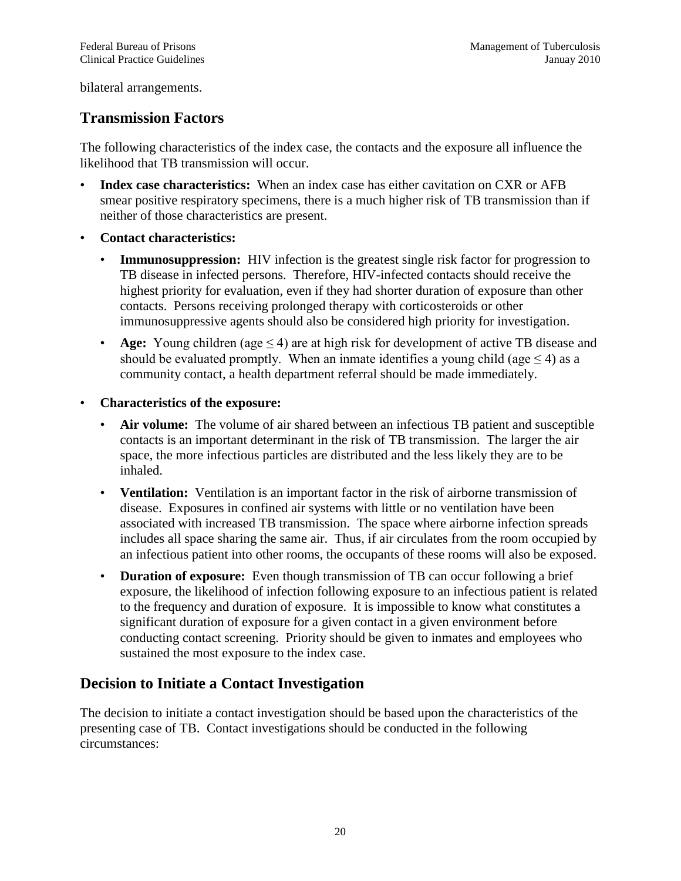bilateral arrangements.

## Transmission Factors

The following characteristics of the index case, the contacts and the exposure all influence the likelihood that TB transmission will occur.

- **Index case characteristics:** When an index case has either cavitation on CXR or AFB smear positive respiratory specimens, there is a much higher risk of TB transmission than if neither of those characteristics are present.
- **Contact characteristics:**
  - **Immunosuppression:** HIV infection is the greatest single risk factor for progression to TB disease in infected persons. Therefore, HIV-infected contacts should receive the highest priority for evaluation, even if they had shorter duration of exposure than other contacts. Persons receiving prolonged therapy with corticosteroids or other immunosuppressive agents should also be considered high priority for investigation.
  - **Age:** Young children (age $\leq 4$) are at high risk for development of active TB disease and should be evaluated promptly. When an inmate identifies a young child (age $\leq 4$) as a community contact, a health department referral should be made immediately.
- **Characteristics of the exposure:**
  - **Air volume:** The volume of air shared between an infectious TB patient and susceptible contacts is an important determinant in the risk of TB transmission. The larger the air space, the more infectious particles are distributed and the less likely they are to be inhaled.
  - **Ventilation:** Ventilation is an important factor in the risk of airborne transmission of disease. Exposures in confined air systems with little or no ventilation have been associated with increased TB transmission. The space where airborne infection spreads includes all space sharing the same air. Thus, if air circulates from the room occupied by an infectious patient into other rooms, the occupants of these rooms will also be exposed.
  - **Duration of exposure:** Even though transmission of TB can occur following a brief exposure, the likelihood of infection following exposure to an infectious patient is related to the frequency and duration of exposure. It is impossible to know what constitutes a significant duration of exposure for a given contact in a given environment before conducting contact screening. Priority should be given to inmates and employees who sustained the most exposure to the index case.

## Decision to Initiate a Contact Investigation

The decision to initiate a contact investigation should be based upon the characteristics of the presenting case of TB. Contact investigations should be conducted in the following circumstances: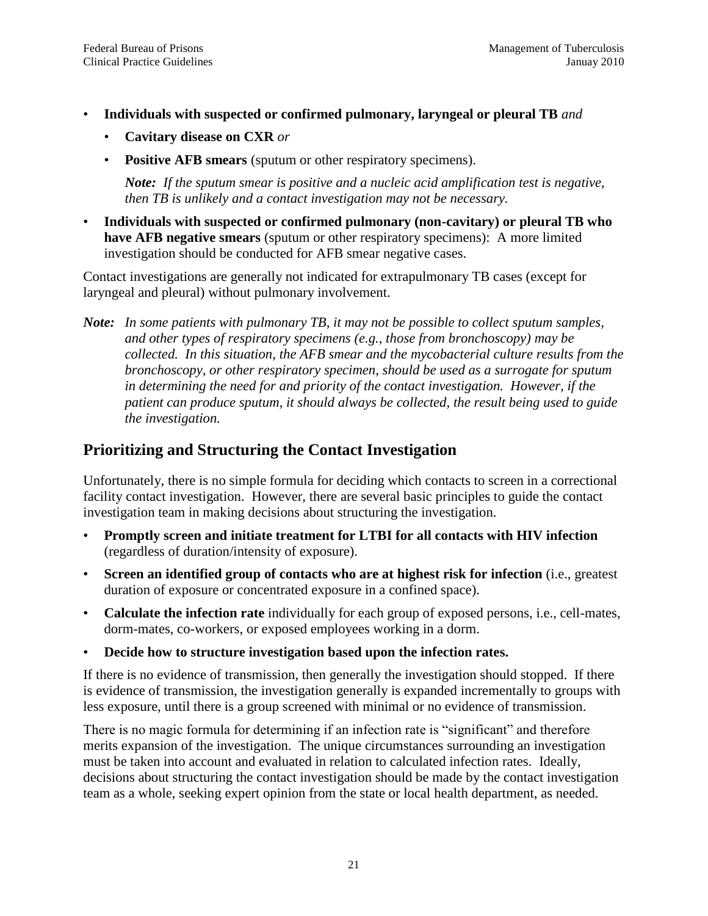- **Individuals with suspected or confirmed pulmonary, laryngeal or pleural TB** *and*
  - **Cavitary disease on CXR** *or*
  - **Positive AFB smears** (sputum or other respiratory specimens).

    ***Note:*** *If the sputum smear is positive and a nucleic acid amplification test is negative, then TB is unlikely and a contact investigation may not be necessary.*
- **Individuals with suspected or confirmed pulmonary (non-cavitary) or pleural TB who have AFB negative smears** (sputum or other respiratory specimens): A more limited investigation should be conducted for AFB smear negative cases.

Contact investigations are generally not indicated for extrapulmonary TB cases (except for laryngeal and pleural) without pulmonary involvement.

***Note:*** *In some patients with pulmonary TB, it may not be possible to collect sputum samples, and other types of respiratory specimens (e.g., those from bronchoscopy) may be collected. In this situation, the AFB smear and the mycobacterial culture results from the bronchoscopy, or other respiratory specimen, should be used as a surrogate for sputum in determining the need for and priority of the contact investigation. However, if the patient can produce sputum, it should always be collected, the result being used to guide the investigation.*

## Prioritizing and Structuring the Contact Investigation

Unfortunately, there is no simple formula for deciding which contacts to screen in a correctional facility contact investigation. However, there are several basic principles to guide the contact investigation team in making decisions about structuring the investigation.

- **Promptly screen and initiate treatment for LTBI for all contacts with HIV infection** (regardless of duration/intensity of exposure).
- **Screen an identified group of contacts who are at highest risk for infection** (i.e., greatest duration of exposure or concentrated exposure in a confined space).
- **Calculate the infection rate** individually for each group of exposed persons, i.e., cell-mates, dorm-mates, co-workers, or exposed employees working in a dorm.
- **Decide how to structure investigation based upon the infection rates.**

If there is no evidence of transmission, then generally the investigation should stopped. If there is evidence of transmission, the investigation generally is expanded incrementally to groups with less exposure, until there is a group screened with minimal or no evidence of transmission.

There is no magic formula for determining if an infection rate is "significant" and therefore merits expansion of the investigation. The unique circumstances surrounding an investigation must be taken into account and evaluated in relation to calculated infection rates. Ideally, decisions about structuring the contact investigation should be made by the contact investigation team as a whole, seeking expert opinion from the state or local health department, as needed.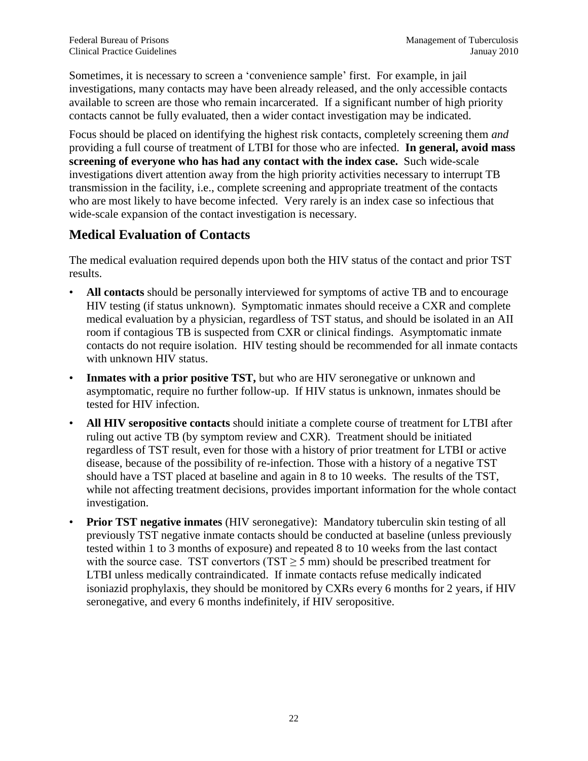Sometimes, it is necessary to screen a 'convenience sample' first. For example, in jail investigations, many contacts may have been already released, and the only accessible contacts available to screen are those who remain incarcerated. If a significant number of high priority contacts cannot be fully evaluated, then a wider contact investigation may be indicated.

Focus should be placed on identifying the highest risk contacts, completely screening them *and* providing a full course of treatment of LTBI for those who are infected. **In general, avoid mass screening of everyone who has had any contact with the index case.** Such wide-scale investigations divert attention away from the high priority activities necessary to interrupt TB transmission in the facility, i.e., complete screening and appropriate treatment of the contacts who are most likely to have become infected. Very rarely is an index case so infectious that wide-scale expansion of the contact investigation is necessary.

## Medical Evaluation of Contacts

The medical evaluation required depends upon both the HIV status of the contact and prior TST results.

- **All contacts** should be personally interviewed for symptoms of active TB and to encourage HIV testing (if status unknown). Symptomatic inmates should receive a CXR and complete medical evaluation by a physician, regardless of TST status, and should be isolated in an AII room if contagious TB is suspected from CXR or clinical findings. Asymptomatic inmate contacts do not require isolation. HIV testing should be recommended for all inmate contacts with unknown HIV status.
- **Inmates with a prior positive TST,** but who are HIV seronegative or unknown and asymptomatic, require no further follow-up. If HIV status is unknown, inmates should be tested for HIV infection.
- **All HIV seropositive contacts** should initiate a complete course of treatment for LTBI after ruling out active TB (by symptom review and CXR). Treatment should be initiated regardless of TST result, even for those with a history of prior treatment for LTBI or active disease, because of the possibility of re-infection. Those with a history of a negative TST should have a TST placed at baseline and again in 8 to 10 weeks. The results of the TST, while not affecting treatment decisions, provides important information for the whole contact investigation.
- **Prior TST negative inmates** (HIV seronegative): Mandatory tuberculin skin testing of all previously TST negative inmate contacts should be conducted at baseline (unless previously tested within 1 to 3 months of exposure) and repeated 8 to 10 weeks from the last contact with the source case. TST convertors (TST $\geq$ 5 mm) should be prescribed treatment for LTBI unless medically contraindicated. If inmate contacts refuse medically indicated isoniazid prophylaxis, they should be monitored by CXRs every 6 months for 2 years, if HIV seronegative, and every 6 months indefinitely, if HIV seropositive.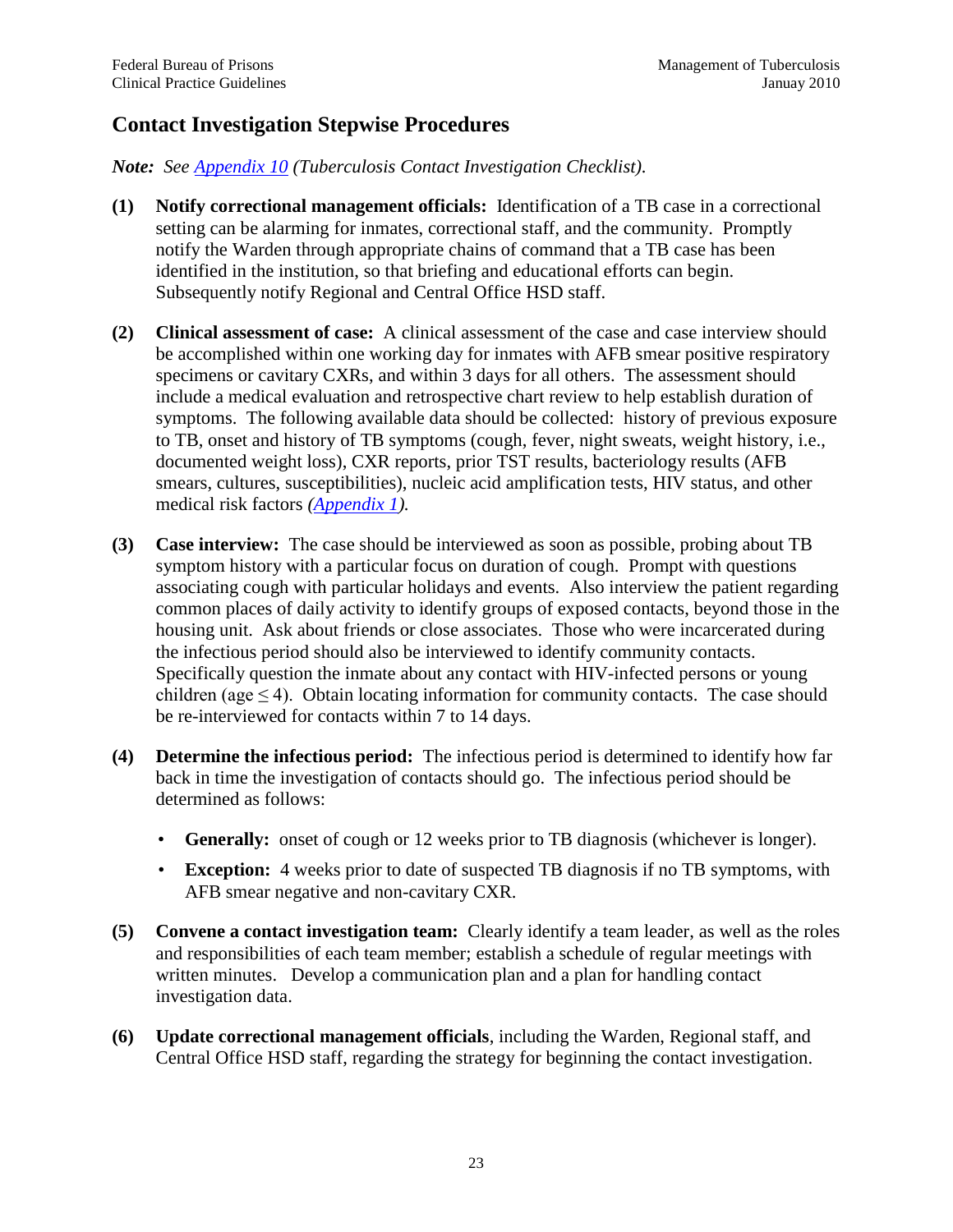## Contact Investigation Stepwise Procedures

***Note:*** *See Appendix 10 (Tuberculosis Contact Investigation Checklist).*

**(1) Notify correctional management officials:** Identification of a TB case in a correctional setting can be alarming for inmates, correctional staff, and the community. Promptly notify the Warden through appropriate chains of command that a TB case has been identified in the institution, so that briefing and educational efforts can begin. Subsequently notify Regional and Central Office HSD staff.

**(2) Clinical assessment of case:** A clinical assessment of the case and case interview should be accomplished within one working day for inmates with AFB smear positive respiratory specimens or cavitary CXRs, and within 3 days for all others. The assessment should include a medical evaluation and retrospective chart review to help establish duration of symptoms. The following available data should be collected: history of previous exposure to TB, onset and history of TB symptoms (cough, fever, night sweats, weight history, i.e., documented weight loss), CXR reports, prior TST results, bacteriology results (AFB smears, cultures, susceptibilities), nucleic acid amplification tests, HIV status, and other medical risk factors *(Appendix 1).*

**(3) Case interview:** The case should be interviewed as soon as possible, probing about TB symptom history with a particular focus on duration of cough. Prompt with questions associating cough with particular holidays and events. Also interview the patient regarding common places of daily activity to identify groups of exposed contacts, beyond those in the housing unit. Ask about friends or close associates. Those who were incarcerated during the infectious period should also be interviewed to identify community contacts. Specifically question the inmate about any contact with HIV-infected persons or young children (age $\leq 4$). Obtain locating information for community contacts. The case should be re-interviewed for contacts within 7 to 14 days.

**(4) Determine the infectious period:** The infectious period is determined to identify how far back in time the investigation of contacts should go. The infectious period should be determined as follows:

- **Generally:** onset of cough or 12 weeks prior to TB diagnosis (whichever is longer).
- **Exception:** 4 weeks prior to date of suspected TB diagnosis if no TB symptoms, with AFB smear negative and non-cavitary CXR.

**(5) Convene a contact investigation team:** Clearly identify a team leader, as well as the roles and responsibilities of each team member; establish a schedule of regular meetings with written minutes. Develop a communication plan and a plan for handling contact investigation data.

**(6) Update correctional management officials**, including the Warden, Regional staff, and Central Office HSD staff, regarding the strategy for beginning the contact investigation.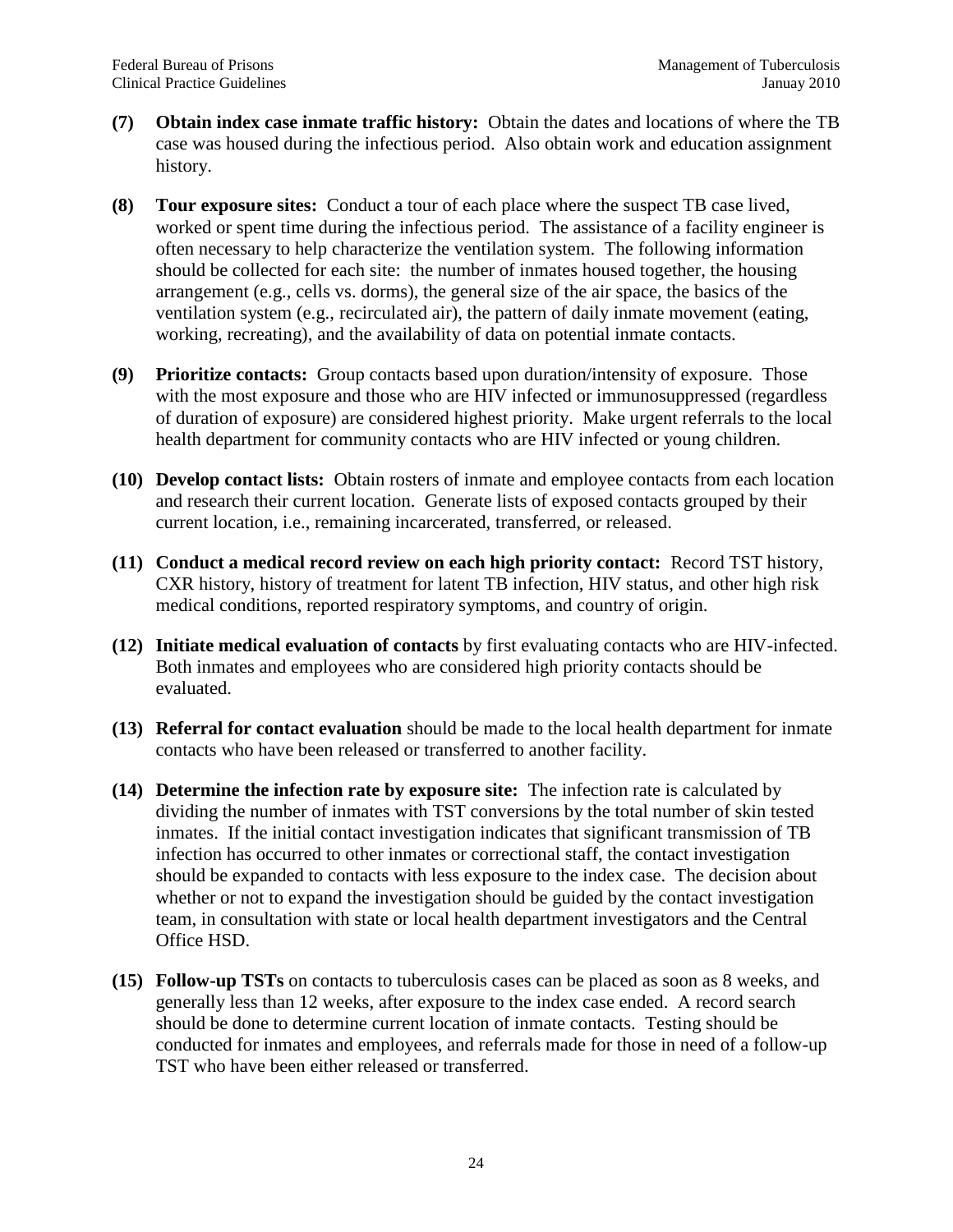**(7) Obtain index case inmate traffic history:** Obtain the dates and locations of where the TB case was housed during the infectious period. Also obtain work and education assignment history.

**(8) Tour exposure sites:** Conduct a tour of each place where the suspect TB case lived, worked or spent time during the infectious period. The assistance of a facility engineer is often necessary to help characterize the ventilation system. The following information should be collected for each site: the number of inmates housed together, the housing arrangement (e.g., cells vs. dorms), the general size of the air space, the basics of the ventilation system (e.g., recirculated air), the pattern of daily inmate movement (eating, working, recreating), and the availability of data on potential inmate contacts.

**(9) Prioritize contacts:** Group contacts based upon duration/intensity of exposure. Those with the most exposure and those who are HIV infected or immunosuppressed (regardless of duration of exposure) are considered highest priority. Make urgent referrals to the local health department for community contacts who are HIV infected or young children.

**(10) Develop contact lists:** Obtain rosters of inmate and employee contacts from each location and research their current location. Generate lists of exposed contacts grouped by their current location, i.e., remaining incarcerated, transferred, or released.

**(11) Conduct a medical record review on each high priority contact:** Record TST history, CXR history, history of treatment for latent TB infection, HIV status, and other high risk medical conditions, reported respiratory symptoms, and country of origin.

**(12) Initiate medical evaluation of contacts** by first evaluating contacts who are HIV-infected. Both inmates and employees who are considered high priority contacts should be evaluated.

**(13) Referral for contact evaluation** should be made to the local health department for inmate contacts who have been released or transferred to another facility.

**(14) Determine the infection rate by exposure site:** The infection rate is calculated by dividing the number of inmates with TST conversions by the total number of skin tested inmates. If the initial contact investigation indicates that significant transmission of TB infection has occurred to other inmates or correctional staff, the contact investigation should be expanded to contacts with less exposure to the index case. The decision about whether or not to expand the investigation should be guided by the contact investigation team, in consultation with state or local health department investigators and the Central Office HSD.

**(15) Follow-up TSTs** on contacts to tuberculosis cases can be placed as soon as 8 weeks, and generally less than 12 weeks, after exposure to the index case ended. A record search should be done to determine current location of inmate contacts. Testing should be conducted for inmates and employees, and referrals made for those in need of a follow-up TST who have been either released or transferred.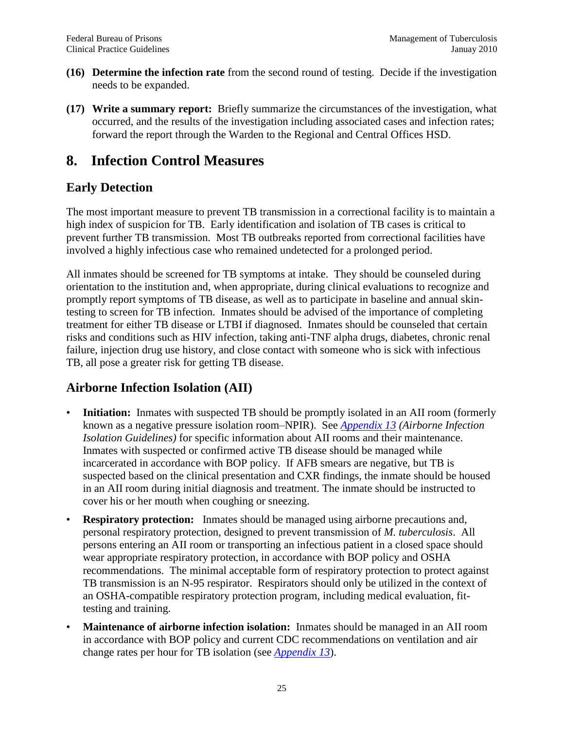**(16) Determine the infection rate** from the second round of testing. Decide if the investigation needs to be expanded.

**(17) Write a summary report:** Briefly summarize the circumstances of the investigation, what occurred, and the results of the investigation including associated cases and infection rates; forward the report through the Warden to the Regional and Central Offices HSD.

# 8. Infection Control Measures

## Early Detection

The most important measure to prevent TB transmission in a correctional facility is to maintain a high index of suspicion for TB. Early identification and isolation of TB cases is critical to prevent further TB transmission. Most TB outbreaks reported from correctional facilities have involved a highly infectious case who remained undetected for a prolonged period.

All inmates should be screened for TB symptoms at intake. They should be counseled during orientation to the institution and, when appropriate, during clinical evaluations to recognize and promptly report symptoms of TB disease, as well as to participate in baseline and annual skin-testing to screen for TB infection. Inmates should be advised of the importance of completing treatment for either TB disease or LTBI if diagnosed. Inmates should be counseled that certain risks and conditions such as HIV infection, taking anti-TNF alpha drugs, diabetes, chronic renal failure, injection drug use history, and close contact with someone who is sick with infectious TB, all pose a greater risk for getting TB disease.

## Airborne Infection Isolation (AII)

- **Initiation:** Inmates with suspected TB should be promptly isolated in an AII room (formerly known as a negative pressure isolation room–NPIR). See *Appendix 13 (Airborne Infection Isolation Guidelines)* for specific information about AII rooms and their maintenance. Inmates with suspected or confirmed active TB disease should be managed while incarcerated in accordance with BOP policy. If AFB smears are negative, but TB is suspected based on the clinical presentation and CXR findings, the inmate should be housed in an AII room during initial diagnosis and treatment. The inmate should be instructed to cover his or her mouth when coughing or sneezing.
- **Respiratory protection:** Inmates should be managed using airborne precautions and, personal respiratory protection, designed to prevent transmission of *M. tuberculosis*. All persons entering an AII room or transporting an infectious patient in a closed space should wear appropriate respiratory protection, in accordance with BOP policy and OSHA recommendations. The minimal acceptable form of respiratory protection to protect against TB transmission is an N-95 respirator. Respirators should only be utilized in the context of an OSHA-compatible respiratory protection program, including medical evaluation, fit-testing and training.
- **Maintenance of airborne infection isolation:** Inmates should be managed in an AII room in accordance with BOP policy and current CDC recommendations on ventilation and air change rates per hour for TB isolation (see *Appendix 13*).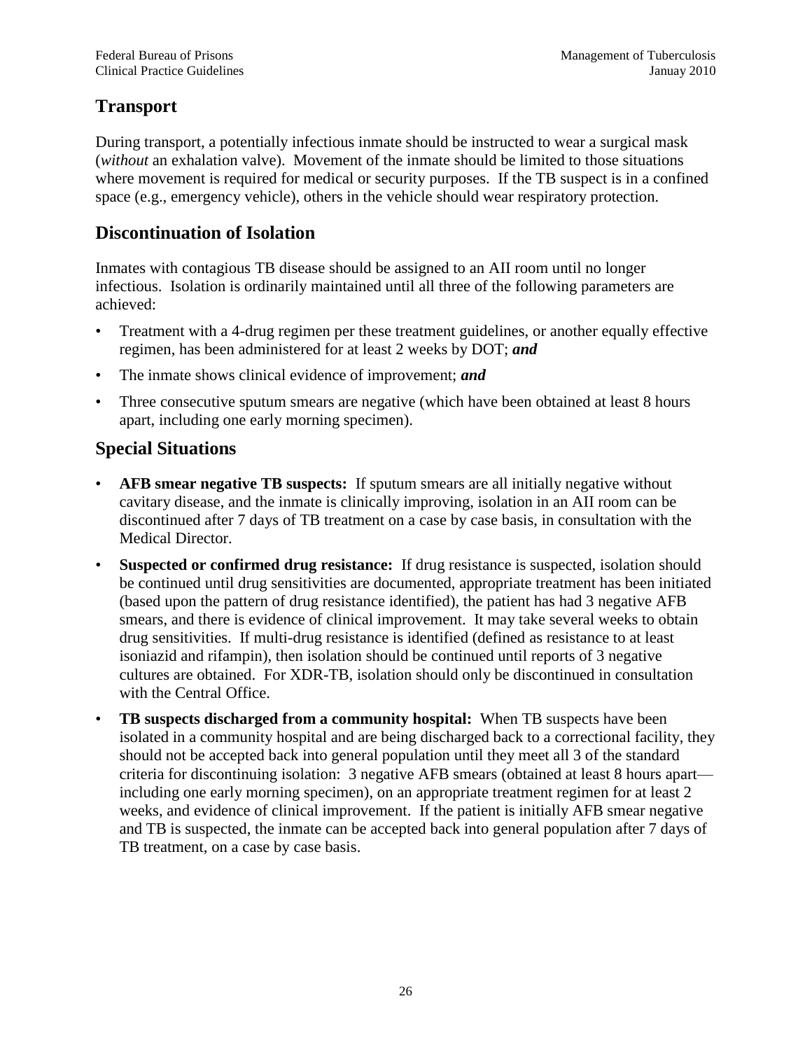## Transport

During transport, a potentially infectious inmate should be instructed to wear a surgical mask (*without* an exhalation valve). Movement of the inmate should be limited to those situations where movement is required for medical or security purposes. If the TB suspect is in a confined space (e.g., emergency vehicle), others in the vehicle should wear respiratory protection.

## Discontinuation of Isolation

Inmates with contagious TB disease should be assigned to an AII room until no longer infectious. Isolation is ordinarily maintained until all three of the following parameters are achieved:

- Treatment with a 4-drug regimen per these treatment guidelines, or another equally effective regimen, has been administered for at least 2 weeks by DOT; ***and***
- The inmate shows clinical evidence of improvement; ***and***
- Three consecutive sputum smears are negative (which have been obtained at least 8 hours apart, including one early morning specimen).

## Special Situations

- **AFB smear negative TB suspects:** If sputum smears are all initially negative without cavitary disease, and the inmate is clinically improving, isolation in an AII room can be discontinued after 7 days of TB treatment on a case by case basis, in consultation with the Medical Director.
- **Suspected or confirmed drug resistance:** If drug resistance is suspected, isolation should be continued until drug sensitivities are documented, appropriate treatment has been initiated (based upon the pattern of drug resistance identified), the patient has had 3 negative AFB smears, and there is evidence of clinical improvement. It may take several weeks to obtain drug sensitivities. If multi-drug resistance is identified (defined as resistance to at least isoniazid and rifampin), then isolation should be continued until reports of 3 negative cultures are obtained. For XDR-TB, isolation should only be discontinued in consultation with the Central Office.
- **TB suspects discharged from a community hospital:** When TB suspects have been isolated in a community hospital and are being discharged back to a correctional facility, they should not be accepted back into general population until they meet all 3 of the standard criteria for discontinuing isolation: 3 negative AFB smears (obtained at least 8 hours apart—including one early morning specimen), on an appropriate treatment regimen for at least 2 weeks, and evidence of clinical improvement. If the patient is initially AFB smear negative and TB is suspected, the inmate can be accepted back into general population after 7 days of TB treatment, on a case by case basis.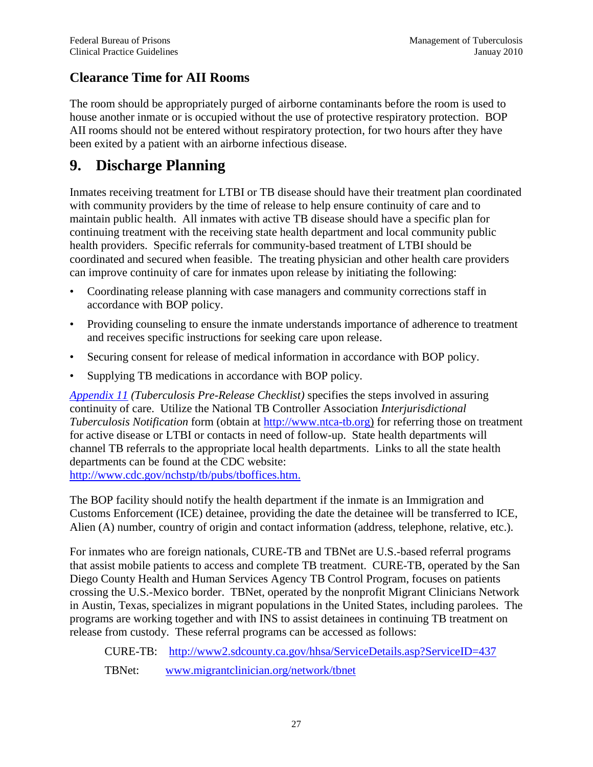### Clearance Time for AII Rooms

The room should be appropriately purged of airborne contaminants before the room is used to house another inmate or is occupied without the use of protective respiratory protection. BOP AII rooms should not be entered without respiratory protection, for two hours after they have been exited by a patient with an airborne infectious disease.

## 9. Discharge Planning

Inmates receiving treatment for LTBI or TB disease should have their treatment plan coordinated with community providers by the time of release to help ensure continuity of care and to maintain public health. All inmates with active TB disease should have a specific plan for continuing treatment with the receiving state health department and local community public health providers. Specific referrals for community-based treatment of LTBI should be coordinated and secured when feasible. The treating physician and other health care providers can improve continuity of care for inmates upon release by initiating the following:

- Coordinating release planning with case managers and community corrections staff in accordance with BOP policy.
- Providing counseling to ensure the inmate understands importance of adherence to treatment and receives specific instructions for seeking care upon release.
- Securing consent for release of medical information in accordance with BOP policy.
- Supplying TB medications in accordance with BOP policy.

*Appendix 11 (Tuberculosis Pre-Release Checklist)* specifies the steps involved in assuring continuity of care. Utilize the National TB Controller Association *Interjurisdictional Tuberculosis Notification* form (obtain at http://www.ntca-tb.org) for referring those on treatment for active disease or LTBI or contacts in need of follow-up. State health departments will channel TB referrals to the appropriate local health departments. Links to all the state health departments can be found at the CDC website: http://www.cdc.gov/nchstp/tb/pubs/tboffices.htm.

The BOP facility should notify the health department if the inmate is an Immigration and Customs Enforcement (ICE) detainee, providing the date the detainee will be transferred to ICE, Alien (A) number, country of origin and contact information (address, telephone, relative, etc.).

For inmates who are foreign nationals, CURE-TB and TBNet are U.S.-based referral programs that assist mobile patients to access and complete TB treatment. CURE-TB, operated by the San Diego County Health and Human Services Agency TB Control Program, focuses on patients crossing the U.S.-Mexico border. TBNet, operated by the nonprofit Migrant Clinicians Network in Austin, Texas, specializes in migrant populations in the United States, including parolees. The programs are working together and with INS to assist detainees in continuing TB treatment on release from custody. These referral programs can be accessed as follows:

CURE-TB: http://www2.sdcounty.ca.gov/hhsa/ServiceDetails.asp?ServiceID=437

TBNet: www.migrantclinician.org/network/tbnet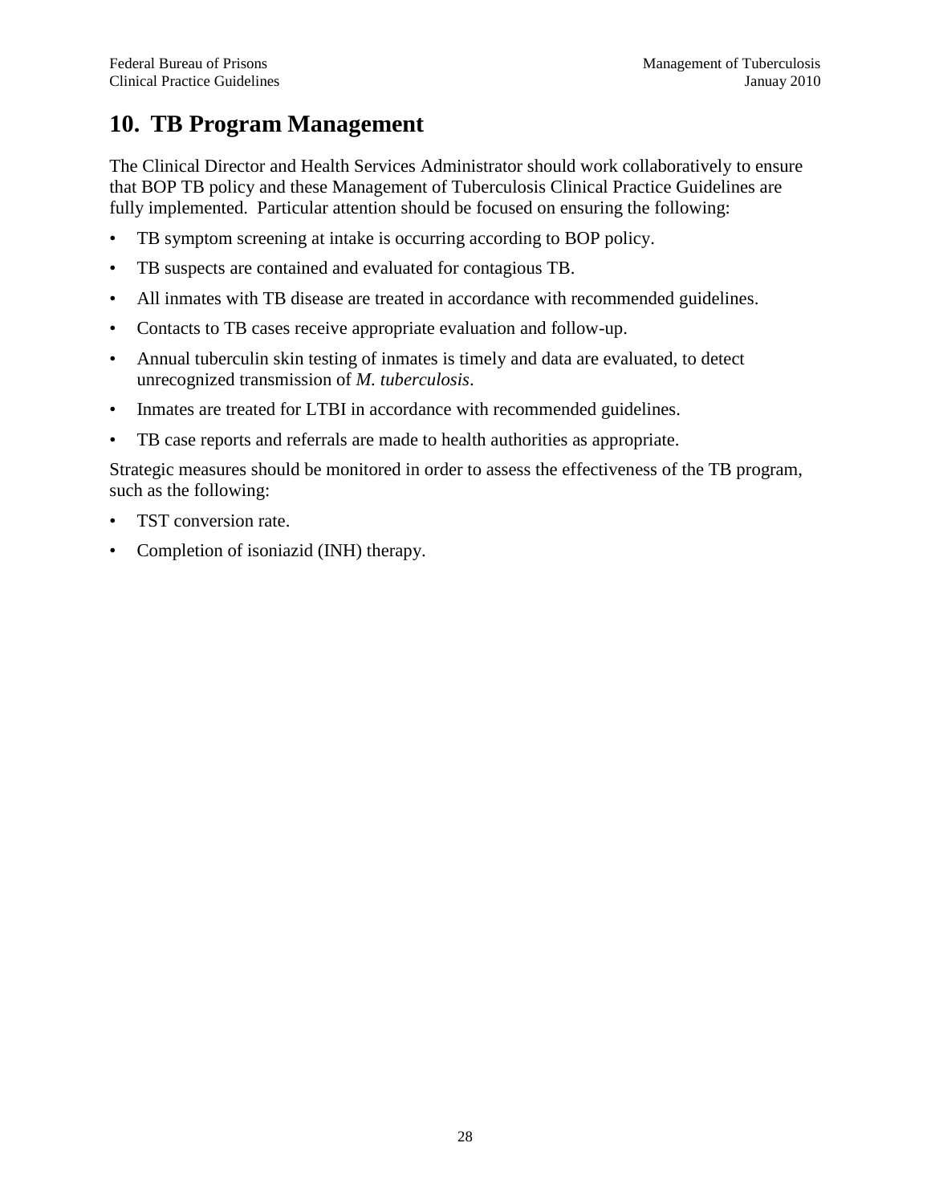# 10. TB Program Management

The Clinical Director and Health Services Administrator should work collaboratively to ensure that BOP TB policy and these Management of Tuberculosis Clinical Practice Guidelines are fully implemented. Particular attention should be focused on ensuring the following:

- TB symptom screening at intake is occurring according to BOP policy.
- TB suspects are contained and evaluated for contagious TB.
- All inmates with TB disease are treated in accordance with recommended guidelines.
- Contacts to TB cases receive appropriate evaluation and follow-up.
- Annual tuberculin skin testing of inmates is timely and data are evaluated, to detect unrecognized transmission of *M. tuberculosis*.
- Inmates are treated for LTBI in accordance with recommended guidelines.
- TB case reports and referrals are made to health authorities as appropriate.

Strategic measures should be monitored in order to assess the effectiveness of the TB program, such as the following:

- TST conversion rate.
- Completion of isoniazid (INH) therapy.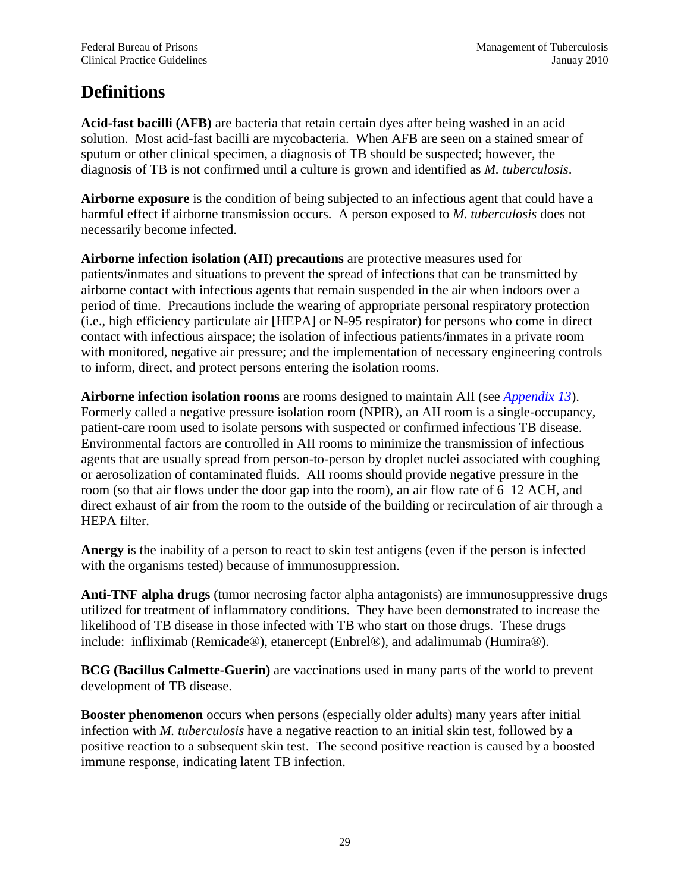# Definitions

**Acid-fast bacilli (AFB)** are bacteria that retain certain dyes after being washed in an acid solution. Most acid-fast bacilli are mycobacteria. When AFB are seen on a stained smear of sputum or other clinical specimen, a diagnosis of TB should be suspected; however, the diagnosis of TB is not confirmed until a culture is grown and identified as *M. tuberculosis*.

**Airborne exposure** is the condition of being subjected to an infectious agent that could have a harmful effect if airborne transmission occurs. A person exposed to *M. tuberculosis* does not necessarily become infected.

**Airborne infection isolation (AII) precautions** are protective measures used for patients/inmates and situations to prevent the spread of infections that can be transmitted by airborne contact with infectious agents that remain suspended in the air when indoors over a period of time. Precautions include the wearing of appropriate personal respiratory protection (i.e., high efficiency particulate air [HEPA] or N-95 respirator) for persons who come in direct contact with infectious airspace; the isolation of infectious patients/inmates in a private room with monitored, negative air pressure; and the implementation of necessary engineering controls to inform, direct, and protect persons entering the isolation rooms.

**Airborne infection isolation rooms** are rooms designed to maintain AII (see *Appendix 13*). Formerly called a negative pressure isolation room (NPIR), an AII room is a single-occupancy, patient-care room used to isolate persons with suspected or confirmed infectious TB disease. Environmental factors are controlled in AII rooms to minimize the transmission of infectious agents that are usually spread from person-to-person by droplet nuclei associated with coughing or aerosolization of contaminated fluids. AII rooms should provide negative pressure in the room (so that air flows under the door gap into the room), an air flow rate of 6–12 ACH, and direct exhaust of air from the room to the outside of the building or recirculation of air through a HEPA filter.

**Anergy** is the inability of a person to react to skin test antigens (even if the person is infected with the organisms tested) because of immunosuppression.

**Anti-TNF alpha drugs** (tumor necrosing factor alpha antagonists) are immunosuppressive drugs utilized for treatment of inflammatory conditions. They have been demonstrated to increase the likelihood of TB disease in those infected with TB who start on those drugs. These drugs include: infliximab (Remicade®), etanercept (Enbrel®), and adalimumab (Humira®).

**BCG (Bacillus Calmette-Guerin)** are vaccinations used in many parts of the world to prevent development of TB disease.

**Booster phenomenon** occurs when persons (especially older adults) many years after initial infection with *M. tuberculosis* have a negative reaction to an initial skin test, followed by a positive reaction to a subsequent skin test. The second positive reaction is caused by a boosted immune response, indicating latent TB infection.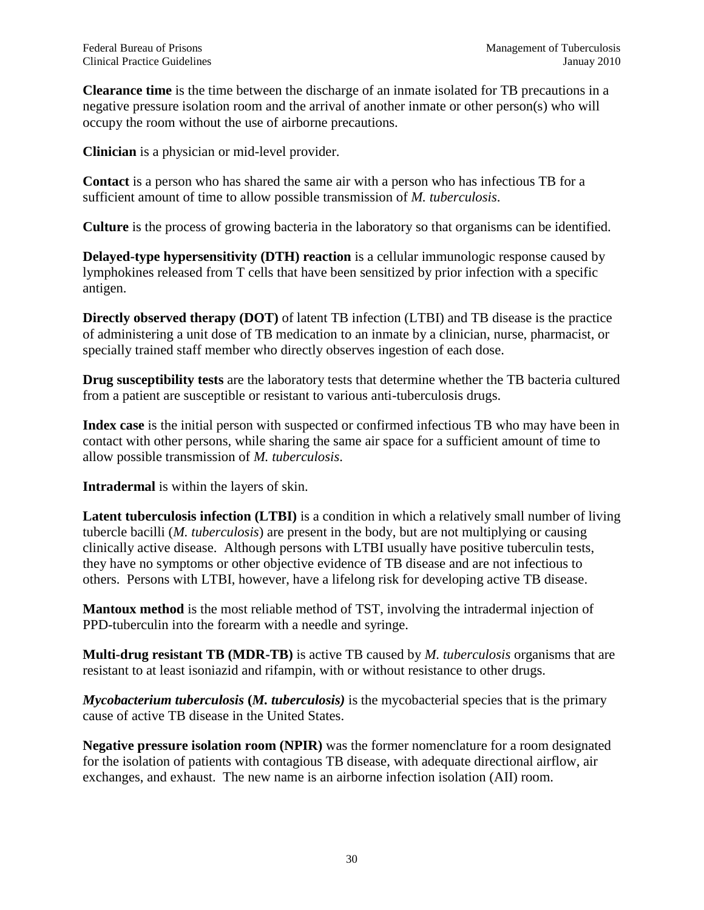**Clearance time** is the time between the discharge of an inmate isolated for TB precautions in a negative pressure isolation room and the arrival of another inmate or other person(s) who will occupy the room without the use of airborne precautions.

**Clinician** is a physician or mid-level provider.

**Contact** is a person who has shared the same air with a person who has infectious TB for a sufficient amount of time to allow possible transmission of *M. tuberculosis*.

**Culture** is the process of growing bacteria in the laboratory so that organisms can be identified.

**Delayed-type hypersensitivity (DTH) reaction** is a cellular immunologic response caused by lymphokines released from T cells that have been sensitized by prior infection with a specific antigen.

**Directly observed therapy (DOT)** of latent TB infection (LTBI) and TB disease is the practice of administering a unit dose of TB medication to an inmate by a clinician, nurse, pharmacist, or specially trained staff member who directly observes ingestion of each dose.

**Drug susceptibility tests** are the laboratory tests that determine whether the TB bacteria cultured from a patient are susceptible or resistant to various anti-tuberculosis drugs.

**Index case** is the initial person with suspected or confirmed infectious TB who may have been in contact with other persons, while sharing the same air space for a sufficient amount of time to allow possible transmission of *M. tuberculosis*.

**Intradermal** is within the layers of skin.

**Latent tuberculosis infection (LTBI)** is a condition in which a relatively small number of living tubercle bacilli (*M. tuberculosis*) are present in the body, but are not multiplying or causing clinically active disease. Although persons with LTBI usually have positive tuberculin tests, they have no symptoms or other objective evidence of TB disease and are not infectious to others. Persons with LTBI, however, have a lifelong risk for developing active TB disease.

**Mantoux method** is the most reliable method of TST, involving the intradermal injection of PPD-tuberculin into the forearm with a needle and syringe.

**Multi-drug resistant TB (MDR-TB)** is active TB caused by *M. tuberculosis* organisms that are resistant to at least isoniazid and rifampin, with or without resistance to other drugs.

***Mycobacterium tuberculosis* (*M. tuberculosis*)** is the mycobacterial species that is the primary cause of active TB disease in the United States.

**Negative pressure isolation room (NPIR)** was the former nomenclature for a room designated for the isolation of patients with contagious TB disease, with adequate directional airflow, air exchanges, and exhaust. The new name is an airborne infection isolation (AII) room.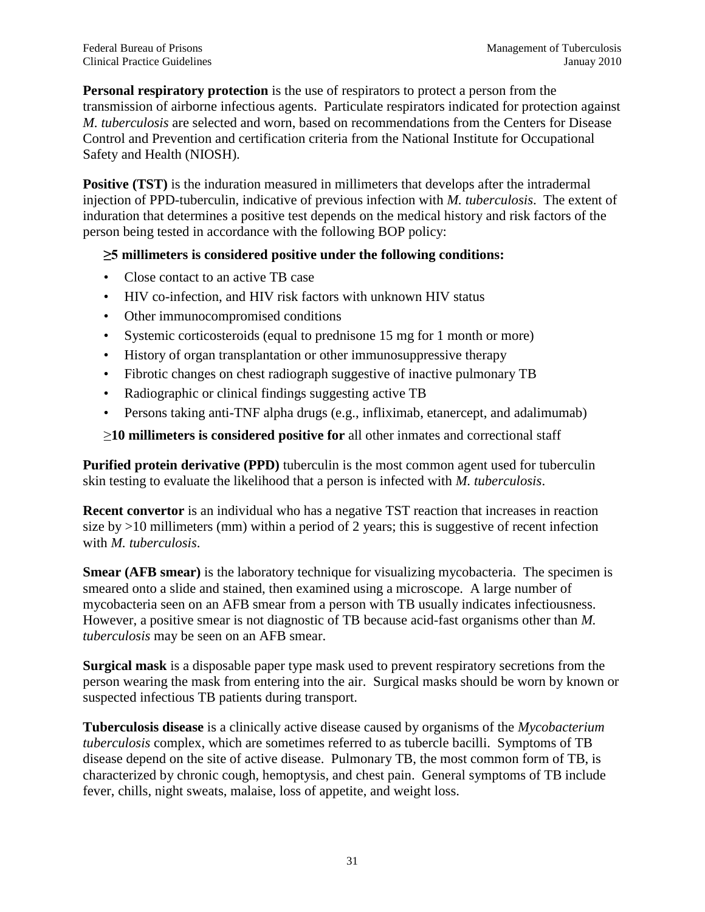**Personal respiratory protection** is the use of respirators to protect a person from the transmission of airborne infectious agents. Particulate respirators indicated for protection against *M. tuberculosis* are selected and worn, based on recommendations from the Centers for Disease Control and Prevention and certification criteria from the National Institute for Occupational Safety and Health (NIOSH).

**Positive (TST)** is the induration measured in millimeters that develops after the intradermal injection of PPD-tuberculin, indicative of previous infection with *M. tuberculosis*. The extent of induration that determines a positive test depends on the medical history and risk factors of the person being tested in accordance with the following BOP policy:

**≥5 millimeters is considered positive under the following conditions:**

- Close contact to an active TB case
- HIV co-infection, and HIV risk factors with unknown HIV status
- Other immunocompromised conditions
- Systemic corticosteroids (equal to prednisone 15 mg for 1 month or more)
- History of organ transplantation or other immunosuppressive therapy
- Fibrotic changes on chest radiograph suggestive of inactive pulmonary TB
- Radiographic or clinical findings suggesting active TB
- Persons taking anti-TNF alpha drugs (e.g., infliximab, etanercept, and adalimumab)

≥**10 millimeters is considered positive for** all other inmates and correctional staff

**Purified protein derivative (PPD)** tuberculin is the most common agent used for tuberculin skin testing to evaluate the likelihood that a person is infected with *M. tuberculosis*.

**Recent convertor** is an individual who has a negative TST reaction that increases in reaction size by >10 millimeters (mm) within a period of 2 years; this is suggestive of recent infection with *M. tuberculosis*.

**Smear (AFB smear)** is the laboratory technique for visualizing mycobacteria. The specimen is smeared onto a slide and stained, then examined using a microscope. A large number of mycobacteria seen on an AFB smear from a person with TB usually indicates infectiousness. However, a positive smear is not diagnostic of TB because acid-fast organisms other than *M. tuberculosis* may be seen on an AFB smear.

**Surgical mask** is a disposable paper type mask used to prevent respiratory secretions from the person wearing the mask from entering into the air. Surgical masks should be worn by known or suspected infectious TB patients during transport.

**Tuberculosis disease** is a clinically active disease caused by organisms of the *Mycobacterium tuberculosis* complex, which are sometimes referred to as tubercle bacilli. Symptoms of TB disease depend on the site of active disease. Pulmonary TB, the most common form of TB, is characterized by chronic cough, hemoptysis, and chest pain. General symptoms of TB include fever, chills, night sweats, malaise, loss of appetite, and weight loss.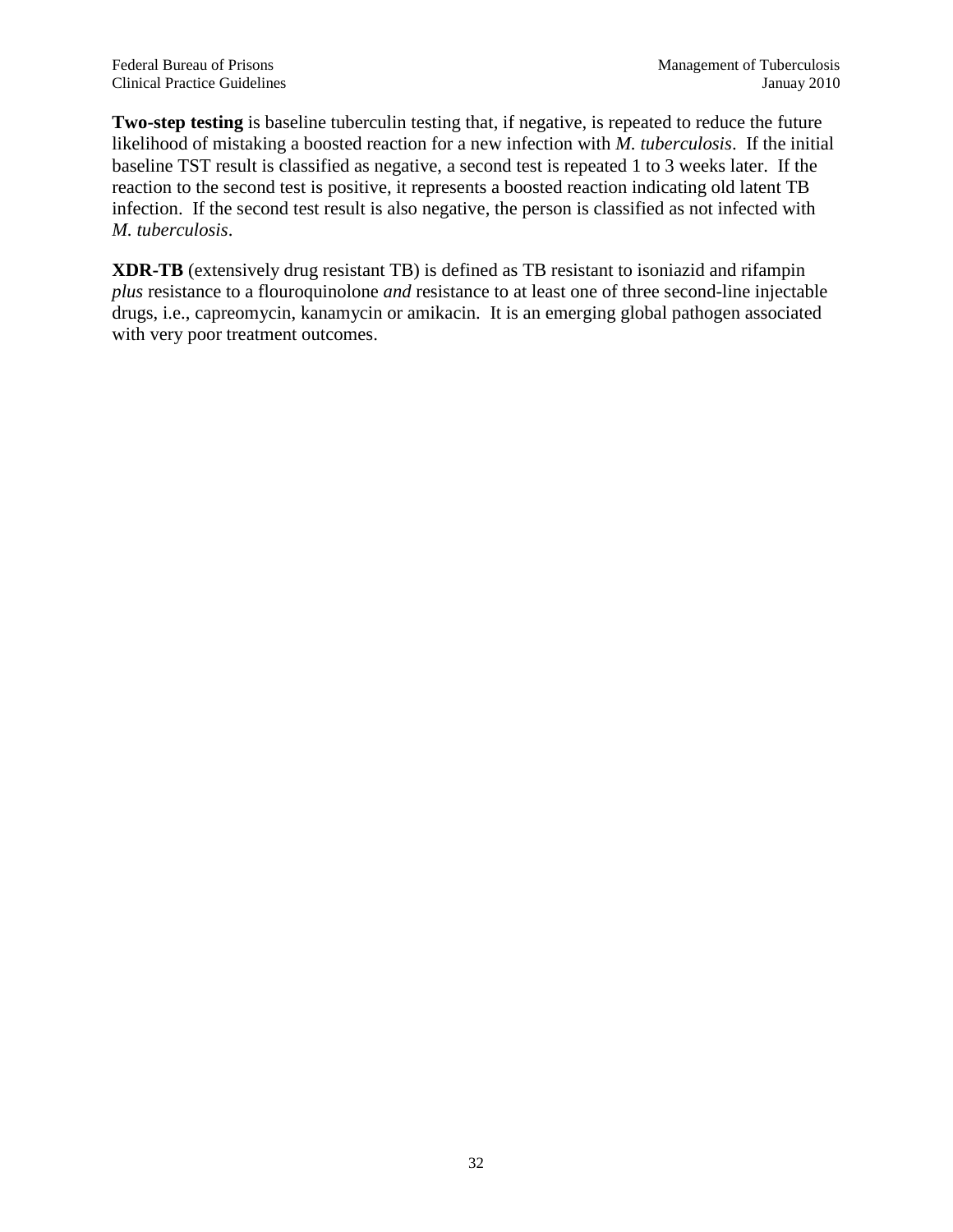**Two-step testing** is baseline tuberculin testing that, if negative, is repeated to reduce the future likelihood of mistaking a boosted reaction for a new infection with *M. tuberculosis*. If the initial baseline TST result is classified as negative, a second test is repeated 1 to 3 weeks later. If the reaction to the second test is positive, it represents a boosted reaction indicating old latent TB infection. If the second test result is also negative, the person is classified as not infected with *M. tuberculosis*.

**XDR-TB** (extensively drug resistant TB) is defined as TB resistant to isoniazid and rifampin *plus* resistance to a flouroquinolone *and* resistance to at least one of three second-line injectable drugs, i.e., capreomycin, kanamycin or amikacin. It is an emerging global pathogen associated with very poor treatment outcomes.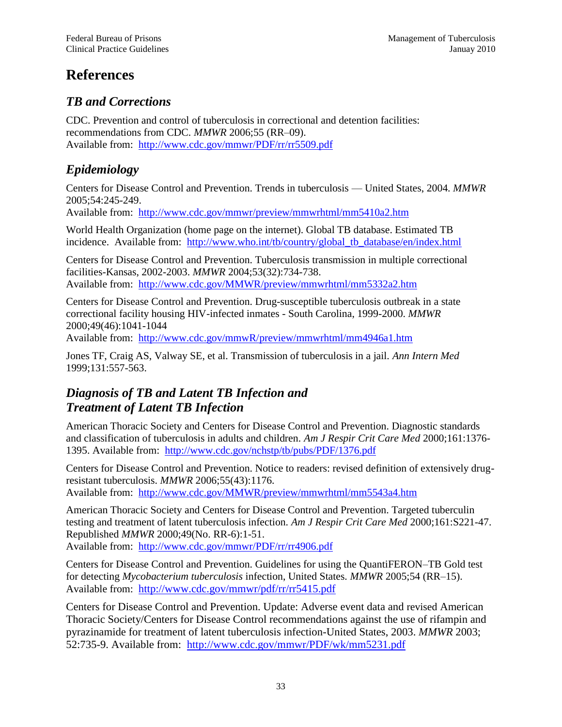# References

## *TB and Corrections*

CDC. Prevention and control of tuberculosis in correctional and detention facilities: recommendations from CDC. *MMWR* 2006;55 (RR–09).
Available from: http://www.cdc.gov/mmwr/PDF/rr/rr5509.pdf

## *Epidemiology*

Centers for Disease Control and Prevention. Trends in tuberculosis — United States, 2004. *MMWR* 2005;54:245-249.
Available from: http://www.cdc.gov/mmwr/preview/mmwrhtml/mm5410a2.htm

World Health Organization (home page on the internet). Global TB database. Estimated TB incidence. Available from: http://www.who.int/tb/country/global_tb_database/en/index.html

Centers for Disease Control and Prevention. Tuberculosis transmission in multiple correctional facilities-Kansas, 2002-2003. *MMWR* 2004;53(32):734-738.
Available from: http://www.cdc.gov/MMWR/preview/mmwrhtml/mm5332a2.htm

Centers for Disease Control and Prevention. Drug-susceptible tuberculosis outbreak in a state correctional facility housing HIV-infected inmates - South Carolina, 1999-2000. *MMWR* 2000;49(46):1041-1044
Available from: http://www.cdc.gov/mmwR/preview/mmwrhtml/mm4946a1.htm

Jones TF, Craig AS, Valway SE, et al. Transmission of tuberculosis in a jail. *Ann Intern Med* 1999;131:557-563.

## *Diagnosis of TB and Latent TB Infection and Treatment of Latent TB Infection*

American Thoracic Society and Centers for Disease Control and Prevention. Diagnostic standards and classification of tuberculosis in adults and children. *Am J Respir Crit Care Med* 2000;161:1376-1395. Available from: http://www.cdc.gov/nchstp/tb/pubs/PDF/1376.pdf

Centers for Disease Control and Prevention. Notice to readers: revised definition of extensively drug-resistant tuberculosis. *MMWR* 2006;55(43):1176.
Available from: http://www.cdc.gov/MMWR/preview/mmwrhtml/mm5543a4.htm

American Thoracic Society and Centers for Disease Control and Prevention. Targeted tuberculin testing and treatment of latent tuberculosis infection. *Am J Respir Crit Care Med* 2000;161:S221-47. Republished *MMWR* 2000;49(No. RR-6):1-51.
Available from: http://www.cdc.gov/mmwr/PDF/rr/rr4906.pdf

Centers for Disease Control and Prevention. Guidelines for using the QuantiFERON–TB Gold test for detecting *Mycobacterium tuberculosis* infection, United States. *MMWR* 2005;54 (RR–15).
Available from: http://www.cdc.gov/mmwr/pdf/rr/rr5415.pdf

Centers for Disease Control and Prevention. Update: Adverse event data and revised American Thoracic Society/Centers for Disease Control recommendations against the use of rifampin and pyrazinamide for treatment of latent tuberculosis infection-United States, 2003. *MMWR* 2003; 52:735-9. Available from: http://www.cdc.gov/mmwr/PDF/wk/mm5231.pdf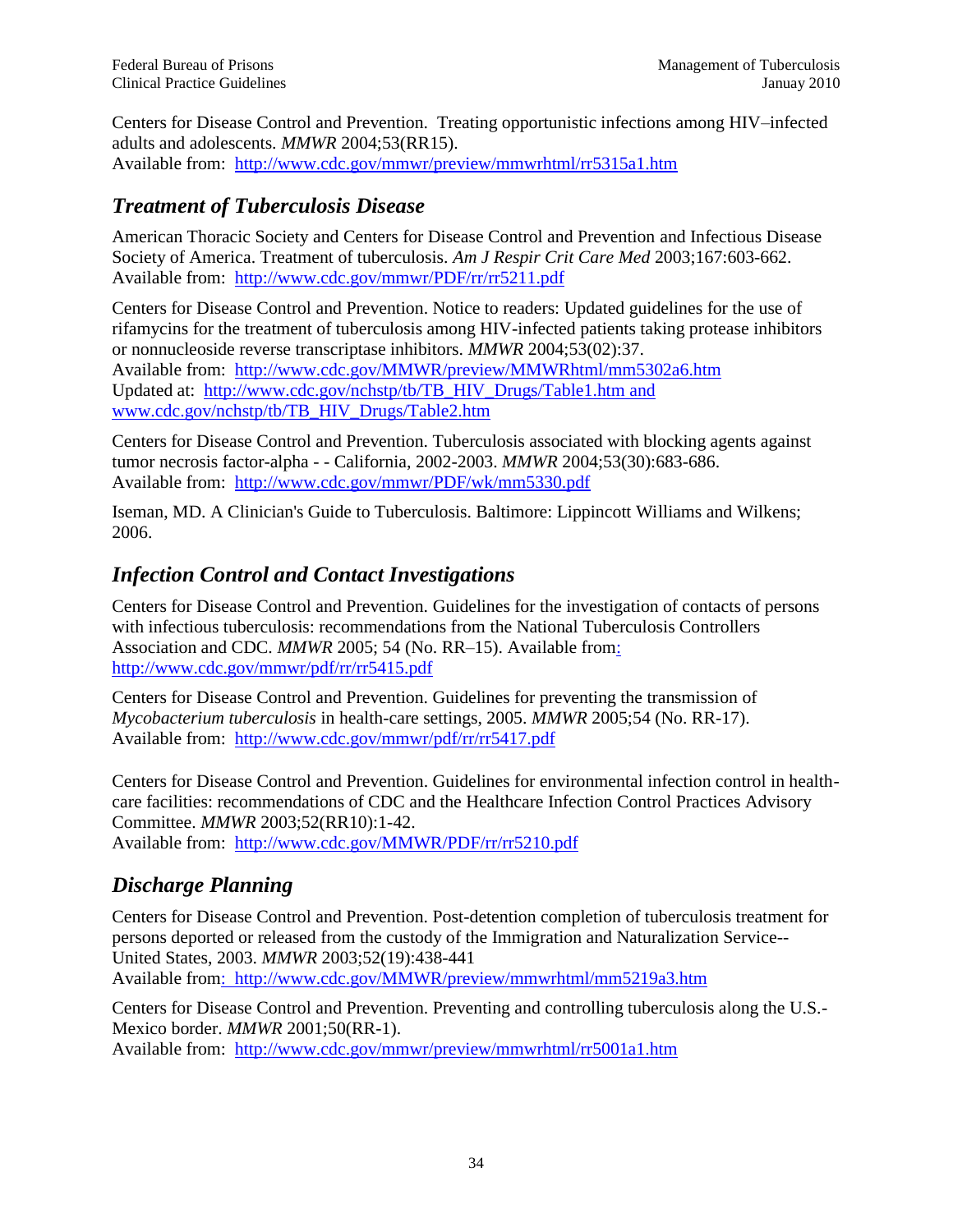Centers for Disease Control and Prevention. Treating opportunistic infections among HIV–infected adults and adolescents. *MMWR* 2004;53(RR15).
Available from: http://www.cdc.gov/mmwr/preview/mmwrhtml/rr5315a1.htm

## *Treatment of Tuberculosis Disease*

American Thoracic Society and Centers for Disease Control and Prevention and Infectious Disease Society of America. Treatment of tuberculosis. *Am J Respir Crit Care Med* 2003;167:603-662.
Available from: http://www.cdc.gov/mmwr/PDF/rr/rr5211.pdf

Centers for Disease Control and Prevention. Notice to readers: Updated guidelines for the use of rifamycins for the treatment of tuberculosis among HIV-infected patients taking protease inhibitors or nonnucleoside reverse transcriptase inhibitors. *MMWR* 2004;53(02):37.
Available from: http://www.cdc.gov/MMWR/preview/MMWRhtml/mm5302a6.htm
Updated at: http://www.cdc.gov/nchstp/tb/TB_HIV_Drugs/Table1.htm and www.cdc.gov/nchstp/tb/TB_HIV_Drugs/Table2.htm

Centers for Disease Control and Prevention. Tuberculosis associated with blocking agents against tumor necrosis factor-alpha - - California, 2002-2003. *MMWR* 2004;53(30):683-686.
Available from: http://www.cdc.gov/mmwr/PDF/wk/mm5330.pdf

Iseman, MD. A Clinician's Guide to Tuberculosis. Baltimore: Lippincott Williams and Wilkens; 2006.

## *Infection Control and Contact Investigations*

Centers for Disease Control and Prevention. Guidelines for the investigation of contacts of persons with infectious tuberculosis: recommendations from the National Tuberculosis Controllers Association and CDC. *MMWR* 2005; 54 (No. RR–15). Available from: http://www.cdc.gov/mmwr/pdf/rr/rr5415.pdf

Centers for Disease Control and Prevention. Guidelines for preventing the transmission of *Mycobacterium tuberculosis* in health-care settings, 2005. *MMWR* 2005;54 (No. RR-17).
Available from: http://www.cdc.gov/mmwr/pdf/rr/rr5417.pdf

Centers for Disease Control and Prevention. Guidelines for environmental infection control in health-care facilities: recommendations of CDC and the Healthcare Infection Control Practices Advisory Committee. *MMWR* 2003;52(RR10):1-42.
Available from: http://www.cdc.gov/MMWR/PDF/rr/rr5210.pdf

## *Discharge Planning*

Centers for Disease Control and Prevention. Post-detention completion of tuberculosis treatment for persons deported or released from the custody of the Immigration and Naturalization Service--United States, 2003. *MMWR* 2003;52(19):438-441
Available from: http://www.cdc.gov/MMWR/preview/mmwrhtml/mm5219a3.htm

Centers for Disease Control and Prevention. Preventing and controlling tuberculosis along the U.S.-Mexico border. *MMWR* 2001;50(RR-1).
Available from: http://www.cdc.gov/mmwr/preview/mmwrhtml/rr5001a1.htm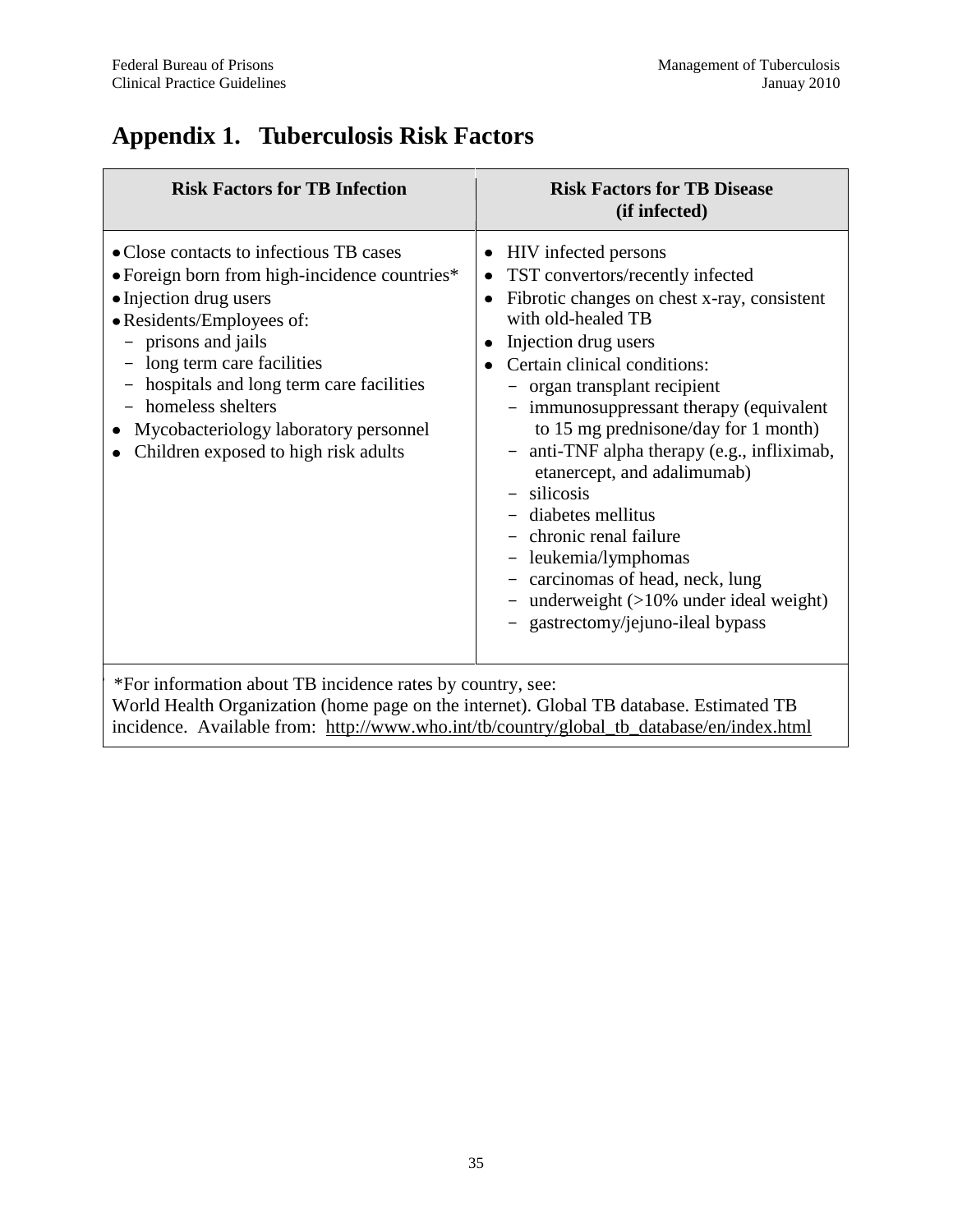# Appendix 1. Tuberculosis Risk Factors

| Risk Factors for TB Infection | Risk Factors for TB Disease (if infected) |
|---|---|
| • Close contacts to infectious TB cases<br>• Foreign born from high-incidence countries*<br>• Injection drug users<br>• Residents/Employees of:<br>– prisons and jails<br>– long term care facilities<br>– hospitals and long term care facilities<br>– homeless shelters<br>• Mycobacteriology laboratory personnel<br>• Children exposed to high risk adults | • HIV infected persons<br>• TST convertors/recently infected<br>• Fibrotic changes on chest x-ray, consistent with old-healed TB<br>• Injection drug users<br>• Certain clinical conditions:<br>– organ transplant recipient<br>– immunosuppressant therapy (equivalent to 15 mg prednisone/day for 1 month)<br>– anti-TNF alpha therapy (e.g., infliximab, etanercept, and adalimumab)<br>– silicosis<br>– diabetes mellitus<br>– chronic renal failure<br>– leukemia/lymphomas<br>– carcinomas of head, neck, lung<br>– underweight (>10% under ideal weight)<br>– gastrectomy/jejuno-ileal bypass |

*For information about TB incidence rates by country, see:
World Health Organization (home page on the internet). Global TB database. Estimated TB incidence. Available from: http://www.who.int/tb/country/global_tb_database/en/index.html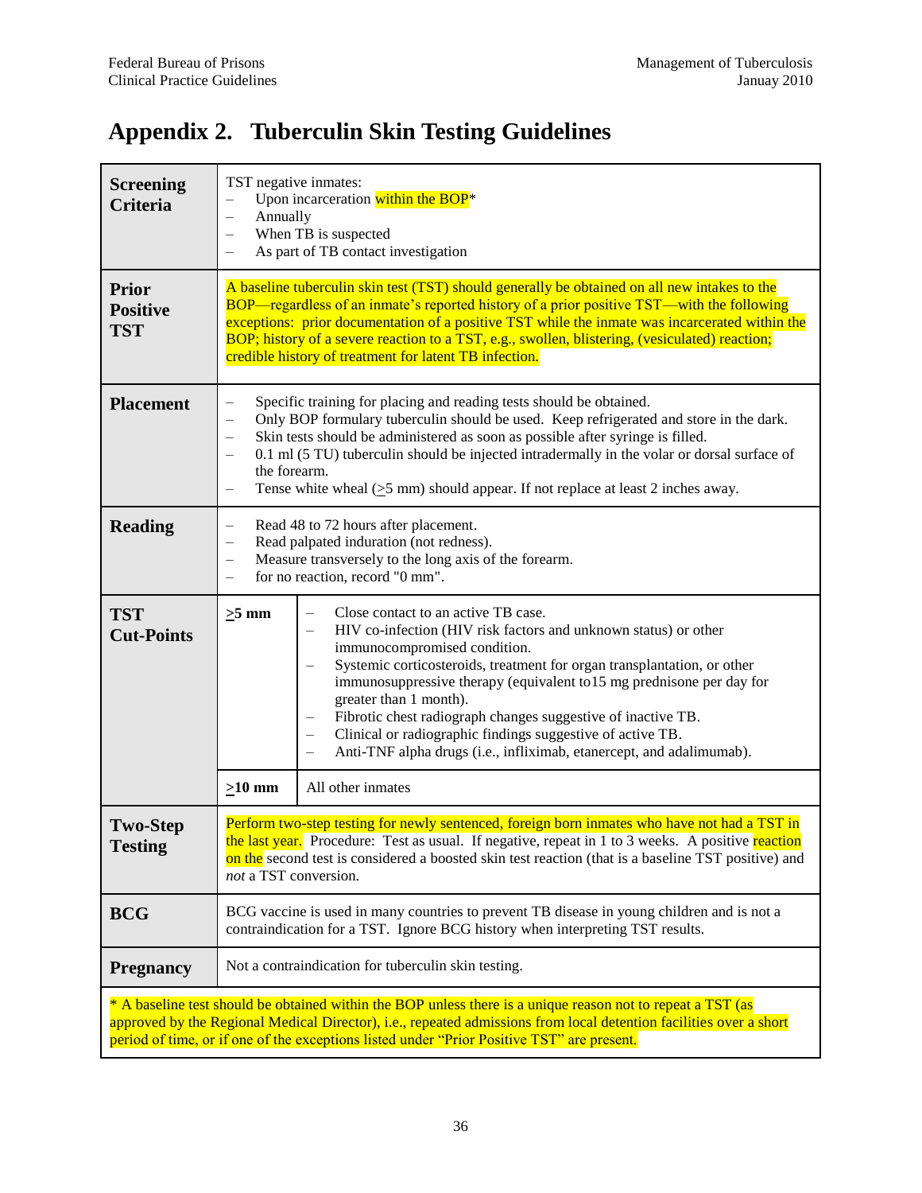# Appendix 2. Tuberculin Skin Testing Guidelines

| | | |
|---|---|---|
| **Screening Criteria** | TST negative inmates:<br>– Upon incarceration within the BOP*<br>– Annually<br>– When TB is suspected<br>– As part of TB contact investigation | |
| **Prior Positive TST** | A baseline tuberculin skin test (TST) should generally be obtained on all new intakes to the BOP—regardless of an inmate's reported history of a prior positive TST—with the following exceptions: prior documentation of a positive TST while the inmate was incarcerated within the BOP; history of a severe reaction to a TST, e.g., swollen, blistering, (vesiculated) reaction; credible history of treatment for latent TB infection. | |
| **Placement** | – Specific training for placing and reading tests should be obtained.<br>– Only BOP formulary tuberculin should be used. Keep refrigerated and store in the dark.<br>– Skin tests should be administered as soon as possible after syringe is filled.<br>– 0.1 ml (5 TU) tuberculin should be injected intradermally in the volar or dorsal surface of the forearm.<br>– Tense white wheal (≥5 mm) should appear. If not replace at least 2 inches away. | |
| **Reading** | – Read 48 to 72 hours after placement.<br>– Read palpated induration (not redness).<br>– Measure transversely to the long axis of the forearm.<br>– for no reaction, record "0 mm". | |
| **TST Cut-Points** | **≥5 mm** | – Close contact to an active TB case.<br>– HIV co-infection (HIV risk factors and unknown status) or other immunocompromised condition.<br>– Systemic corticosteroids, treatment for organ transplantation, or other immunosuppressive therapy (equivalent to15 mg prednisone per day for greater than 1 month).<br>– Fibrotic chest radiograph changes suggestive of inactive TB.<br>– Clinical or radiographic findings suggestive of active TB.<br>– Anti-TNF alpha drugs (i.e., infliximab, etanercept, and adalimumab). |
| | **≥10 mm** | All other inmates |
| **Two-Step Testing** | Perform two-step testing for newly sentenced, foreign born inmates who have not had a TST in the last year. Procedure: Test as usual. If negative, repeat in 1 to 3 weeks. A positive reaction on the second test is considered a boosted skin test reaction (that is a baseline TST positive) and *not* a TST conversion. | |
| **BCG** | BCG vaccine is used in many countries to prevent TB disease in young children and is not a contraindication for a TST. Ignore BCG history when interpreting TST results. | |
| **Pregnancy** | Not a contraindication for tuberculin skin testing. | |

\* A baseline test should be obtained within the BOP unless there is a unique reason not to repeat a TST (as approved by the Regional Medical Director), i.e., repeated admissions from local detention facilities over a short period of time, or if one of the exceptions listed under "Prior Positive TST" are present.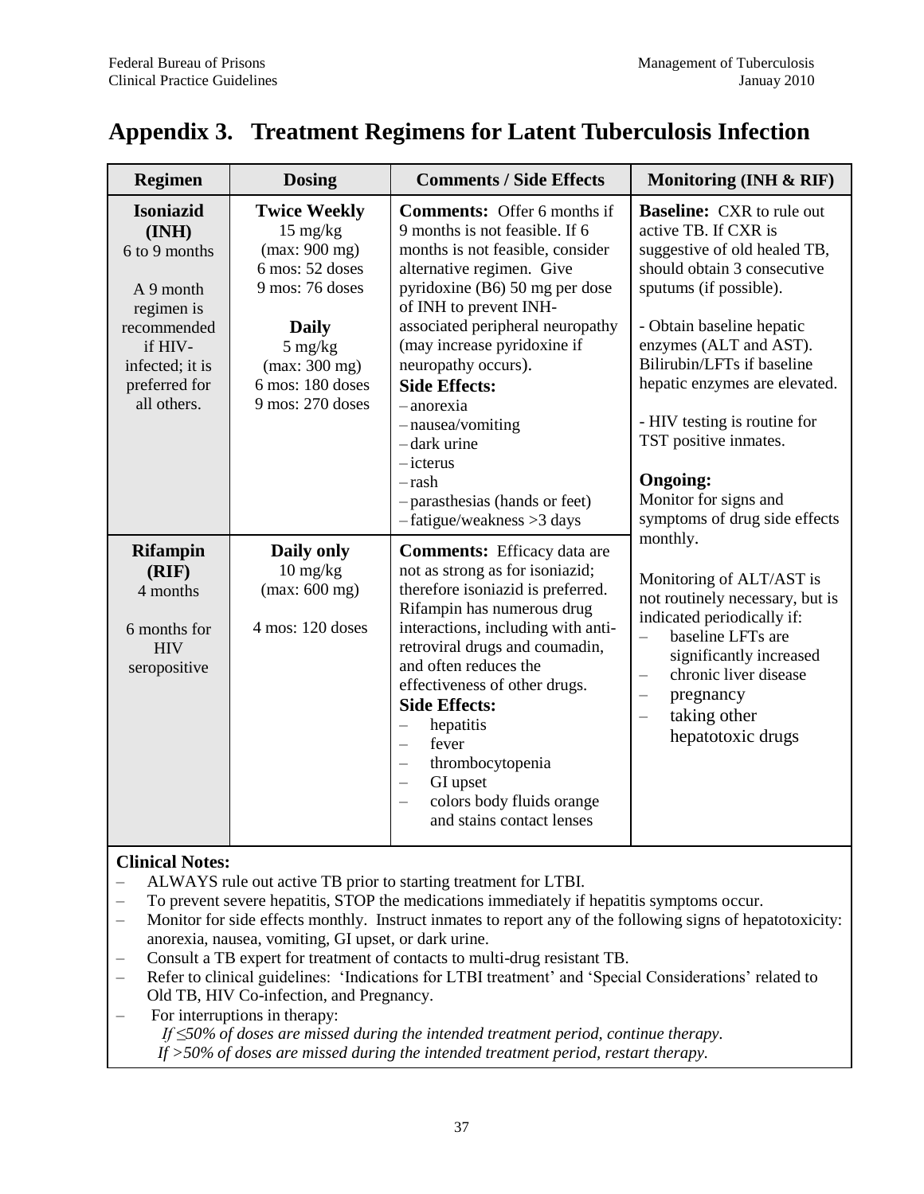# Appendix 3. Treatment Regimens for Latent Tuberculosis Infection

| Regimen | Dosing | Comments / Side Effects | Monitoring (INH & RIF) |
|---|---|---|---|
| **Isoniazid (INH)**<br>6 to 9 months<br><br>A 9 month regimen is recommended if HIV-infected; it is preferred for all others. | **Twice Weekly**<br>15 mg/kg<br>(max: 900 mg)<br>6 mos: 52 doses<br>9 mos: 76 doses<br><br>**Daily**<br>5 mg/kg<br>(max: 300 mg)<br>6 mos: 180 doses<br>9 mos: 270 doses | **Comments:** Offer 6 months if 9 months is not feasible. If 6 months is not feasible, consider alternative regimen. Give pyridoxine (B6) 50 mg per dose of INH to prevent INH-associated peripheral neuropathy (may increase pyridoxine if neuropathy occurs).<br>**Side Effects:**<br>– anorexia<br>– nausea/vomiting<br>– dark urine<br>– icterus<br>– rash<br>– parasthesias (hands or feet)<br>– fatigue/weakness >3 days | **Baseline:** CXR to rule out active TB. If CXR is suggestive of old healed TB, should obtain 3 consecutive sputums (if possible).<br><br>- Obtain baseline hepatic enzymes (ALT and AST). Bilirubin/LFTs if baseline hepatic enzymes are elevated.<br><br>- HIV testing is routine for TST positive inmates.<br><br>**Ongoing:**<br>Monitor for signs and symptoms of drug side effects monthly.<br><br>Monitoring of ALT/AST is not routinely necessary, but is indicated periodically if:<br>– baseline LFTs are significantly increased<br>– chronic liver disease<br>– pregnancy<br>– taking other hepatotoxic drugs |
| **Rifampin (RIF)**<br>4 months<br><br>6 months for HIV seropositive | **Daily only**<br>10 mg/kg<br>(max: 600 mg)<br><br>4 mos: 120 doses | **Comments:** Efficacy data are not as strong as for isoniazid; therefore isoniazid is preferred. Rifampin has numerous drug interactions, including with anti-retroviral drugs and coumadin, and often reduces the effectiveness of other drugs.<br>**Side Effects:**<br>– hepatitis<br>– fever<br>– thrombocytopenia<br>– GI upset<br>– colors body fluids orange and stains contact lenses | |

**Clinical Notes:**

- ALWAYS rule out active TB prior to starting treatment for LTBI.
- To prevent severe hepatitis, STOP the medications immediately if hepatitis symptoms occur.
- Monitor for side effects monthly. Instruct inmates to report any of the following signs of hepatotoxicity: anorexia, nausea, vomiting, GI upset, or dark urine.
- Consult a TB expert for treatment of contacts to multi-drug resistant TB.
- Refer to clinical guidelines: 'Indications for LTBI treatment' and 'Special Considerations' related to Old TB, HIV Co-infection, and Pregnancy.
- For interruptions in therapy:
  *If ≤50% of doses are missed during the intended treatment period, continue therapy.*
  *If >50% of doses are missed during the intended treatment period, restart therapy.*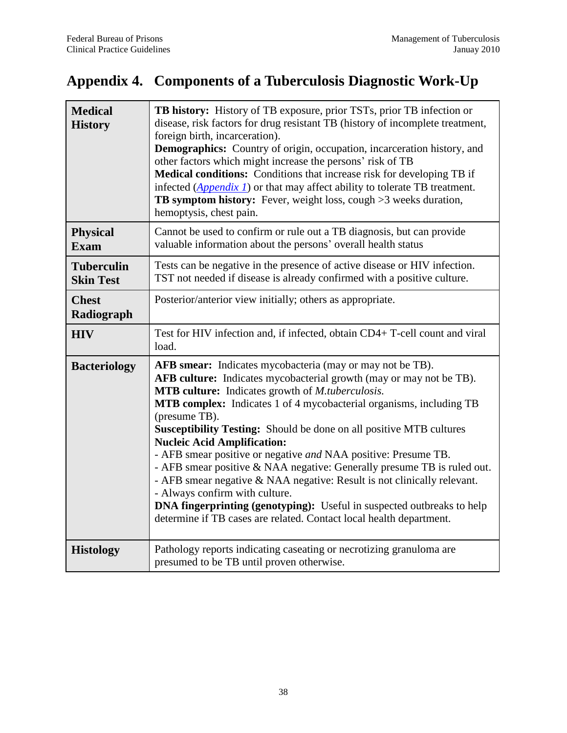# Appendix 4. Components of a Tuberculosis Diagnostic Work-Up

| | |
|---|---|
| **Medical History** | **TB history:** History of TB exposure, prior TSTs, prior TB infection or disease, risk factors for drug resistant TB (history of incomplete treatment, foreign birth, incarceration).<br>**Demographics:** Country of origin, occupation, incarceration history, and other factors which might increase the persons' risk of TB<br>**Medical conditions:** Conditions that increase risk for developing TB if infected (*Appendix 1*) or that may affect ability to tolerate TB treatment.<br>**TB symptom history:** Fever, weight loss, cough >3 weeks duration, hemoptysis, chest pain. |
| **Physical Exam** | Cannot be used to confirm or rule out a TB diagnosis, but can provide valuable information about the persons' overall health status |
| **Tuberculin Skin Test** | Tests can be negative in the presence of active disease or HIV infection. TST not needed if disease is already confirmed with a positive culture. |
| **Chest Radiograph** | Posterior/anterior view initially; others as appropriate. |
| **HIV** | Test for HIV infection and, if infected, obtain CD4+ T-cell count and viral load. |
| **Bacteriology** | **AFB smear:** Indicates mycobacteria (may or may not be TB).<br>**AFB culture:** Indicates mycobacterial growth (may or may not be TB).<br>**MTB culture:** Indicates growth of *M.tuberculosis.*<br>**MTB complex:** Indicates 1 of 4 mycobacterial organisms, including TB (presume TB).<br>**Susceptibility Testing:** Should be done on all positive MTB cultures<br>**Nucleic Acid Amplification:**<br>- AFB smear positive or negative *and* NAA positive: Presume TB.<br>- AFB smear positive & NAA negative: Generally presume TB is ruled out.<br>- AFB smear negative & NAA negative: Result is not clinically relevant.<br>- Always confirm with culture.<br>**DNA fingerprinting (genotyping):** Useful in suspected outbreaks to help determine if TB cases are related. Contact local health department. |
| **Histology** | Pathology reports indicating caseating or necrotizing granuloma are presumed to be TB until proven otherwise. |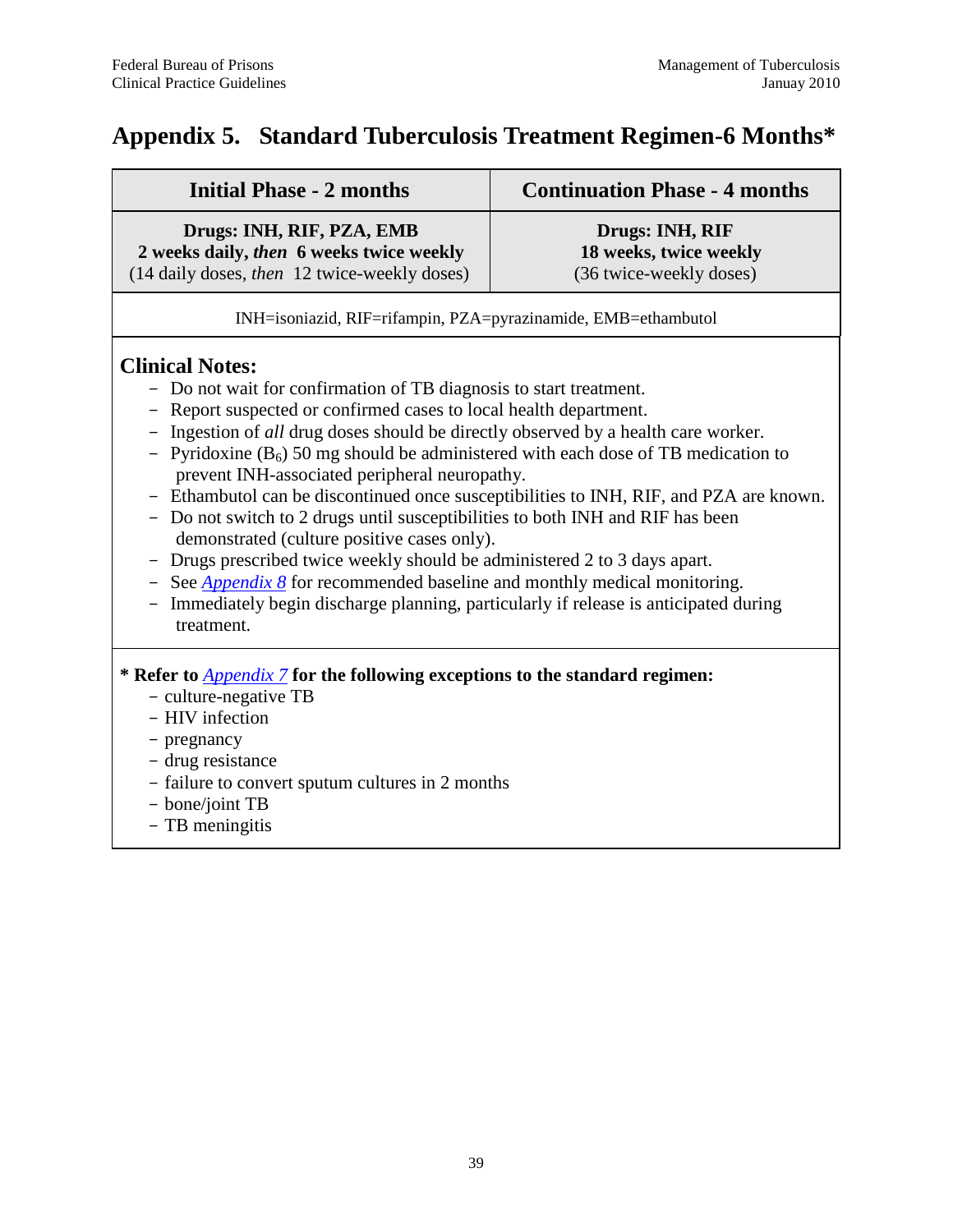# Appendix 5. Standard Tuberculosis Treatment Regimen-6 Months*

| Initial Phase - 2 months | Continuation Phase - 4 months |
| --- | --- |
| **Drugs: INH, RIF, PZA, EMB**<br>**2 weeks daily, *then* 6 weeks twice weekly**<br>(14 daily doses, *then* 12 twice-weekly doses) | **Drugs: INH, RIF**<br>**18 weeks, twice weekly**<br>(36 twice-weekly doses) |

INH=isoniazid, RIF=rifampin, PZA=pyrazinamide, EMB=ethambutol

## Clinical Notes:

- Do not wait for confirmation of TB diagnosis to start treatment.
- Report suspected or confirmed cases to local health department.
- Ingestion of *all* drug doses should be directly observed by a health care worker.
- Pyridoxine ($B_6$) 50 mg should be administered with each dose of TB medication to prevent INH-associated peripheral neuropathy.
- Ethambutol can be discontinued once susceptibilities to INH, RIF, and PZA are known.
- Do not switch to 2 drugs until susceptibilities to both INH and RIF has been demonstrated (culture positive cases only).
- Drugs prescribed twice weekly should be administered 2 to 3 days apart.
- See *Appendix 8* for recommended baseline and monthly medical monitoring.
- Immediately begin discharge planning, particularly if release is anticipated during treatment.

**\* Refer to *Appendix 7* for the following exceptions to the standard regimen:**

- culture-negative TB
- HIV infection
- pregnancy
- drug resistance
- failure to convert sputum cultures in 2 months
- bone/joint TB
- TB meningitis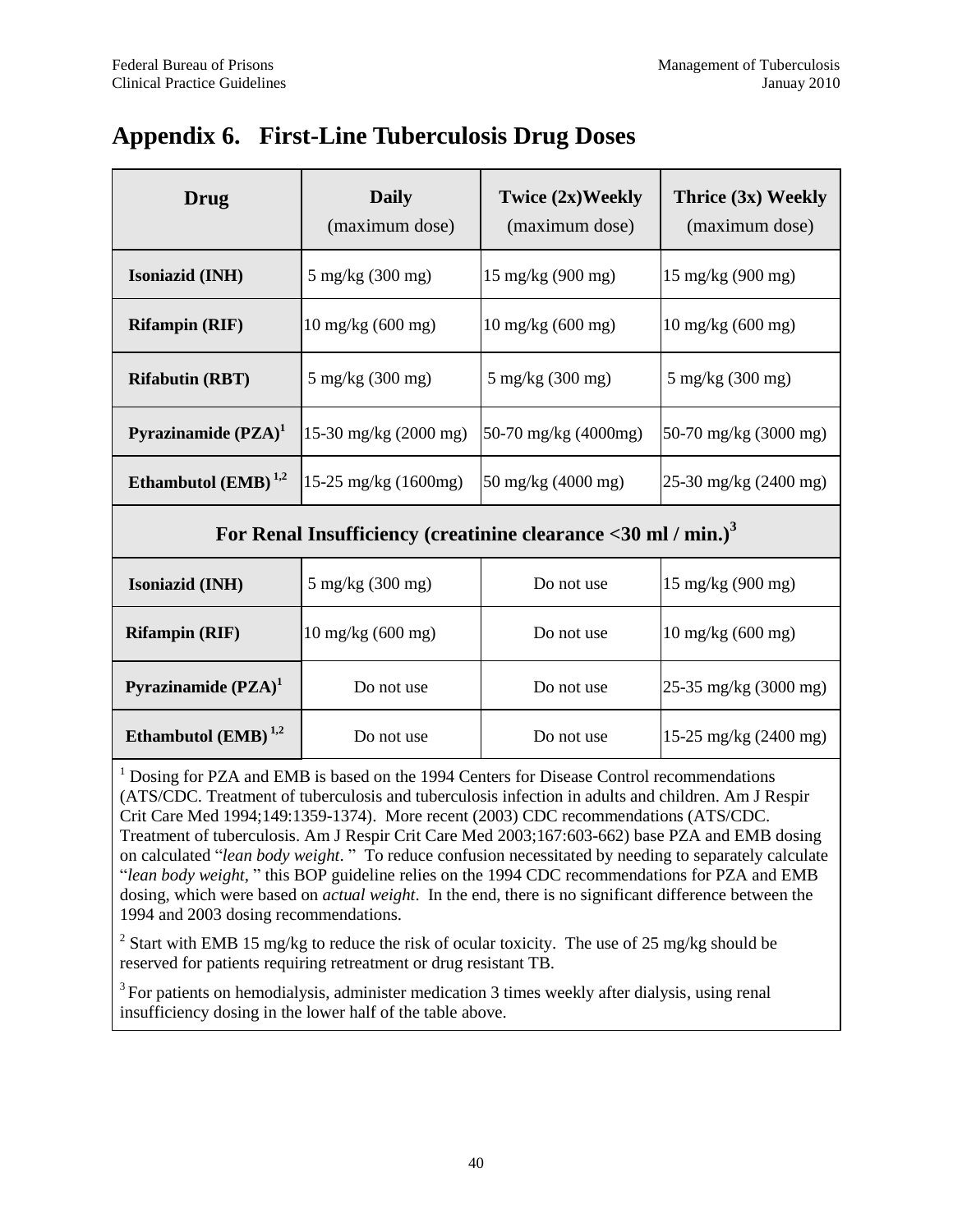# Appendix 6. First-Line Tuberculosis Drug Doses

| Drug | Daily (maximum dose) | Twice (2x)Weekly (maximum dose) | Thrice (3x) Weekly (maximum dose) |
|---|---|---|---|
| **Isoniazid (INH)** | 5 mg/kg (300 mg) | 15 mg/kg (900 mg) | 15 mg/kg (900 mg) |
| **Rifampin (RIF)** | 10 mg/kg (600 mg) | 10 mg/kg (600 mg) | 10 mg/kg (600 mg) |
| **Rifabutin (RBT)** | 5 mg/kg (300 mg) | 5 mg/kg (300 mg) | 5 mg/kg (300 mg) |
| **Pyrazinamide (PZA)[1]** | 15-30 mg/kg (2000 mg) | 50-70 mg/kg (4000mg) | 50-70 mg/kg (3000 mg) |
| **Ethambutol (EMB)[1,2]** | 15-25 mg/kg (1600mg) | 50 mg/kg (4000 mg) | 25-30 mg/kg (2400 mg) |
| **For Renal Insufficiency (creatinine clearance <30 ml / min.)[3]** | | | |
| **Isoniazid (INH)** | 5 mg/kg (300 mg) | Do not use | 15 mg/kg (900 mg) |
| **Rifampin (RIF)** | 10 mg/kg (600 mg) | Do not use | 10 mg/kg (600 mg) |
| **Pyrazinamide (PZA)[1]** | Do not use | Do not use | 25-35 mg/kg (3000 mg) |
| **Ethambutol (EMB)[1,2]** | Do not use | Do not use | 15-25 mg/kg (2400 mg) |

[1] Dosing for PZA and EMB is based on the 1994 Centers for Disease Control recommendations (ATS/CDC. Treatment of tuberculosis and tuberculosis infection in adults and children. Am J Respir Crit Care Med 1994;149:1359-1374). More recent (2003) CDC recommendations (ATS/CDC. Treatment of tuberculosis. Am J Respir Crit Care Med 2003;167:603-662) base PZA and EMB dosing on calculated "*lean body weight*." To reduce confusion necessitated by needing to separately calculate "*lean body weight*," this BOP guideline relies on the 1994 CDC recommendations for PZA and EMB dosing, which were based on *actual weight*. In the end, there is no significant difference between the 1994 and 2003 dosing recommendations.

[2] Start with EMB 15 mg/kg to reduce the risk of ocular toxicity. The use of 25 mg/kg should be reserved for patients requiring retreatment or drug resistant TB.

[3] For patients on hemodialysis, administer medication 3 times weekly after dialysis, using renal insufficiency dosing in the lower half of the table above.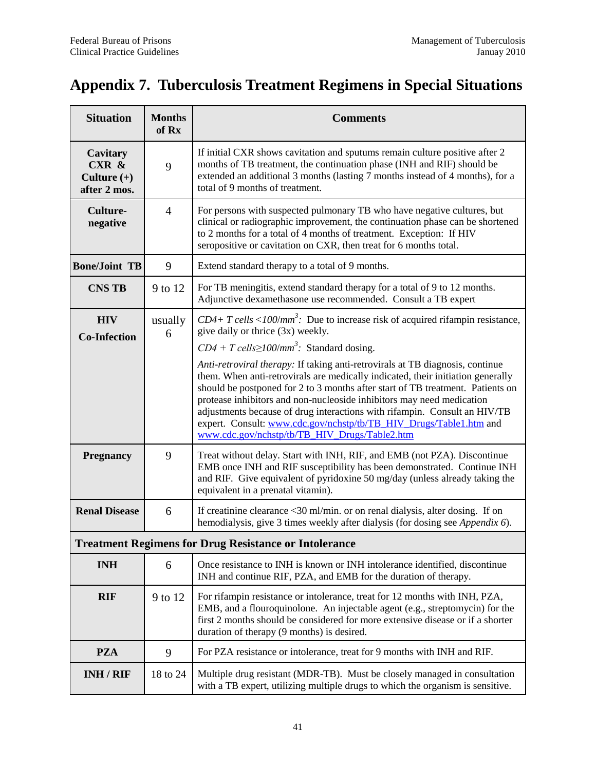# Appendix 7. Tuberculosis Treatment Regimens in Special Situations

| Situation | Months of Rx | Comments |
|---|---|---|
| **Cavitary CXR & Culture (+) after 2 mos.** | 9 | If initial CXR shows cavitation and sputums remain culture positive after 2 months of TB treatment, the continuation phase (INH and RIF) should be extended an additional 3 months (lasting 7 months instead of 4 months), for a total of 9 months of treatment. |
| **Culture-negative** | 4 | For persons with suspected pulmonary TB who have negative cultures, but clinical or radiographic improvement, the continuation phase can be shortened to 2 months for a total of 4 months of treatment. Exception: If HIV seropositive or cavitation on CXR, then treat for 6 months total. |
| **Bone/Joint TB** | 9 | Extend standard therapy to a total of 9 months. |
| **CNS TB** | 9 to 12 | For TB meningitis, extend standard therapy for a total of 9 to 12 months. Adjunctive dexamethasone use recommended. Consult a TB expert |
| **HIV Co-Infection** | usually 6 | *CD4+ T cells <100/mm$^3$:* Due to increase risk of acquired rifampin resistance, give daily or thrice (3x) weekly.<br><br>*CD4 + T cells≥100/mm$^3$:* Standard dosing.<br><br>*Anti-retroviral therapy:* If taking anti-retrovirals at TB diagnosis, continue them. When anti-retrovirals are medically indicated, their initiation generally should be postponed for 2 to 3 months after start of TB treatment. Patients on protease inhibitors and non-nucleoside inhibitors may need medication adjustments because of drug interactions with rifampin. Consult an HIV/TB expert. Consult: www.cdc.gov/nchstp/tb/TB_HIV_Drugs/Table1.htm and www.cdc.gov/nchstp/tb/TB_HIV_Drugs/Table2.htm |
| **Pregnancy** | 9 | Treat without delay. Start with INH, RIF, and EMB (not PZA). Discontinue EMB once INH and RIF susceptibility has been demonstrated. Continue INH and RIF. Give equivalent of pyridoxine 50 mg/day (unless already taking the equivalent in a prenatal vitamin). |
| **Renal Disease** | 6 | If creatinine clearance <30 ml/min. or on renal dialysis, alter dosing. If on hemodialysis, give 3 times weekly after dialysis (for dosing see *Appendix 6*). |
| **Treatment Regimens for Drug Resistance or Intolerance** | | |
| **INH** | 6 | Once resistance to INH is known or INH intolerance identified, discontinue INH and continue RIF, PZA, and EMB for the duration of therapy. |
| **RIF** | 9 to 12 | For rifampin resistance or intolerance, treat for 12 months with INH, PZA, EMB, and a flouroquinolone. An injectable agent (e.g., streptomycin) for the first 2 months should be considered for more extensive disease or if a shorter duration of therapy (9 months) is desired. |
| **PZA** | 9 | For PZA resistance or intolerance, treat for 9 months with INH and RIF. |
| **INH / RIF** | 18 to 24 | Multiple drug resistant (MDR-TB). Must be closely managed in consultation with a TB expert, utilizing multiple drugs to which the organism is sensitive. |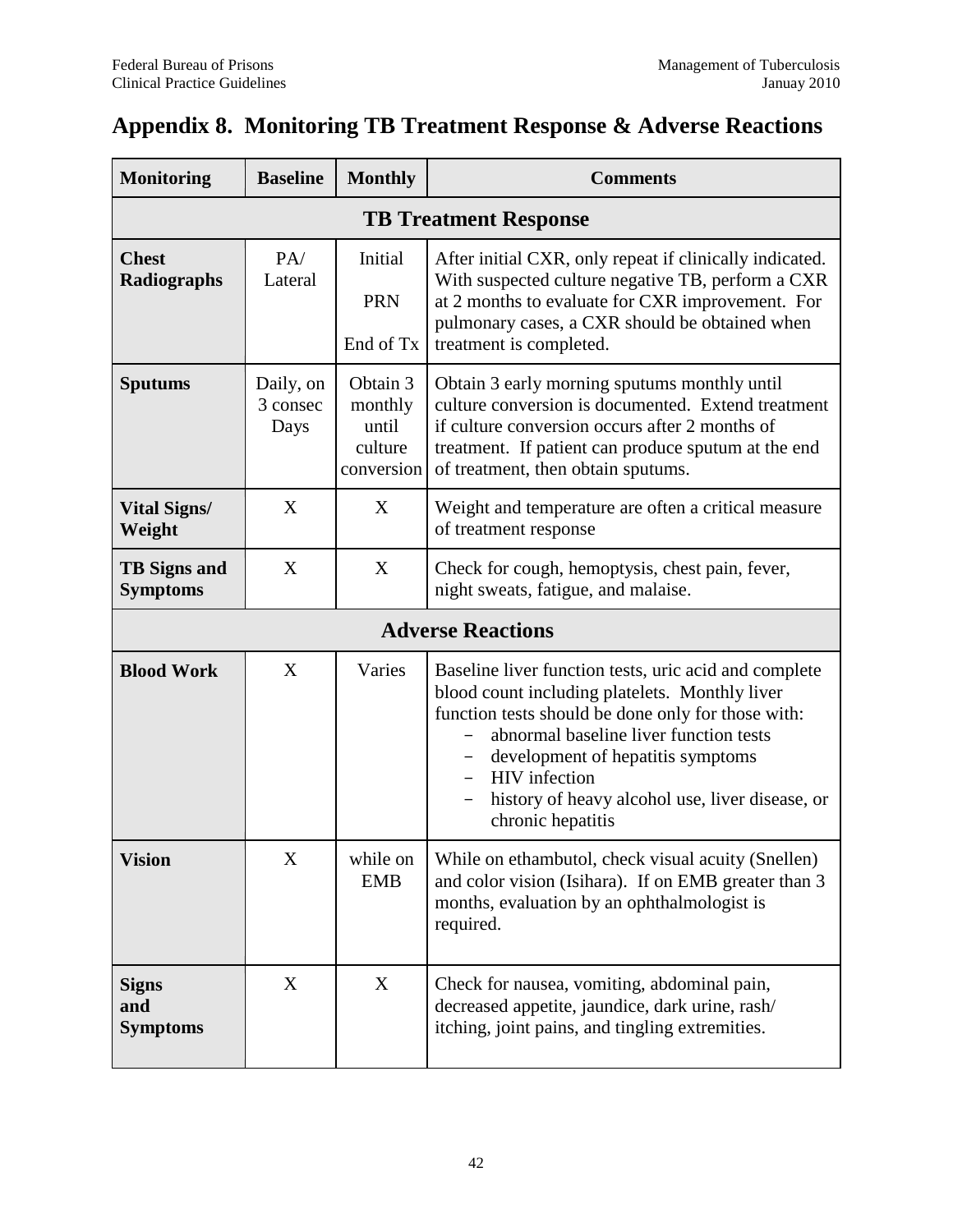# Appendix 8. Monitoring TB Treatment Response & Adverse Reactions

| **Monitoring** | **Baseline** | **Monthly** | **Comments** |
|---|---|---|---|
| **TB Treatment Response** | | | |
| **Chest Radiographs** | PA/ Lateral | Initial<br><br>PRN<br><br>End of Tx | After initial CXR, only repeat if clinically indicated. With suspected culture negative TB, perform a CXR at 2 months to evaluate for CXR improvement. For pulmonary cases, a CXR should be obtained when treatment is completed. |
| **Sputums** | Daily, on 3 consec Days | Obtain 3 monthly until culture conversion | Obtain 3 early morning sputums monthly until culture conversion is documented. Extend treatment if culture conversion occurs after 2 months of treatment. If patient can produce sputum at the end of treatment, then obtain sputums. |
| **Vital Signs/ Weight** | X | X | Weight and temperature are often a critical measure of treatment response |
| **TB Signs and Symptoms** | X | X | Check for cough, hemoptysis, chest pain, fever, night sweats, fatigue, and malaise. |
| **Adverse Reactions** | | | |
| **Blood Work** | X | Varies | Baseline liver function tests, uric acid and complete blood count including platelets. Monthly liver function tests should be done only for those with:<br>– abnormal baseline liver function tests<br>– development of hepatitis symptoms<br>– HIV infection<br>– history of heavy alcohol use, liver disease, or chronic hepatitis |
| **Vision** | X | while on EMB | While on ethambutol, check visual acuity (Snellen) and color vision (Isihara). If on EMB greater than 3 months, evaluation by an ophthalmologist is required. |
| **Signs and Symptoms** | X | X | Check for nausea, vomiting, abdominal pain, decreased appetite, jaundice, dark urine, rash/ itching, joint pains, and tingling extremities. |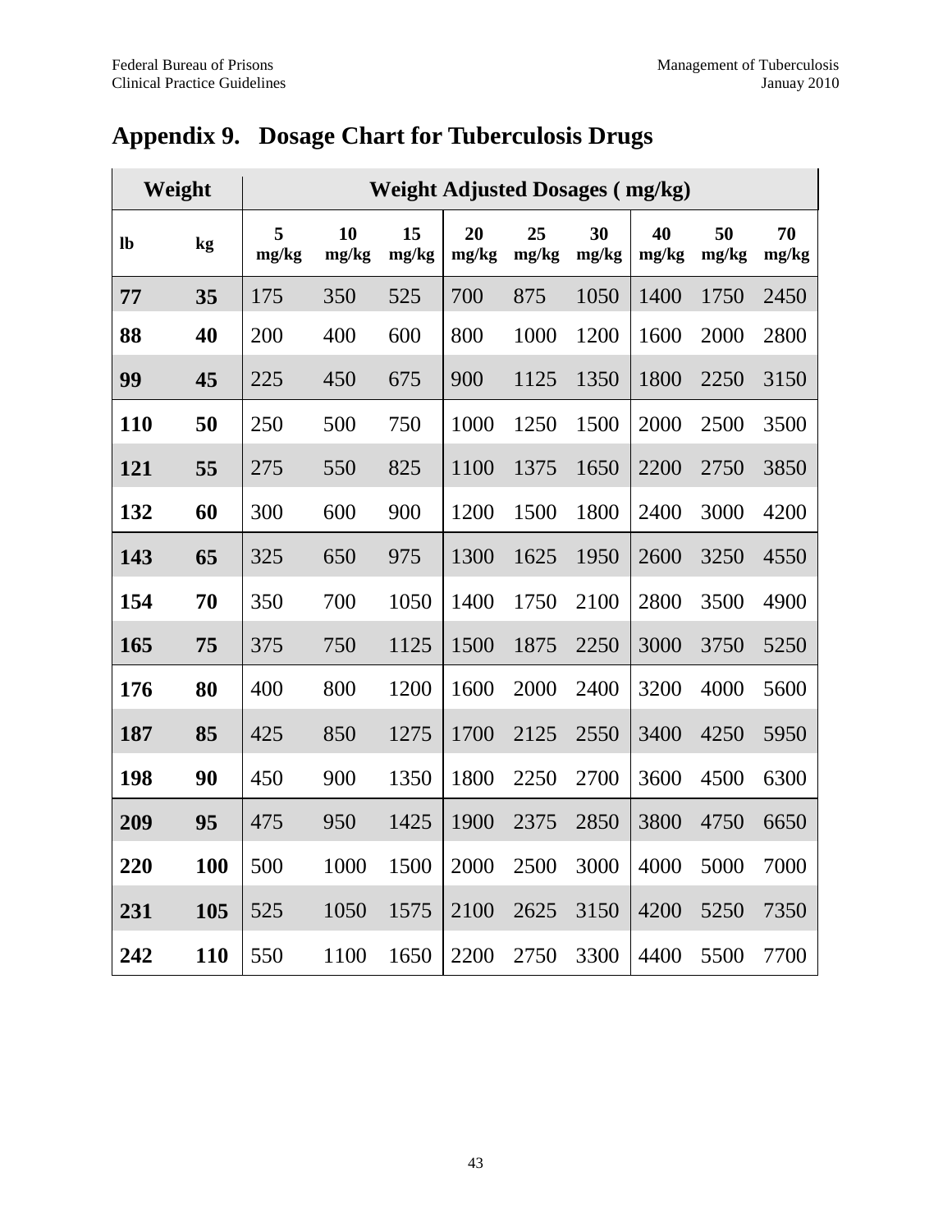# Appendix 9. Dosage Chart for Tuberculosis Drugs

| Weight | | Weight Adjusted Dosages ( mg/kg) | | | | | | | | |
|---|---|---|---|---|---|---|---|---|---|---|
| lb | kg | 5 mg/kg | 10 mg/kg | 15 mg/kg | 20 mg/kg | 25 mg/kg | 30 mg/kg | 40 mg/kg | 50 mg/kg | 70 mg/kg |
| **77** | **35** | 175 | 350 | 525 | 700 | 875 | 1050 | 1400 | 1750 | 2450 |
| **88** | **40** | 200 | 400 | 600 | 800 | 1000 | 1200 | 1600 | 2000 | 2800 |
| **99** | **45** | 225 | 450 | 675 | 900 | 1125 | 1350 | 1800 | 2250 | 3150 |
| **110** | **50** | 250 | 500 | 750 | 1000 | 1250 | 1500 | 2000 | 2500 | 3500 |
| **121** | **55** | 275 | 550 | 825 | 1100 | 1375 | 1650 | 2200 | 2750 | 3850 |
| **132** | **60** | 300 | 600 | 900 | 1200 | 1500 | 1800 | 2400 | 3000 | 4200 |
| **143** | **65** | 325 | 650 | 975 | 1300 | 1625 | 1950 | 2600 | 3250 | 4550 |
| **154** | **70** | 350 | 700 | 1050 | 1400 | 1750 | 2100 | 2800 | 3500 | 4900 |
| **165** | **75** | 375 | 750 | 1125 | 1500 | 1875 | 2250 | 3000 | 3750 | 5250 |
| **176** | **80** | 400 | 800 | 1200 | 1600 | 2000 | 2400 | 3200 | 4000 | 5600 |
| **187** | **85** | 425 | 850 | 1275 | 1700 | 2125 | 2550 | 3400 | 4250 | 5950 |
| **198** | **90** | 450 | 900 | 1350 | 1800 | 2250 | 2700 | 3600 | 4500 | 6300 |
| **209** | **95** | 475 | 950 | 1425 | 1900 | 2375 | 2850 | 3800 | 4750 | 6650 |
| **220** | **100** | 500 | 1000 | 1500 | 2000 | 2500 | 3000 | 4000 | 5000 | 7000 |
| **231** | **105** | 525 | 1050 | 1575 | 2100 | 2625 | 3150 | 4200 | 5250 | 7350 |
| **242** | **110** | 550 | 1100 | 1650 | 2200 | 2750 | 3300 | 4400 | 5500 | 7700 |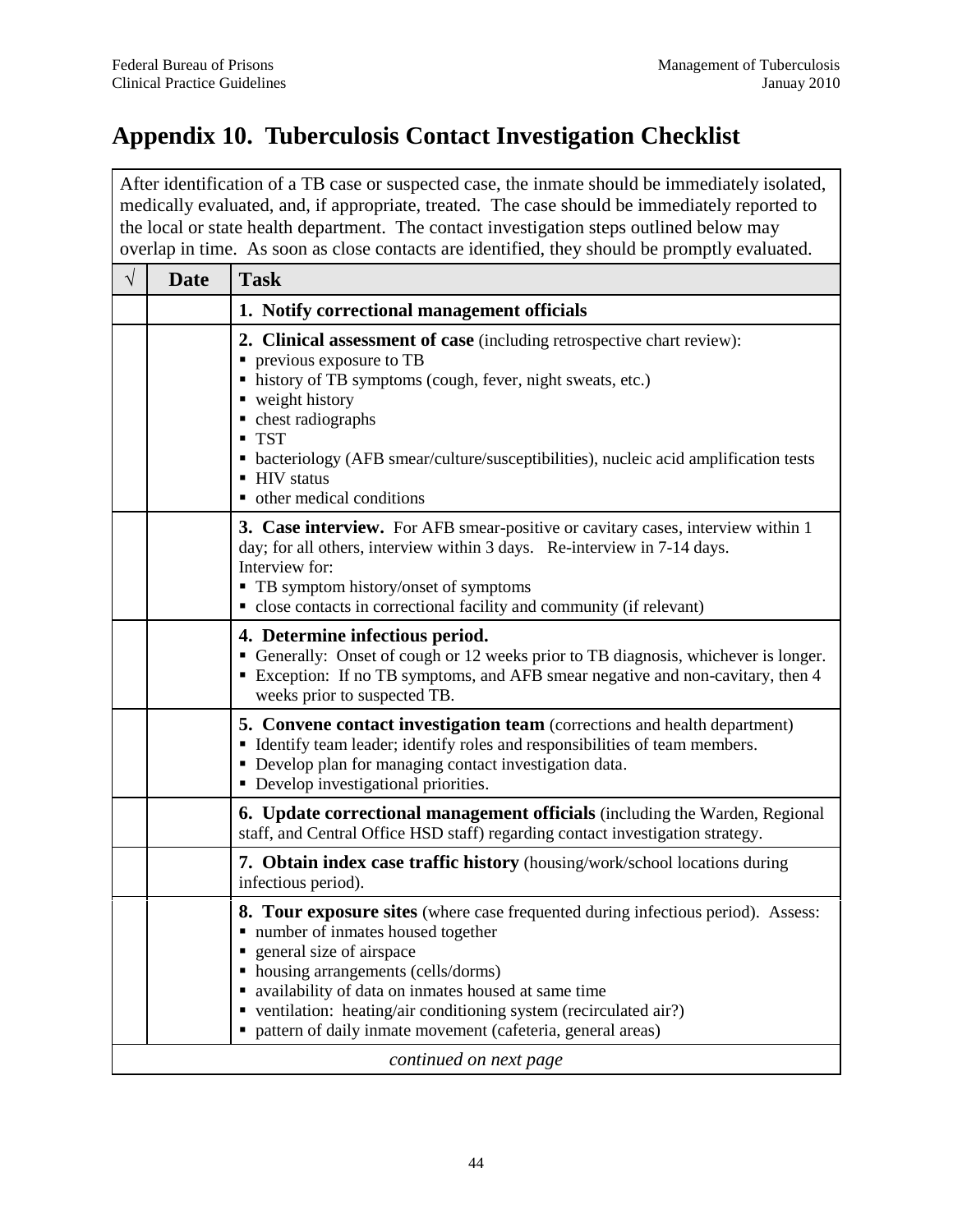# Appendix 10. Tuberculosis Contact Investigation Checklist

After identification of a TB case or suspected case, the inmate should be immediately isolated, medically evaluated, and, if appropriate, treated. The case should be immediately reported to the local or state health department. The contact investigation steps outlined below may overlap in time. As soon as close contacts are identified, they should be promptly evaluated.

| √ | Date | Task |
|---|---|---|
| | | **1. Notify correctional management officials** |
| | | **2. Clinical assessment of case** (including retrospective chart review):<br>▪ previous exposure to TB<br>▪ history of TB symptoms (cough, fever, night sweats, etc.)<br>▪ weight history<br>▪ chest radiographs<br>▪ TST<br>▪ bacteriology (AFB smear/culture/susceptibilities), nucleic acid amplification tests<br>▪ HIV status<br>▪ other medical conditions |
| | | **3. Case interview.** For AFB smear-positive or cavitary cases, interview within 1 day; for all others, interview within 3 days. Re-interview in 7-14 days.<br>Interview for:<br>▪ TB symptom history/onset of symptoms<br>▪ close contacts in correctional facility and community (if relevant) |
| | | **4. Determine infectious period.**<br>▪ Generally: Onset of cough or 12 weeks prior to TB diagnosis, whichever is longer.<br>▪ Exception: If no TB symptoms, and AFB smear negative and non-cavitary, then 4 weeks prior to suspected TB. |
| | | **5. Convene contact investigation team** (corrections and health department)<br>▪ Identify team leader; identify roles and responsibilities of team members.<br>▪ Develop plan for managing contact investigation data.<br>▪ Develop investigational priorities. |
| | | **6. Update correctional management officials** (including the Warden, Regional staff, and Central Office HSD staff) regarding contact investigation strategy. |
| | | **7. Obtain index case traffic history** (housing/work/school locations during infectious period). |
| | | **8. Tour exposure sites** (where case frequented during infectious period). Assess:<br>▪ number of inmates housed together<br>▪ general size of airspace<br>▪ housing arrangements (cells/dorms)<br>▪ availability of data on inmates housed at same time<br>▪ ventilation: heating/air conditioning system (recirculated air?)<br>▪ pattern of daily inmate movement (cafeteria, general areas) |

*continued on next page*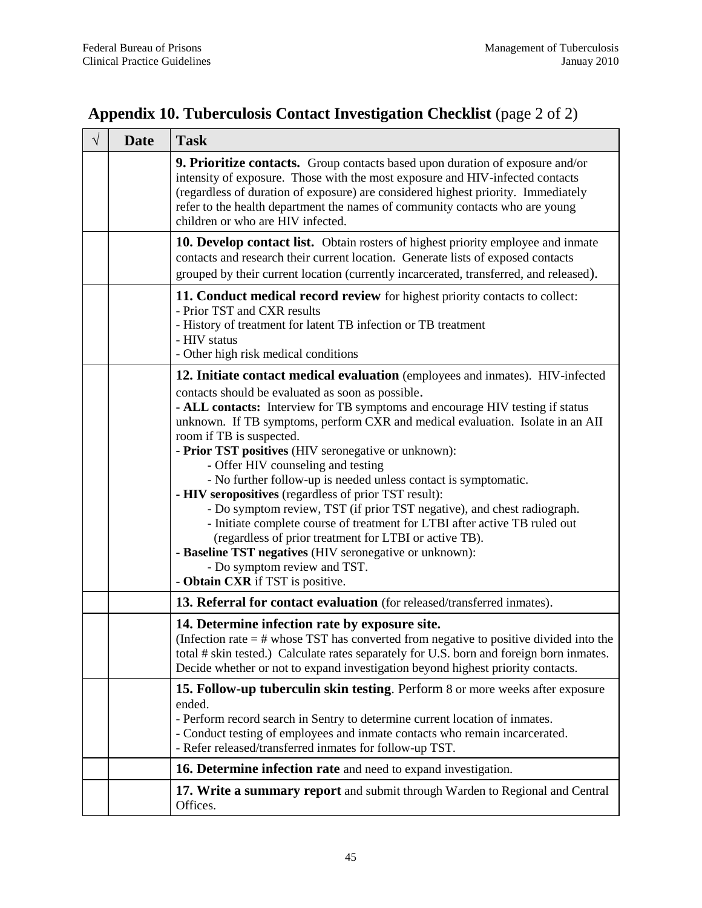## Appendix 10. Tuberculosis Contact Investigation Checklist (page 2 of 2)

| √ | Date | Task |
|---|---|---|
| | | **9. Prioritize contacts.** Group contacts based upon duration of exposure and/or intensity of exposure. Those with the most exposure and HIV-infected contacts (regardless of duration of exposure) are considered highest priority. Immediately refer to the health department the names of community contacts who are young children or who are HIV infected. |
| | | **10. Develop contact list.** Obtain rosters of highest priority employee and inmate contacts and research their current location. Generate lists of exposed contacts grouped by their current location (currently incarcerated, transferred, and released). |
| | | **11. Conduct medical record review** for highest priority contacts to collect:<br>- Prior TST and CXR results<br>- History of treatment for latent TB infection or TB treatment<br>- HIV status<br>- Other high risk medical conditions |
| | | **12. Initiate contact medical evaluation** (employees and inmates). HIV-infected contacts should be evaluated as soon as possible.<br>- **ALL contacts:** Interview for TB symptoms and encourage HIV testing if status unknown. If TB symptoms, perform CXR and medical evaluation. Isolate in an AII room if TB is suspected.<br>- **Prior TST positives** (HIV seronegative or unknown):<br>&nbsp;&nbsp;&nbsp;&nbsp;- Offer HIV counseling and testing<br>&nbsp;&nbsp;&nbsp;&nbsp;- No further follow-up is needed unless contact is symptomatic.<br>- **HIV seropositives** (regardless of prior TST result):<br>&nbsp;&nbsp;&nbsp;&nbsp;- Do symptom review, TST (if prior TST negative), and chest radiograph.<br>&nbsp;&nbsp;&nbsp;&nbsp;- Initiate complete course of treatment for LTBI after active TB ruled out (regardless of prior treatment for LTBI or active TB).<br>- **Baseline TST negatives** (HIV seronegative or unknown):<br>&nbsp;&nbsp;&nbsp;&nbsp;- Do symptom review and TST.<br>- **Obtain CXR** if TST is positive. |
| | | **13. Referral for contact evaluation** (for released/transferred inmates). |
| | | **14. Determine infection rate by exposure site.**<br>(Infection rate = # whose TST has converted from negative to positive divided into the total # skin tested.) Calculate rates separately for U.S. born and foreign born inmates. Decide whether or not to expand investigation beyond highest priority contacts. |
| | | **15. Follow-up tuberculin skin testing**. Perform 8 or more weeks after exposure ended.<br>- Perform record search in Sentry to determine current location of inmates.<br>- Conduct testing of employees and inmate contacts who remain incarcerated.<br>- Refer released/transferred inmates for follow-up TST. |
| | | **16. Determine infection rate** and need to expand investigation. |
| | | **17. Write a summary report** and submit through Warden to Regional and Central Offices. |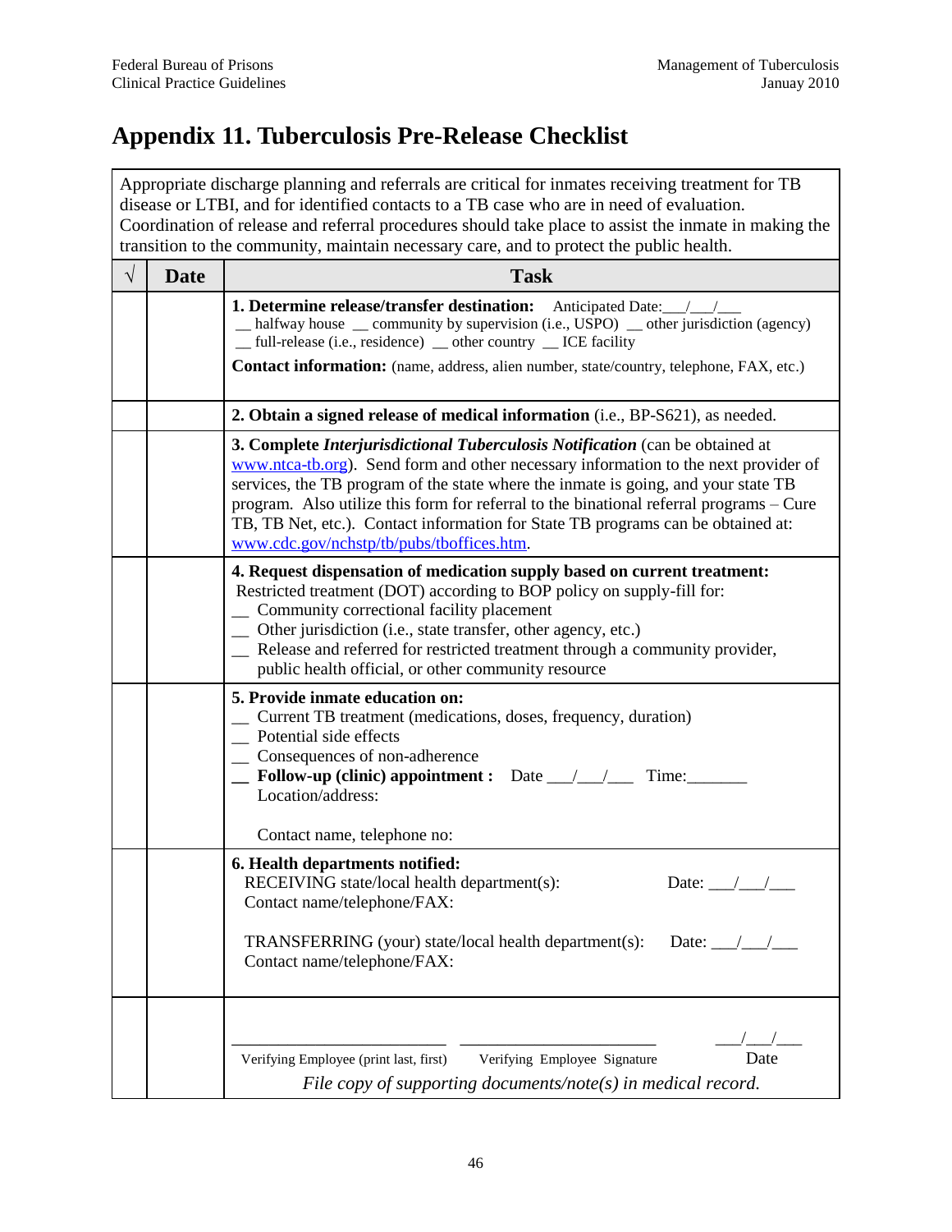# Appendix 11. Tuberculosis Pre-Release Checklist

Appropriate discharge planning and referrals are critical for inmates receiving treatment for TB disease or LTBI, and for identified contacts to a TB case who are in need of evaluation. Coordination of release and referral procedures should take place to assist the inmate in making the transition to the community, maintain necessary care, and to protect the public health.

| √ | Date | Task |
|---|---|---|
| | | **1. Determine release/transfer destination:** Anticipated Date:___/___/___<br>__ halfway house __ community by supervision (i.e., USPO) __ other jurisdiction (agency)<br>__ full-release (i.e., residence) __ other country __ ICE facility<br>**Contact information:** (name, address, alien number, state/country, telephone, FAX, etc.) |
| | | **2. Obtain a signed release of medical information** (i.e., BP-S621), as needed. |
| | | **3. Complete *Interjurisdictional Tuberculosis Notification*** (can be obtained at www.ntca-tb.org). Send form and other necessary information to the next provider of services, the TB program of the state where the inmate is going, and your state TB program. Also utilize this form for referral to the binational referral programs – Cure TB, TB Net, etc.). Contact information for State TB programs can be obtained at: www.cdc.gov/nchstp/tb/pubs/tboffices.htm. |
| | | **4. Request dispensation of medication supply based on current treatment:**<br>Restricted treatment (DOT) according to BOP policy on supply-fill for:<br>__ Community correctional facility placement<br>__ Other jurisdiction (i.e., state transfer, other agency, etc.)<br>__ Release and referred for restricted treatment through a community provider, public health official, or other community resource |
| | | **5. Provide inmate education on:**<br>__ Current TB treatment (medications, doses, frequency, duration)<br>__ Potential side effects<br>__ Consequences of non-adherence<br>**__ Follow-up (clinic) appointment :** Date ___/___/___ Time:_______<br>Location/address:<br><br>Contact name, telephone no: |
| | | **6. Health departments notified:**<br>RECEIVING state/local health department(s): Date: ___/___/___<br>Contact name/telephone/FAX:<br><br>TRANSFERRING (your) state/local health department(s): Date: ___/___/___<br>Contact name/telephone/FAX: |
| | | ________________________ ________________________ ___/___/___<br>Verifying Employee (print last, first) Verifying Employee Signature Date<br>*File copy of supporting documents/note(s) in medical record.* |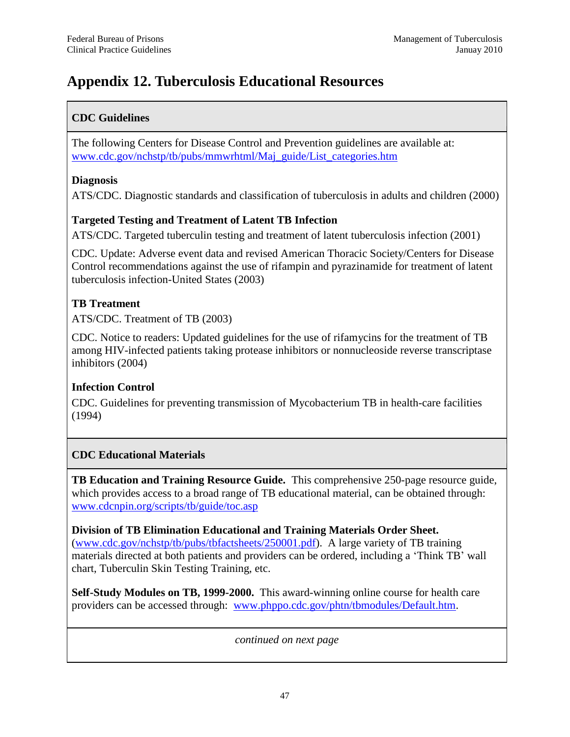# Appendix 12. Tuberculosis Educational Resources

## CDC Guidelines

The following Centers for Disease Control and Prevention guidelines are available at: www.cdc.gov/nchstp/tb/pubs/mmwrhtml/Maj_guide/List_categories.htm

### Diagnosis

ATS/CDC. Diagnostic standards and classification of tuberculosis in adults and children (2000)

### Targeted Testing and Treatment of Latent TB Infection

ATS/CDC. Targeted tuberculin testing and treatment of latent tuberculosis infection (2001)

CDC. Update: Adverse event data and revised American Thoracic Society/Centers for Disease Control recommendations against the use of rifampin and pyrazinamide for treatment of latent tuberculosis infection-United States (2003)

### TB Treatment

ATS/CDC. Treatment of TB (2003)

CDC. Notice to readers: Updated guidelines for the use of rifamycins for the treatment of TB among HIV-infected patients taking protease inhibitors or nonnucleoside reverse transcriptase inhibitors (2004)

### Infection Control

CDC. Guidelines for preventing transmission of Mycobacterium TB in health-care facilities (1994)

## CDC Educational Materials

**TB Education and Training Resource Guide.** This comprehensive 250-page resource guide, which provides access to a broad range of TB educational material, can be obtained through: www.cdcnpin.org/scripts/tb/guide/toc.asp

**Division of TB Elimination Educational and Training Materials Order Sheet.** (www.cdc.gov/nchstp/tb/pubs/tbfactsheets/250001.pdf). A large variety of TB training materials directed at both patients and providers can be ordered, including a 'Think TB' wall chart, Tuberculin Skin Testing Training, etc.

**Self-Study Modules on TB, 1999-2000.** This award-winning online course for health care providers can be accessed through: www.phppo.cdc.gov/phtn/tbmodules/Default.htm.

*continued on next page*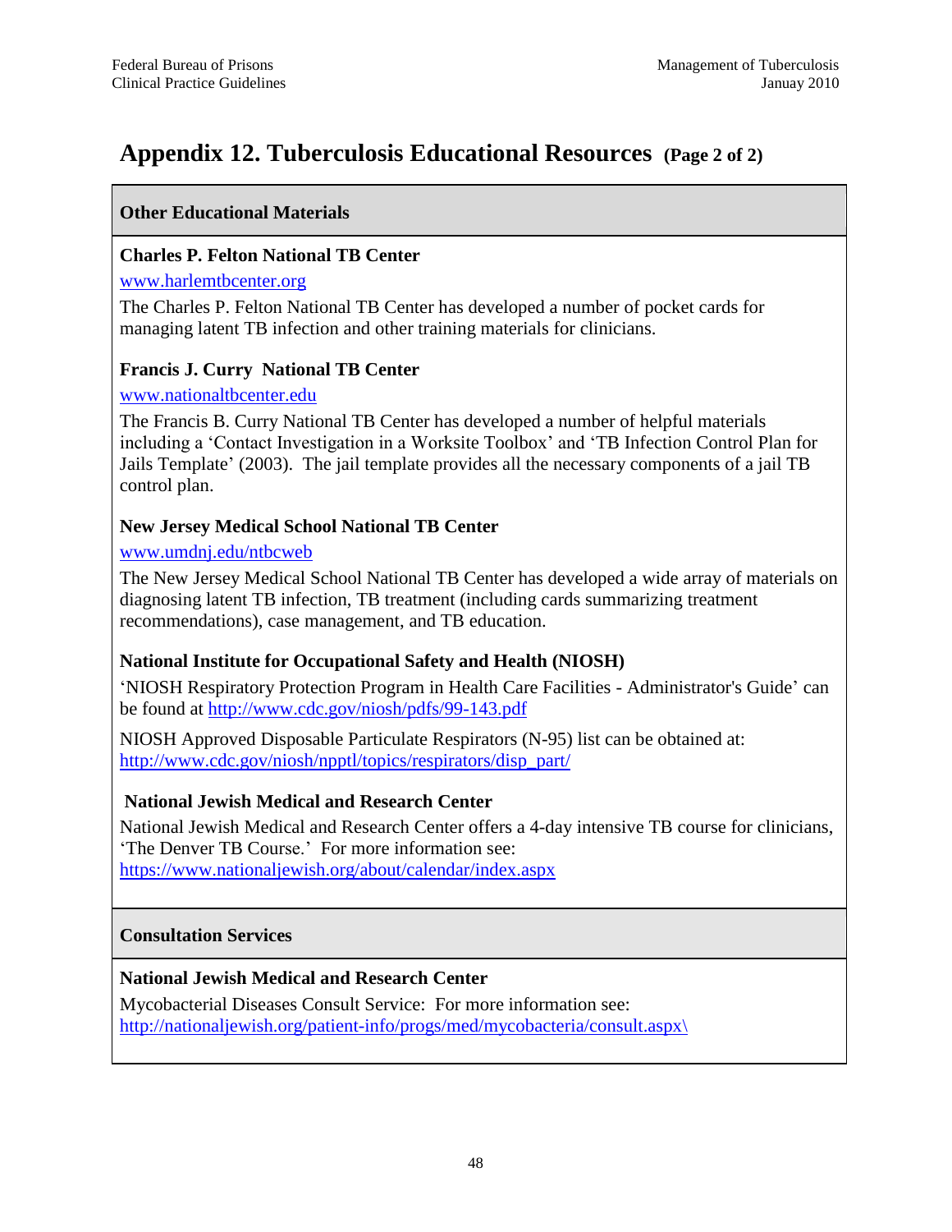# Appendix 12. Tuberculosis Educational Resources (Page 2 of 2)

## Other Educational Materials

### Charles P. Felton National TB Center

www.harlemtbcenter.org

The Charles P. Felton National TB Center has developed a number of pocket cards for managing latent TB infection and other training materials for clinicians.

### Francis J. Curry National TB Center

www.nationaltbcenter.edu

The Francis B. Curry National TB Center has developed a number of helpful materials including a 'Contact Investigation in a Worksite Toolbox' and 'TB Infection Control Plan for Jails Template' (2003). The jail template provides all the necessary components of a jail TB control plan.

### New Jersey Medical School National TB Center

www.umdnj.edu/ntbcweb

The New Jersey Medical School National TB Center has developed a wide array of materials on diagnosing latent TB infection, TB treatment (including cards summarizing treatment recommendations), case management, and TB education.

### National Institute for Occupational Safety and Health (NIOSH)

'NIOSH Respiratory Protection Program in Health Care Facilities - Administrator's Guide' can be found at http://www.cdc.gov/niosh/pdfs/99-143.pdf

NIOSH Approved Disposable Particulate Respirators (N-95) list can be obtained at: http://www.cdc.gov/niosh/npptl/topics/respirators/disp_part/

### National Jewish Medical and Research Center

National Jewish Medical and Research Center offers a 4-day intensive TB course for clinicians, 'The Denver TB Course.' For more information see: https://www.nationaljewish.org/about/calendar/index.aspx

## Consultation Services

### National Jewish Medical and Research Center

Mycobacterial Diseases Consult Service: For more information see: http://nationaljewish.org/patient-info/progs/med/mycobacteria/consult.aspx\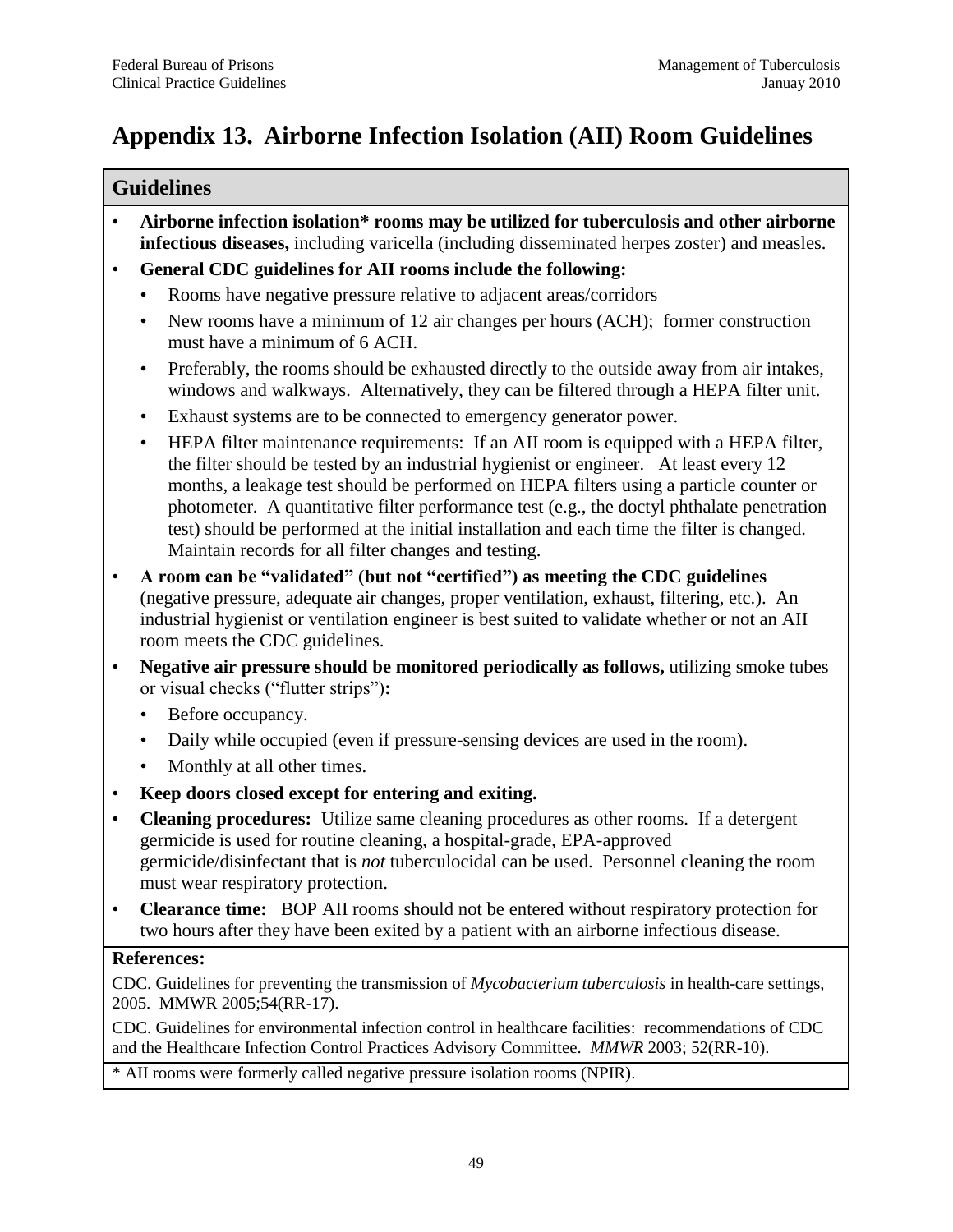# Appendix 13. Airborne Infection Isolation (AII) Room Guidelines

## Guidelines

- **Airborne infection isolation* rooms may be utilized for tuberculosis and other airborne infectious diseases,** including varicella (including disseminated herpes zoster) and measles.
- **General CDC guidelines for AII rooms include the following:**
  - Rooms have negative pressure relative to adjacent areas/corridors
  - New rooms have a minimum of 12 air changes per hours (ACH); former construction must have a minimum of 6 ACH.
  - Preferably, the rooms should be exhausted directly to the outside away from air intakes, windows and walkways. Alternatively, they can be filtered through a HEPA filter unit.
  - Exhaust systems are to be connected to emergency generator power.
  - HEPA filter maintenance requirements: If an AII room is equipped with a HEPA filter, the filter should be tested by an industrial hygienist or engineer. At least every 12 months, a leakage test should be performed on HEPA filters using a particle counter or photometer. A quantitative filter performance test (e.g., the doctyl phthalate penetration test) should be performed at the initial installation and each time the filter is changed. Maintain records for all filter changes and testing.
- **A room can be "validated" (but not "certified") as meeting the CDC guidelines** (negative pressure, adequate air changes, proper ventilation, exhaust, filtering, etc.). An industrial hygienist or ventilation engineer is best suited to validate whether or not an AII room meets the CDC guidelines.
- **Negative air pressure should be monitored periodically as follows,** utilizing smoke tubes or visual checks ("flutter strips")**:**
  - Before occupancy.
  - Daily while occupied (even if pressure-sensing devices are used in the room).
  - Monthly at all other times.
- **Keep doors closed except for entering and exiting.**
- **Cleaning procedures:** Utilize same cleaning procedures as other rooms. If a detergent germicide is used for routine cleaning, a hospital-grade, EPA-approved germicide/disinfectant that is *not* tuberculocidal can be used. Personnel cleaning the room must wear respiratory protection.
- **Clearance time:** BOP AII rooms should not be entered without respiratory protection for two hours after they have been exited by a patient with an airborne infectious disease.

**References:**

CDC. Guidelines for preventing the transmission of *Mycobacterium tuberculosis* in health-care settings, 2005. MMWR 2005;54(RR-17).

CDC. Guidelines for environmental infection control in healthcare facilities: recommendations of CDC and the Healthcare Infection Control Practices Advisory Committee. *MMWR* 2003; 52(RR-10).

* AII rooms were formerly called negative pressure isolation rooms (NPIR).